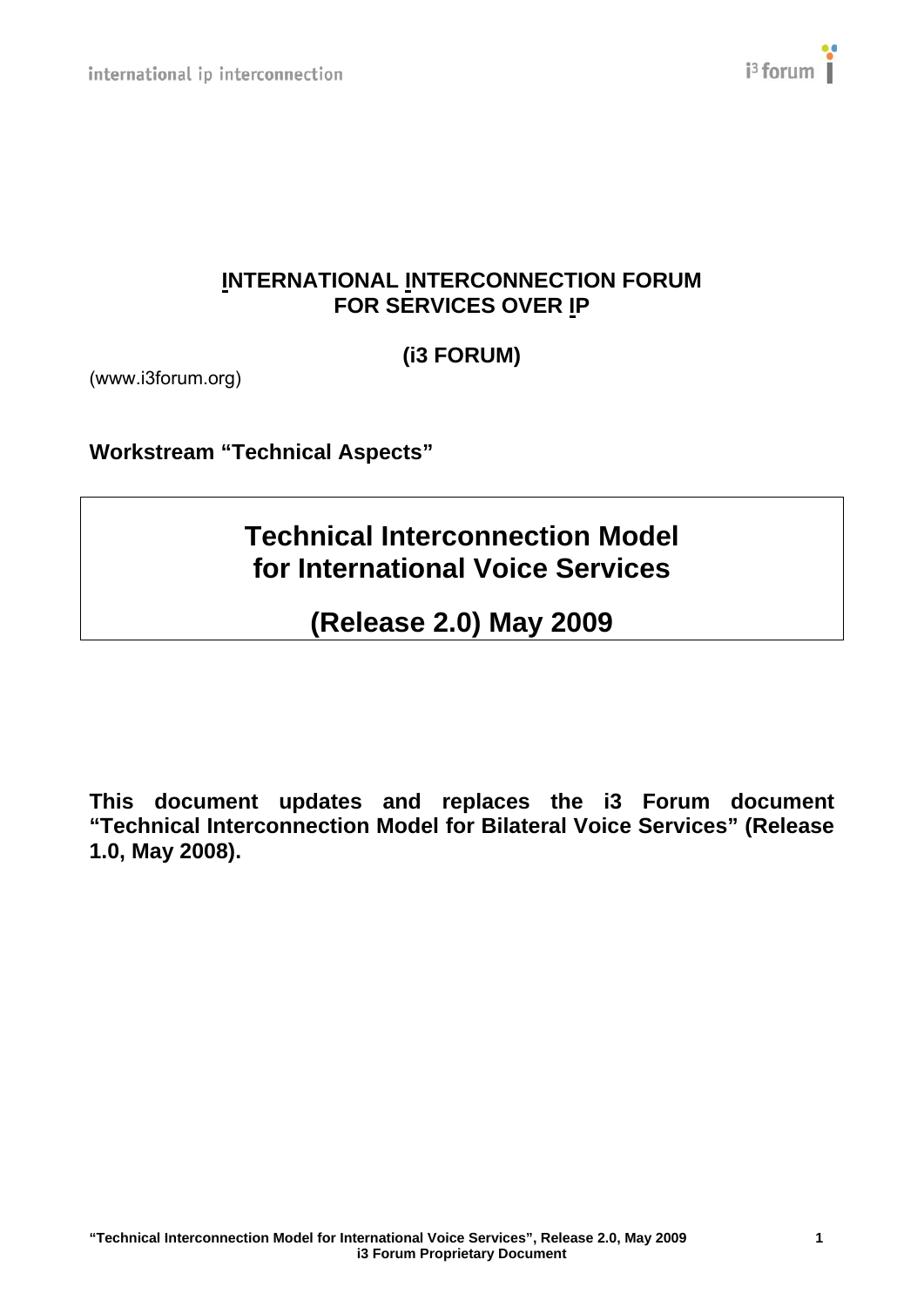**INTERNATIONAL INTERCONNECTION FORUM FOR SERVICES OVER IP**

**(i3 FORUM)**

(www.i3forum.org)

**Workstream "Technical Aspects"**

# Technical Interconnection Model for International Voice Services

# (Release 2.0) May 2009

**This document updates and replaces the i3 Forum document "Technical Interconnection Model for Bilateral Voice Services" (Release 1.0, May 2008).**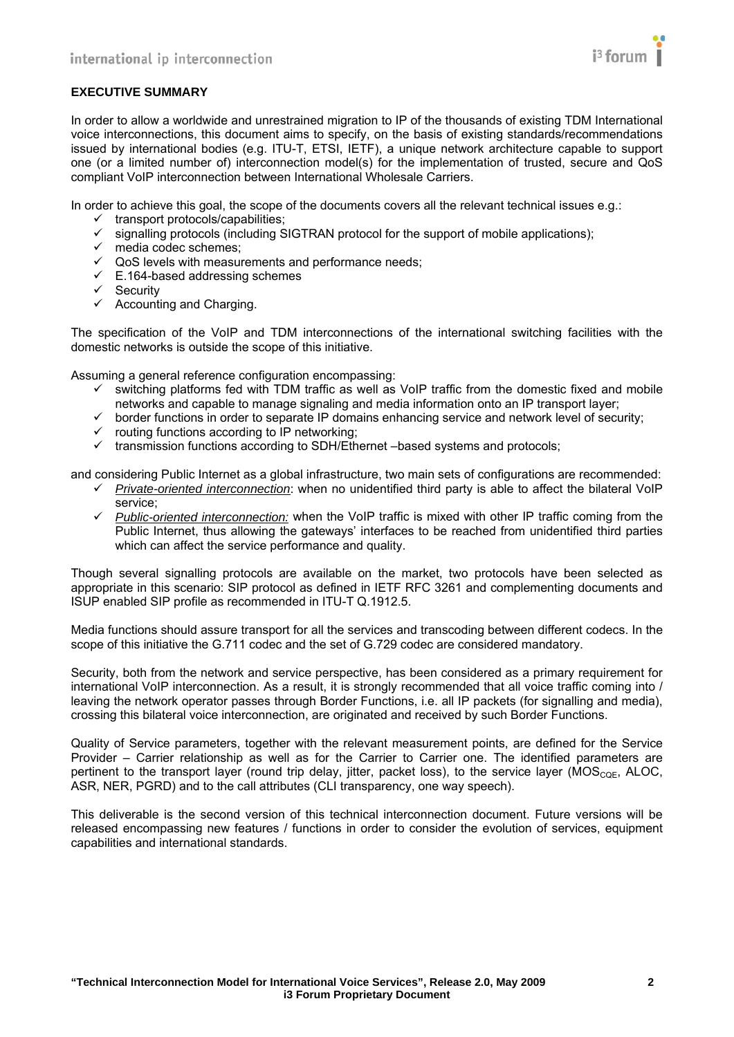**EXECUTIVE SUMMARY**

In order to allow a worldwide and unrestrained migration to IP of the thousands of existing TDM International voice interconnections, this document aims to specify, on the basis of existing standards/recommendations issued by international bodies (e.g. ITU-T, ETSI, IETF), a unique network architecture capable to support one (or a limited number of) interconnection model(s) for the implementation of trusted, secure and QoS compliant VoIP interconnection between International Wholesale Carriers.

In order to achieve this goal, the scope of the documents covers all the relevant technical issues e.g.:

- ✓ transport protocols/capabilities;
- ✓ signalling protocols (including SIGTRAN protocol for the support of mobile applications);
- ✓ media codec schemes;
- ✓ QoS levels with measurements and performance needs;
- ✓ E.164-based addressing schemes
- ✓ Security
- ✓ Accounting and Charging.

The specification of the VoIP and TDM interconnections of the international switching facilities with the domestic networks is outside the scope of this initiative.

Assuming a general reference configuration encompassing:

- ✓ switching platforms fed with TDM traffic as well as VoIP traffic from the domestic fixed and mobile networks and capable to manage signaling and media information onto an IP transport layer;
- ✓ border functions in order to separate IP domains enhancing service and network level of security;
- ✓ routing functions according to IP networking;
- ✓ transmission functions according to SDH/Ethernet –based systems and protocols;

and considering Public Internet as a global infrastructure, two main sets of configurations are recommended:

- ✓ *Private-oriented interconnection*: when no unidentified third party is able to affect the bilateral VoIP service;
- ✓ *Public-oriented interconnection:* when the VoIP traffic is mixed with other IP traffic coming from the Public Internet, thus allowing the gateways' interfaces to be reached from unidentified third parties which can affect the service performance and quality.

Though several signalling protocols are available on the market, two protocols have been selected as appropriate in this scenario: SIP protocol as defined in IETF RFC 3261 and complementing documents and ISUP enabled SIP profile as recommended in ITU-T Q.1912.5.

Media functions should assure transport for all the services and transcoding between different codecs. In the scope of this initiative the G.711 codec and the set of G.729 codec are considered mandatory.

Security, both from the network and service perspective, has been considered as a primary requirement for international VoIP interconnection. As a result, it is strongly recommended that all voice traffic coming into / leaving the network operator passes through Border Functions, i.e. all IP packets (for signalling and media), crossing this bilateral voice interconnection, are originated and received by such Border Functions.

Quality of Service parameters, together with the relevant measurement points, are defined for the Service Provider – Carrier relationship as well as for the Carrier to Carrier one. The identified parameters are pertinent to the transport layer (round trip delay, jitter, packet loss), to the service layer ($MOS_{CQE}$, ALOC, ASR, NER, PGRD) and to the call attributes (CLI transparency, one way speech).

This deliverable is the second version of this technical interconnection document. Future versions will be released encompassing new features / functions in order to consider the evolution of services, equipment capabilities and international standards.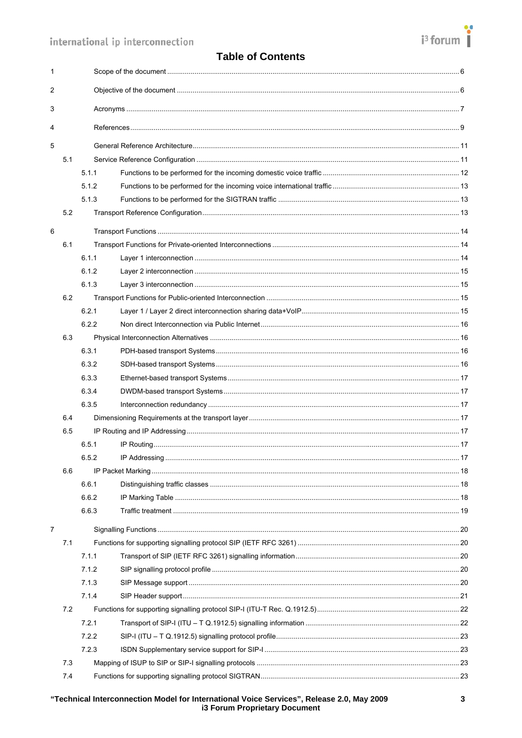# Table of Contents

1 Scope of the document ........ 6

2 Objective of the document ........ 6

3 Acronyms ........ 7

4 References ........ 9

5 General Reference Architecture ........ 11

- 5.1 Service Reference Configuration ........ 11
  - 5.1.1 Functions to be performed for the incoming domestic voice traffic ........ 12
  - 5.1.2 Functions to be performed for the incoming voice international traffic ........ 13
  - 5.1.3 Functions to be performed for the SIGTRAN traffic ........ 13
- 5.2 Transport Reference Configuration ........ 13

6 Transport Functions ........ 14

- 6.1 Transport Functions for Private-oriented Interconnections ........ 14
  - 6.1.1 Layer 1 interconnection ........ 14
  - 6.1.2 Layer 2 interconnection ........ 15
  - 6.1.3 Layer 3 interconnection ........ 15
- 6.2 Transport Functions for Public-oriented Interconnection ........ 15
  - 6.2.1 Layer 1 / Layer 2 direct interconnection sharing data+VoIP ........ 15
  - 6.2.2 Non direct Interconnection via Public Internet ........ 16
- 6.3 Physical Interconnection Alternatives ........ 16
  - 6.3.1 PDH-based transport Systems ........ 16
  - 6.3.2 SDH-based transport Systems ........ 16
  - 6.3.3 Ethernet-based transport Systems ........ 17
  - 6.3.4 DWDM-based transport Systems ........ 17
  - 6.3.5 Interconnection redundancy ........ 17
- 6.4 Dimensioning Requirements at the transport layer ........ 17
- 6.5 IP Routing and IP Addressing ........ 17
  - 6.5.1 IP Routing ........ 17
  - 6.5.2 IP Addressing ........ 17
- 6.6 IP Packet Marking ........ 18
  - 6.6.1 Distinguishing traffic classes ........ 18
  - 6.6.2 IP Marking Table ........ 18
  - 6.6.3 Traffic treatment ........ 19

7 Signalling Functions ........ 20

- 7.1 Functions for supporting signalling protocol SIP (IETF RFC 3261) ........ 20
  - 7.1.1 Transport of SIP (IETF RFC 3261) signalling information ........ 20
  - 7.1.2 SIP signalling protocol profile ........ 20
  - 7.1.3 SIP Message support ........ 20
  - 7.1.4 SIP Header support ........ 21
- 7.2 Functions for supporting signalling protocol SIP-I (ITU-T Rec. Q.1912.5) ........ 22
  - 7.2.1 Transport of SIP-I (ITU – T Q.1912.5) signalling information ........ 22
  - 7.2.2 SIP-I (ITU – T Q.1912.5) signalling protocol profile ........ 23
  - 7.2.3 ISDN Supplementary service support for SIP-I ........ 23
- 7.3 Mapping of ISUP to SIP or SIP-I signalling protocols ........ 23
- 7.4 Functions for supporting signalling protocol SIGTRAN ........ 23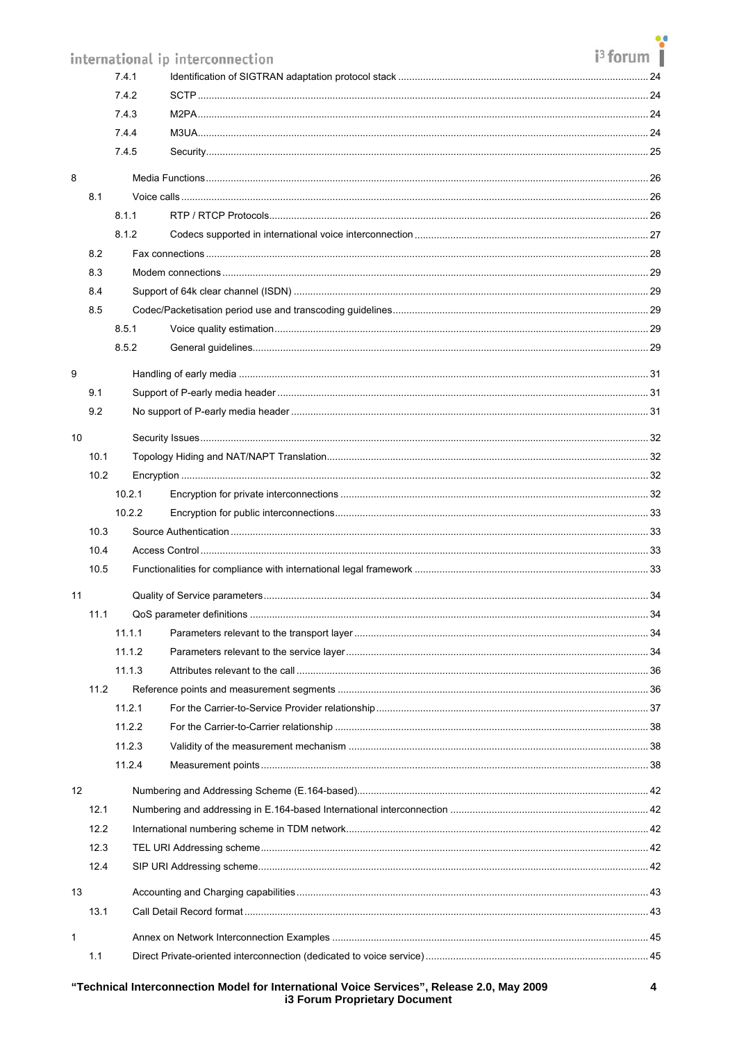7.4.1 Identification of SIGTRAN adaptation protocol stack ..... 24

7.4.2 SCTP ..... 24

7.4.3 M2PA ..... 24

7.4.4 M3UA ..... 24

7.4.5 Security ..... 25

8 Media Functions ..... 26

8.1 Voice calls ..... 26

8.1.1 RTP / RTCP Protocols ..... 26

8.1.2 Codecs supported in international voice interconnection ..... 27

8.2 Fax connections ..... 28

8.3 Modem connections ..... 29

8.4 Support of 64k clear channel (ISDN) ..... 29

8.5 Codec/Packetisation period use and transcoding guidelines ..... 29

8.5.1 Voice quality estimation ..... 29

8.5.2 General guidelines ..... 29

9 Handling of early media ..... 31

9.1 Support of P-early media header ..... 31

9.2 No support of P-early media header ..... 31

10 Security Issues ..... 32

10.1 Topology Hiding and NAT/NAPT Translation ..... 32

10.2 Encryption ..... 32

10.2.1 Encryption for private interconnections ..... 32

10.2.2 Encryption for public interconnections ..... 33

10.3 Source Authentication ..... 33

10.4 Access Control ..... 33

10.5 Functionalities for compliance with international legal framework ..... 33

11 Quality of Service parameters ..... 34

11.1 QoS parameter definitions ..... 34

11.1.1 Parameters relevant to the transport layer ..... 34

11.1.2 Parameters relevant to the service layer ..... 34

11.1.3 Attributes relevant to the call ..... 36

11.2 Reference points and measurement segments ..... 36

11.2.1 For the Carrier-to-Service Provider relationship ..... 37

11.2.2 For the Carrier-to-Carrier relationship ..... 38

11.2.3 Validity of the measurement mechanism ..... 38

11.2.4 Measurement points ..... 38

12 Numbering and Addressing Scheme (E.164-based) ..... 42

12.1 Numbering and addressing in E.164-based International interconnection ..... 42

12.2 International numbering scheme in TDM network ..... 42

12.3 TEL URI Addressing scheme ..... 42

12.4 SIP URI Addressing scheme ..... 42

13 Accounting and Charging capabilities ..... 43

13.1 Call Detail Record format ..... 43

1 Annex on Network Interconnection Examples ..... 45

1.1 Direct Private-oriented interconnection (dedicated to voice service) ..... 45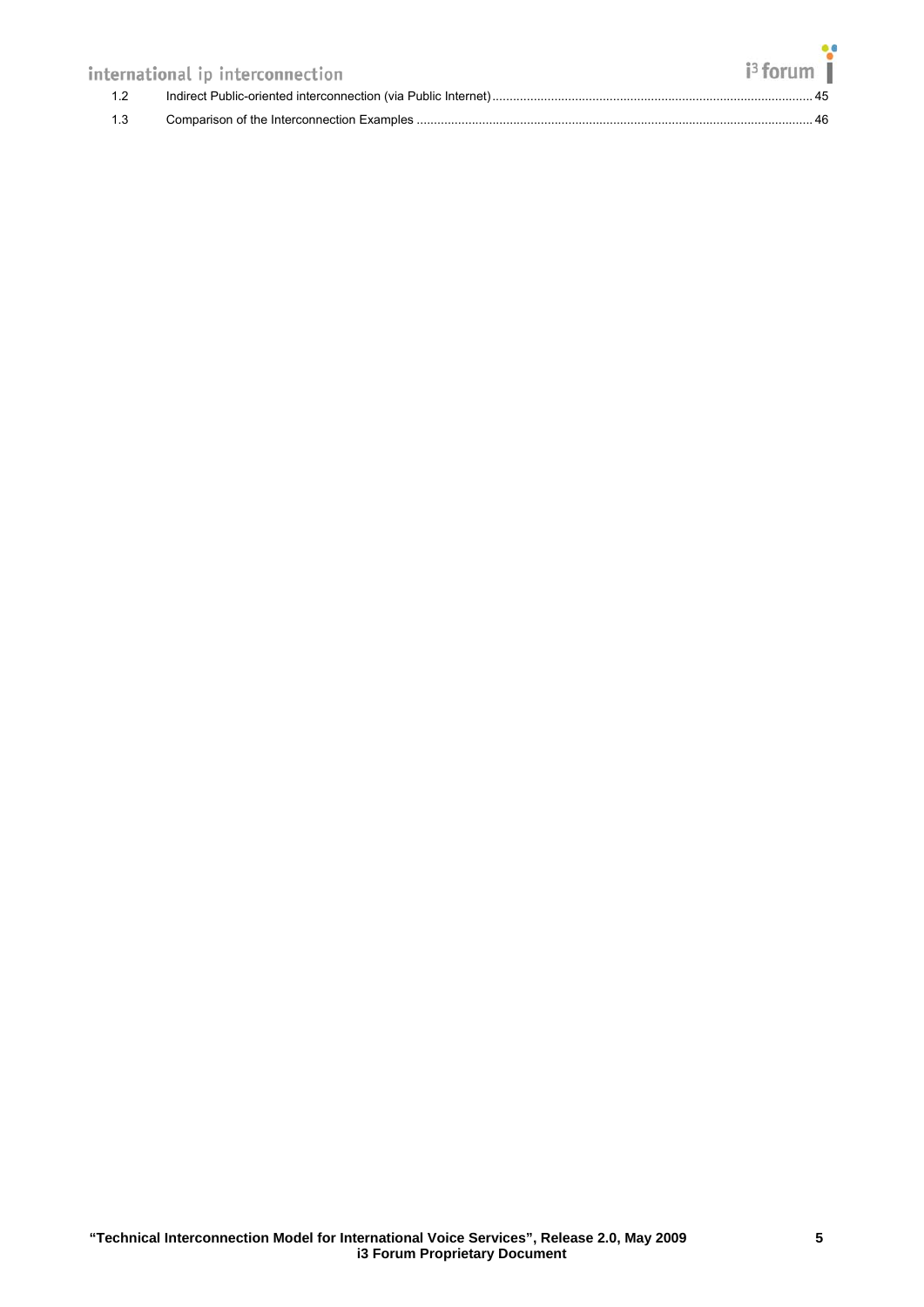| | | |
|---|---|---|
| 1.2 | Indirect Public-oriented interconnection (via Public Internet) | 45 |
| 1.3 | Comparison of the Interconnection Examples | 46 |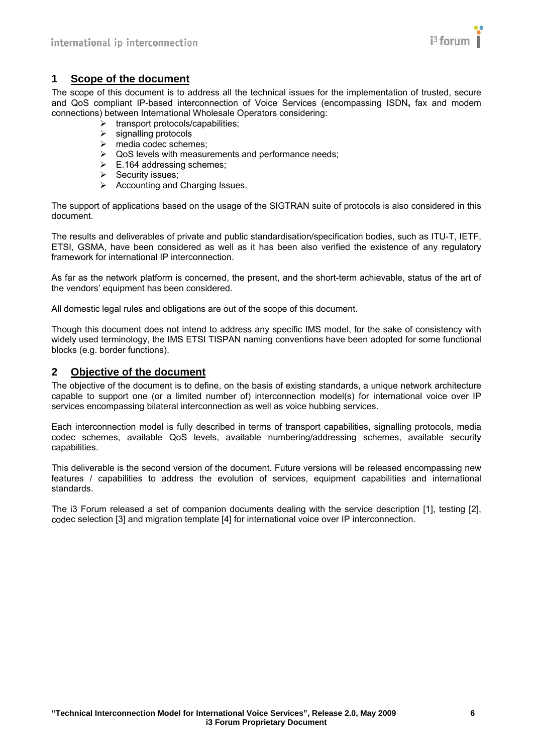# 1 Scope of the document

The scope of this document is to address all the technical issues for the implementation of trusted, secure and QoS compliant IP-based interconnection of Voice Services (encompassing ISDN**,** fax and modem connections) between International Wholesale Operators considering:

- transport protocols/capabilities;
- signalling protocols
- media codec schemes;
- QoS levels with measurements and performance needs;
- E.164 addressing schemes;
- Security issues;
- Accounting and Charging Issues.

The support of applications based on the usage of the SIGTRAN suite of protocols is also considered in this document.

The results and deliverables of private and public standardisation/specification bodies, such as ITU-T, IETF, ETSI, GSMA, have been considered as well as it has been also verified the existence of any regulatory framework for international IP interconnection.

As far as the network platform is concerned, the present, and the short-term achievable, status of the art of the vendors' equipment has been considered.

All domestic legal rules and obligations are out of the scope of this document.

Though this document does not intend to address any specific IMS model, for the sake of consistency with widely used terminology, the IMS ETSI TISPAN naming conventions have been adopted for some functional blocks (e.g. border functions).

# 2 Objective of the document

The objective of the document is to define, on the basis of existing standards, a unique network architecture capable to support one (or a limited number of) interconnection model(s) for international voice over IP services encompassing bilateral interconnection as well as voice hubbing services.

Each interconnection model is fully described in terms of transport capabilities, signalling protocols, media codec schemes, available QoS levels, available numbering/addressing schemes, available security capabilities.

This deliverable is the second version of the document. Future versions will be released encompassing new features / capabilities to address the evolution of services, equipment capabilities and international standards.

The i3 Forum released a set of companion documents dealing with the service description [1], testing [2], codec selection [3] and migration template [4] for international voice over IP interconnection.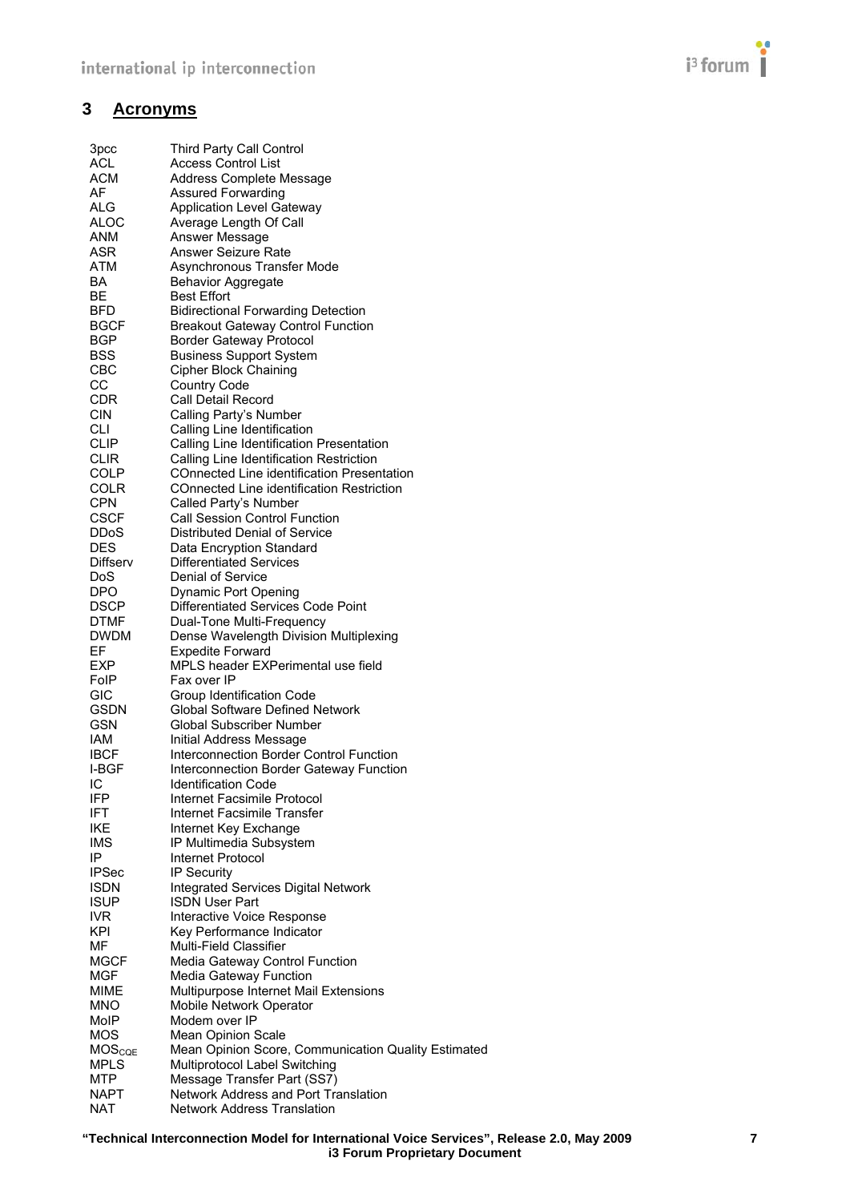## 3 Acronyms

| | |
|---|---|
| 3pcc | Third Party Call Control |
| ACL | Access Control List |
| ACM | Address Complete Message |
| AF | Assured Forwarding |
| ALG | Application Level Gateway |
| ALOC | Average Length Of Call |
| ANM | Answer Message |
| ASR | Answer Seizure Rate |
| ATM | Asynchronous Transfer Mode |
| BA | Behavior Aggregate |
| BE | Best Effort |
| BFD | Bidirectional Forwarding Detection |
| BGCF | Breakout Gateway Control Function |
| BGP | Border Gateway Protocol |
| BSS | Business Support System |
| CBC | Cipher Block Chaining |
| CC | Country Code |
| CDR | Call Detail Record |
| CIN | Calling Party's Number |
| CLI | Calling Line Identification |
| CLIP | Calling Line Identification Presentation |
| CLIR | Calling Line Identification Restriction |
| COLP | COnnected Line identification Presentation |
| COLR | COnnected Line identification Restriction |
| CPN | Called Party's Number |
| CSCF | Call Session Control Function |
| DDoS | Distributed Denial of Service |
| DES | Data Encryption Standard |
| Diffserv | Differentiated Services |
| DoS | Denial of Service |
| DPO | Dynamic Port Opening |
| DSCP | Differentiated Services Code Point |
| DTMF | Dual-Tone Multi-Frequency |
| DWDM | Dense Wavelength Division Multiplexing |
| EF | Expedite Forward |
| EXP | MPLS header EXPerimental use field |
| FoIP | Fax over IP |
| GIC | Group Identification Code |
| GSDN | Global Software Defined Network |
| GSN | Global Subscriber Number |
| IAM | Initial Address Message |
| IBCF | Interconnection Border Control Function |
| I-BGF | Interconnection Border Gateway Function |
| IC | Identification Code |
| IFP | Internet Facsimile Protocol |
| IFT | Internet Facsimile Transfer |
| IKE | Internet Key Exchange |
| IMS | IP Multimedia Subsystem |
| IP | Internet Protocol |
| IPSec | IP Security |
| ISDN | Integrated Services Digital Network |
| ISUP | ISDN User Part |
| IVR | Interactive Voice Response |
| KPI | Key Performance Indicator |
| MF | Multi-Field Classifier |
| MGCF | Media Gateway Control Function |
| MGF | Media Gateway Function |
| MIME | Multipurpose Internet Mail Extensions |
| MNO | Mobile Network Operator |
| MoIP | Modem over IP |
| MOS | Mean Opinion Scale |
| $MOS_{CQE}$ | Mean Opinion Score, Communication Quality Estimated |
| MPLS | Multiprotocol Label Switching |
| MTP | Message Transfer Part (SS7) |
| NAPT | Network Address and Port Translation |
| NAT | Network Address Translation |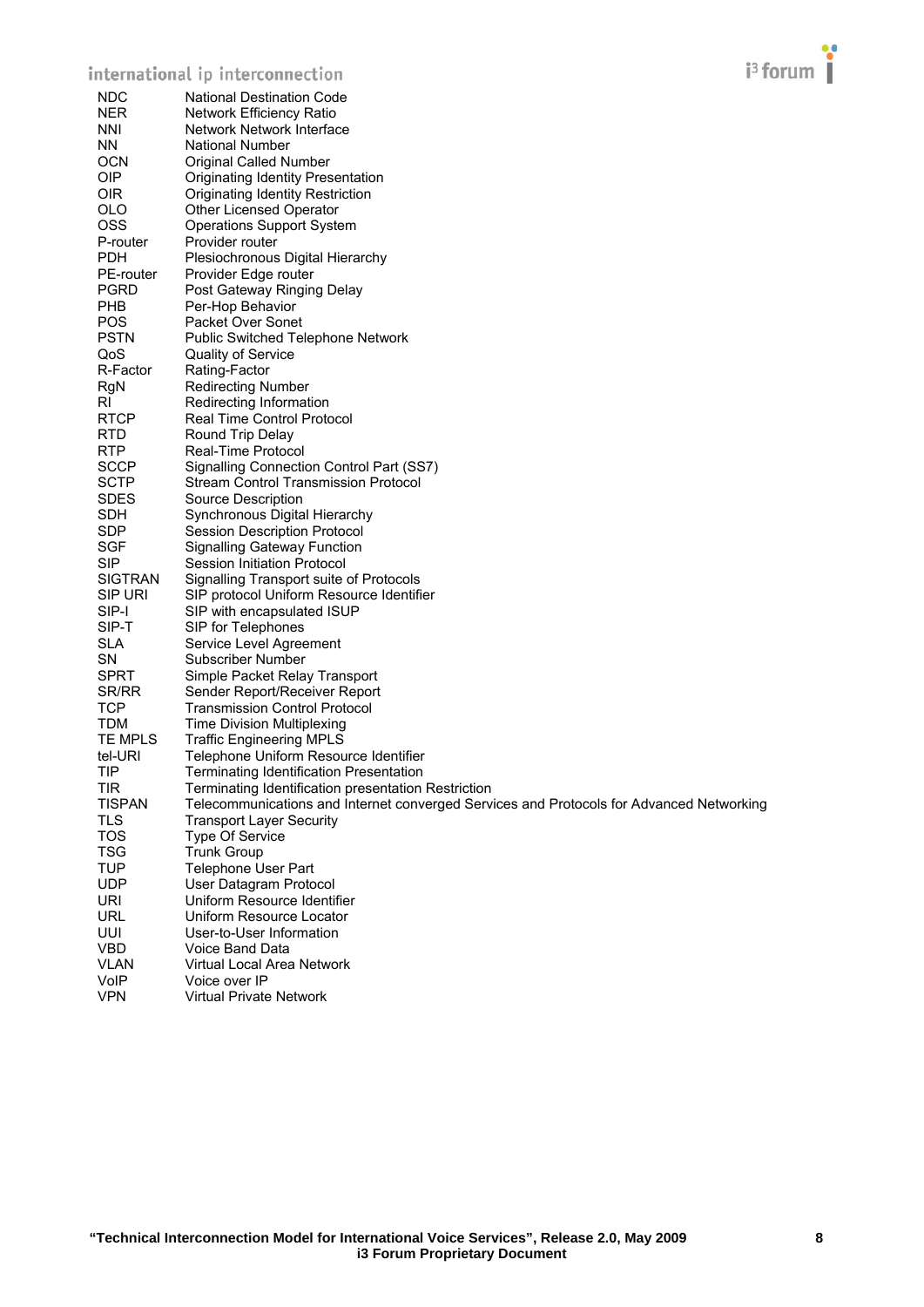| | |
|---|---|
| NDC | National Destination Code |
| NER | Network Efficiency Ratio |
| NNI | Network Network Interface |
| NN | National Number |
| OCN | Original Called Number |
| OIP | Originating Identity Presentation |
| OIR | Originating Identity Restriction |
| OLO | Other Licensed Operator |
| OSS | Operations Support System |
| P-router | Provider router |
| PDH | Plesiochronous Digital Hierarchy |
| PE-router | Provider Edge router |
| PGRD | Post Gateway Ringing Delay |
| PHB | Per-Hop Behavior |
| POS | Packet Over Sonet |
| PSTN | Public Switched Telephone Network |
| QoS | Quality of Service |
| R-Factor | Rating-Factor |
| RgN | Redirecting Number |
| RI | Redirecting Information |
| RTCP | Real Time Control Protocol |
| RTD | Round Trip Delay |
| RTP | Real-Time Protocol |
| SCCP | Signalling Connection Control Part (SS7) |
| SCTP | Stream Control Transmission Protocol |
| SDES | Source Description |
| SDH | Synchronous Digital Hierarchy |
| SDP | Session Description Protocol |
| SGF | Signalling Gateway Function |
| SIP | Session Initiation Protocol |
| SIGTRAN | Signalling Transport suite of Protocols |
| SIP URI | SIP protocol Uniform Resource Identifier |
| SIP-I | SIP with encapsulated ISUP |
| SIP-T | SIP for Telephones |
| SLA | Service Level Agreement |
| SN | Subscriber Number |
| SPRT | Simple Packet Relay Transport |
| SR/RR | Sender Report/Receiver Report |
| TCP | Transmission Control Protocol |
| TDM | Time Division Multiplexing |
| TE MPLS | Traffic Engineering MPLS |
| tel-URI | Telephone Uniform Resource Identifier |
| TIP | Terminating Identification Presentation |
| TIR | Terminating Identification presentation Restriction |
| TISPAN | Telecommunications and Internet converged Services and Protocols for Advanced Networking |
| TLS | Transport Layer Security |
| TOS | Type Of Service |
| TSG | Trunk Group |
| TUP | Telephone User Part |
| UDP | User Datagram Protocol |
| URI | Uniform Resource Identifier |
| URL | Uniform Resource Locator |
| UUI | User-to-User Information |
| VBD | Voice Band Data |
| VLAN | Virtual Local Area Network |
| VoIP | Voice over IP |
| VPN | Virtual Private Network |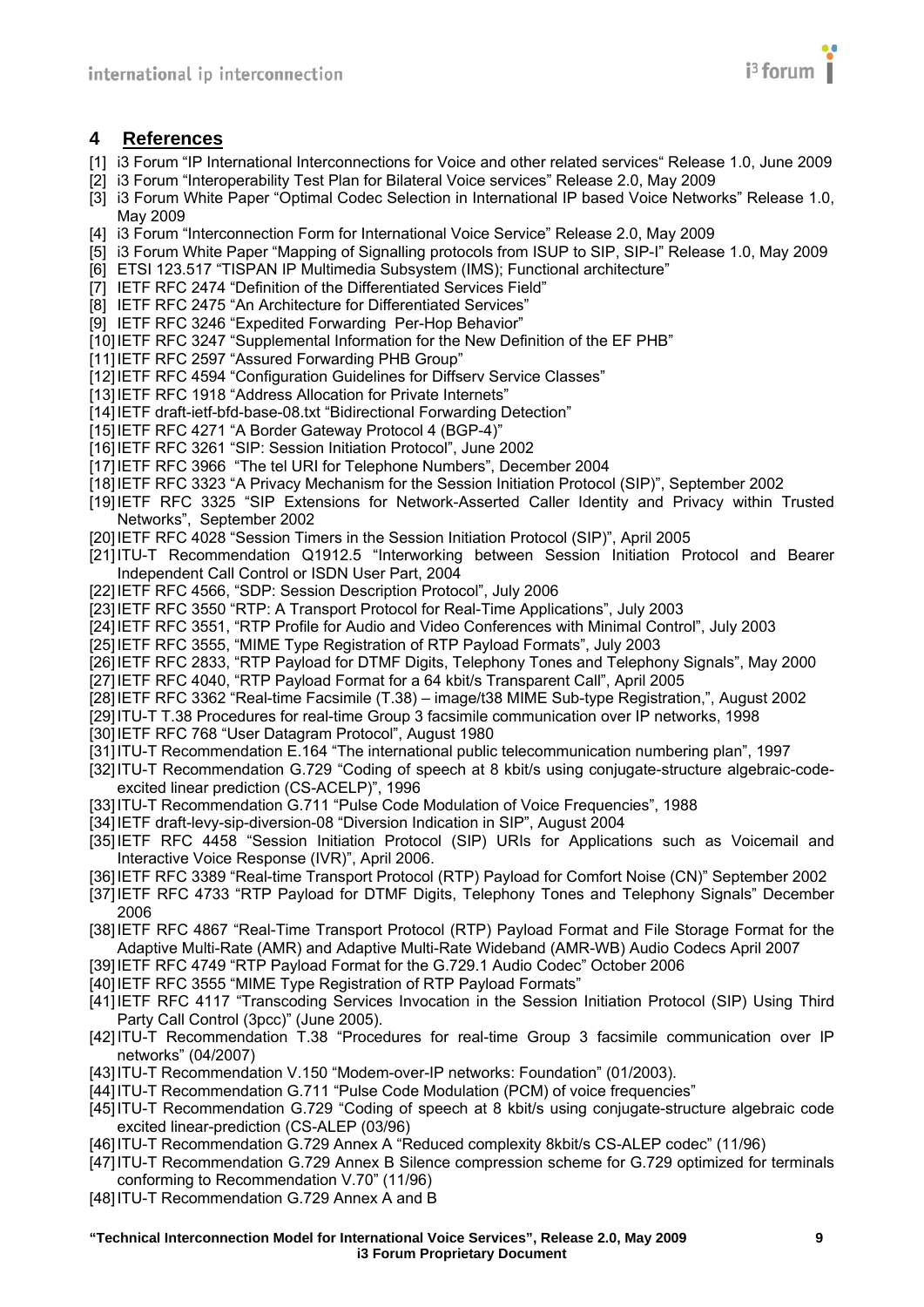## 4 References

[1] i3 Forum "IP International Interconnections for Voice and other related services" Release 1.0, June 2009
[2] i3 Forum "Interoperability Test Plan for Bilateral Voice services" Release 2.0, May 2009
[3] i3 Forum White Paper "Optimal Codec Selection in International IP based Voice Networks" Release 1.0, May 2009
[4] i3 Forum "Interconnection Form for International Voice Service" Release 2.0, May 2009
[5] i3 Forum White Paper "Mapping of Signalling protocols from ISUP to SIP, SIP-I" Release 1.0, May 2009
[6] ETSI 123.517 "TISPAN IP Multimedia Subsystem (IMS); Functional architecture"
[7] IETF RFC 2474 "Definition of the Differentiated Services Field"
[8] IETF RFC 2475 "An Architecture for Differentiated Services"
[9] IETF RFC 3246 "Expedited Forwarding Per-Hop Behavior"
[10] IETF RFC 3247 "Supplemental Information for the New Definition of the EF PHB"
[11] IETF RFC 2597 "Assured Forwarding PHB Group"
[12] IETF RFC 4594 "Configuration Guidelines for Diffserv Service Classes"
[13] IETF RFC 1918 "Address Allocation for Private Internets"
[14] IETF draft-ietf-bfd-base-08.txt "Bidirectional Forwarding Detection"
[15] IETF RFC 4271 "A Border Gateway Protocol 4 (BGP-4)"
[16] IETF RFC 3261 "SIP: Session Initiation Protocol", June 2002
[17] IETF RFC 3966 "The tel URI for Telephone Numbers", December 2004
[18] IETF RFC 3323 "A Privacy Mechanism for the Session Initiation Protocol (SIP)", September 2002
[19] IETF RFC 3325 "SIP Extensions for Network-Asserted Caller Identity and Privacy within Trusted Networks", September 2002
[20] IETF RFC 4028 "Session Timers in the Session Initiation Protocol (SIP)", April 2005
[21] ITU-T Recommendation Q1912.5 "Interworking between Session Initiation Protocol and Bearer Independent Call Control or ISDN User Part, 2004
[22] IETF RFC 4566, "SDP: Session Description Protocol", July 2006
[23] IETF RFC 3550 "RTP: A Transport Protocol for Real-Time Applications", July 2003
[24] IETF RFC 3551, "RTP Profile for Audio and Video Conferences with Minimal Control", July 2003
[25] IETF RFC 3555, "MIME Type Registration of RTP Payload Formats", July 2003
[26] IETF RFC 2833, "RTP Payload for DTMF Digits, Telephony Tones and Telephony Signals", May 2000
[27] IETF RFC 4040, "RTP Payload Format for a 64 kbit/s Transparent Call", April 2005
[28] IETF RFC 3362 "Real-time Facsimile (T.38) – image/t38 MIME Sub-type Registration,", August 2002
[29] ITU-T T.38 Procedures for real-time Group 3 facsimile communication over IP networks, 1998
[30] IETF RFC 768 "User Datagram Protocol", August 1980
[31] ITU-T Recommendation E.164 "The international public telecommunication numbering plan", 1997
[32] ITU-T Recommendation G.729 "Coding of speech at 8 kbit/s using conjugate-structure algebraic-code-excited linear prediction (CS-ACELP)", 1996
[33] ITU-T Recommendation G.711 "Pulse Code Modulation of Voice Frequencies", 1988
[34] IETF draft-levy-sip-diversion-08 "Diversion Indication in SIP", August 2004
[35] IETF RFC 4458 "Session Initiation Protocol (SIP) URIs for Applications such as Voicemail and Interactive Voice Response (IVR)", April 2006.
[36] IETF RFC 3389 "Real-time Transport Protocol (RTP) Payload for Comfort Noise (CN)" September 2002
[37] IETF RFC 4733 "RTP Payload for DTMF Digits, Telephony Tones and Telephony Signals" December 2006
[38] IETF RFC 4867 "Real-Time Transport Protocol (RTP) Payload Format and File Storage Format for the Adaptive Multi-Rate (AMR) and Adaptive Multi-Rate Wideband (AMR-WB) Audio Codecs April 2007
[39] IETF RFC 4749 "RTP Payload Format for the G.729.1 Audio Codec" October 2006
[40] IETF RFC 3555 "MIME Type Registration of RTP Payload Formats"
[41] IETF RFC 4117 "Transcoding Services Invocation in the Session Initiation Protocol (SIP) Using Third Party Call Control (3pcc)" (June 2005).
[42] ITU-T Recommendation T.38 "Procedures for real-time Group 3 facsimile communication over IP networks" (04/2007)
[43] ITU-T Recommendation V.150 "Modem-over-IP networks: Foundation" (01/2003).
[44] ITU-T Recommendation G.711 "Pulse Code Modulation (PCM) of voice frequencies"
[45] ITU-T Recommendation G.729 "Coding of speech at 8 kbit/s using conjugate-structure algebraic code excited linear-prediction (CS-ALEP) (03/96)
[46] ITU-T Recommendation G.729 Annex A "Reduced complexity 8kbit/s CS-ALEP codec" (11/96)
[47] ITU-T Recommendation G.729 Annex B Silence compression scheme for G.729 optimized for terminals conforming to Recommendation V.70" (11/96)
[48] ITU-T Recommendation G.729 Annex A and B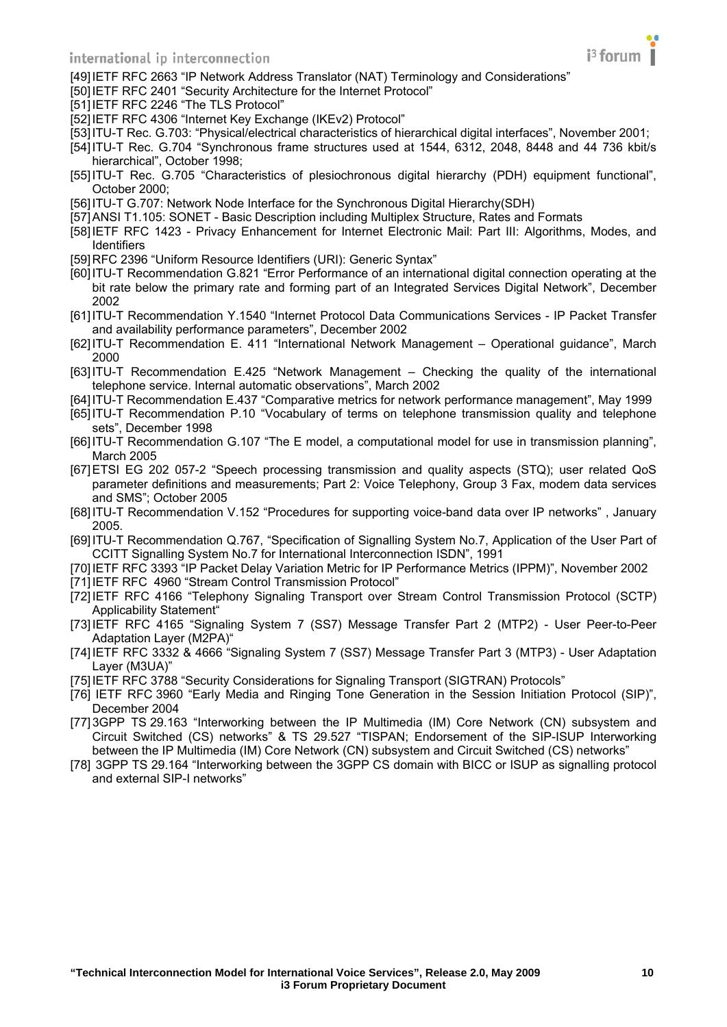[49] IETF RFC 2663 "IP Network Address Translator (NAT) Terminology and Considerations"

[50] IETF RFC 2401 "Security Architecture for the Internet Protocol"

[51] IETF RFC 2246 "The TLS Protocol"

[52] IETF RFC 4306 "Internet Key Exchange (IKEv2) Protocol"

[53] ITU-T Rec. G.703: "Physical/electrical characteristics of hierarchical digital interfaces", November 2001;

[54] ITU-T Rec. G.704 "Synchronous frame structures used at 1544, 6312, 2048, 8448 and 44 736 kbit/s hierarchical", October 1998;

[55] ITU-T Rec. G.705 "Characteristics of plesiochronous digital hierarchy (PDH) equipment functional", October 2000;

[56] ITU-T G.707: Network Node Interface for the Synchronous Digital Hierarchy(SDH)

[57] ANSI T1.105: SONET - Basic Description including Multiplex Structure, Rates and Formats

[58] IETF RFC 1423 - Privacy Enhancement for Internet Electronic Mail: Part III: Algorithms, Modes, and Identifiers

[59] RFC 2396 "Uniform Resource Identifiers (URI): Generic Syntax"

[60] ITU-T Recommendation G.821 "Error Performance of an international digital connection operating at the bit rate below the primary rate and forming part of an Integrated Services Digital Network", December 2002

[61] ITU-T Recommendation Y.1540 "Internet Protocol Data Communications Services - IP Packet Transfer and availability performance parameters", December 2002

[62] ITU-T Recommendation E. 411 "International Network Management – Operational guidance", March 2000

[63] ITU-T Recommendation E.425 "Network Management – Checking the quality of the international telephone service. Internal automatic observations", March 2002

[64] ITU-T Recommendation E.437 "Comparative metrics for network performance management", May 1999

[65] ITU-T Recommendation P.10 "Vocabulary of terms on telephone transmission quality and telephone sets", December 1998

[66] ITU-T Recommendation G.107 "The E model, a computational model for use in transmission planning", March 2005

[67] ETSI EG 202 057-2 "Speech processing transmission and quality aspects (STQ); user related QoS parameter definitions and measurements; Part 2: Voice Telephony, Group 3 Fax, modem data services and SMS"; October 2005

[68] ITU-T Recommendation V.152 "Procedures for supporting voice-band data over IP networks" , January 2005.

[69] ITU-T Recommendation Q.767, "Specification of Signalling System No.7, Application of the User Part of CCITT Signalling System No.7 for International Interconnection ISDN", 1991

[70] IETF RFC 3393 "IP Packet Delay Variation Metric for IP Performance Metrics (IPPM)", November 2002

[71] IETF RFC 4960 "Stream Control Transmission Protocol"

[72] IETF RFC 4166 "Telephony Signaling Transport over Stream Control Transmission Protocol (SCTP) Applicability Statement"

[73] IETF RFC 4165 "Signaling System 7 (SS7) Message Transfer Part 2 (MTP2) - User Peer-to-Peer Adaptation Layer (M2PA)"

[74] IETF RFC 3332 & 4666 "Signaling System 7 (SS7) Message Transfer Part 3 (MTP3) - User Adaptation Layer (M3UA)"

[75] IETF RFC 3788 "Security Considerations for Signaling Transport (SIGTRAN) Protocols"

[76] IETF RFC 3960 "Early Media and Ringing Tone Generation in the Session Initiation Protocol (SIP)", December 2004

[77] 3GPP TS 29.163 "Interworking between the IP Multimedia (IM) Core Network (CN) subsystem and Circuit Switched (CS) networks" & TS 29.527 "TISPAN; Endorsement of the SIP-ISUP Interworking between the IP Multimedia (IM) Core Network (CN) subsystem and Circuit Switched (CS) networks"

[78] 3GPP TS 29.164 "Interworking between the 3GPP CS domain with BICC or ISUP as signalling protocol and external SIP-I networks"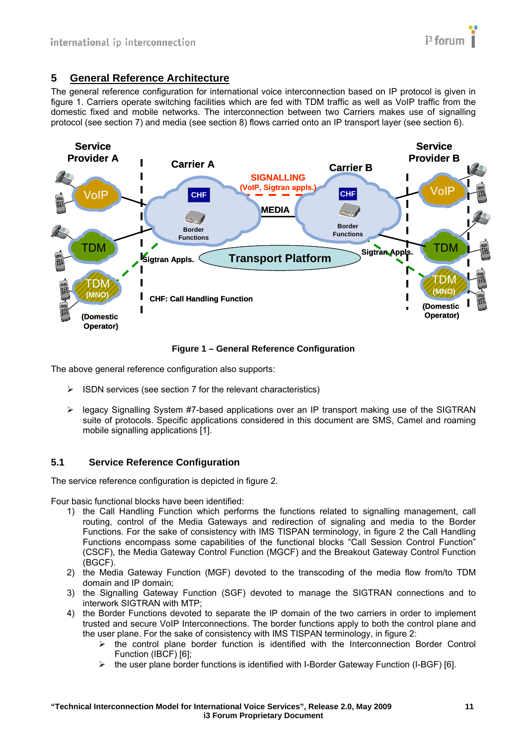## 5 General Reference Architecture

The general reference configuration for international voice interconnection based on IP protocol is given in figure 1. Carriers operate switching facilities which are fed with TDM traffic as well as VoIP traffic from the domestic fixed and mobile networks. The interconnection between two Carriers makes use of signalling protocol (see section 7) and media (see section 8) flows carried onto an IP transport layer (see section 6).

**Figure 1 – General Reference Configuration**

The above general reference configuration also supports:

- ISDN services (see section 7 for the relevant characteristics)
- legacy Signalling System #7-based applications over an IP transport making use of the SIGTRAN suite of protocols. Specific applications considered in this document are SMS, Camel and roaming mobile signalling applications [1].

### 5.1 Service Reference Configuration

The service reference configuration is depicted in figure 2.

Four basic functional blocks have been identified:

1) the Call Handling Function which performs the functions related to signalling management, call routing, control of the Media Gateways and redirection of signaling and media to the Border Functions. For the sake of consistency with IMS TISPAN terminology, in figure 2 the Call Handling Functions encompass some capabilities of the functional blocks "Call Session Control Function" (CSCF), the Media Gateway Control Function (MGCF) and the Breakout Gateway Control Function (BGCF).
2) the Media Gateway Function (MGF) devoted to the transcoding of the media flow from/to TDM domain and IP domain;
3) the Signalling Gateway Function (SGF) devoted to manage the SIGTRAN connections and to interwork SIGTRAN with MTP;
4) the Border Functions devoted to separate the IP domain of the two carriers in order to implement trusted and secure VoIP Interconnections. The border functions apply to both the control plane and the user plane. For the sake of consistency with IMS TISPAN terminology, in figure 2:
    - the control plane border function is identified with the Interconnection Border Control Function (IBCF) [6];
    - the user plane border functions is identified with I-Border Gateway Function (I-BGF) [6].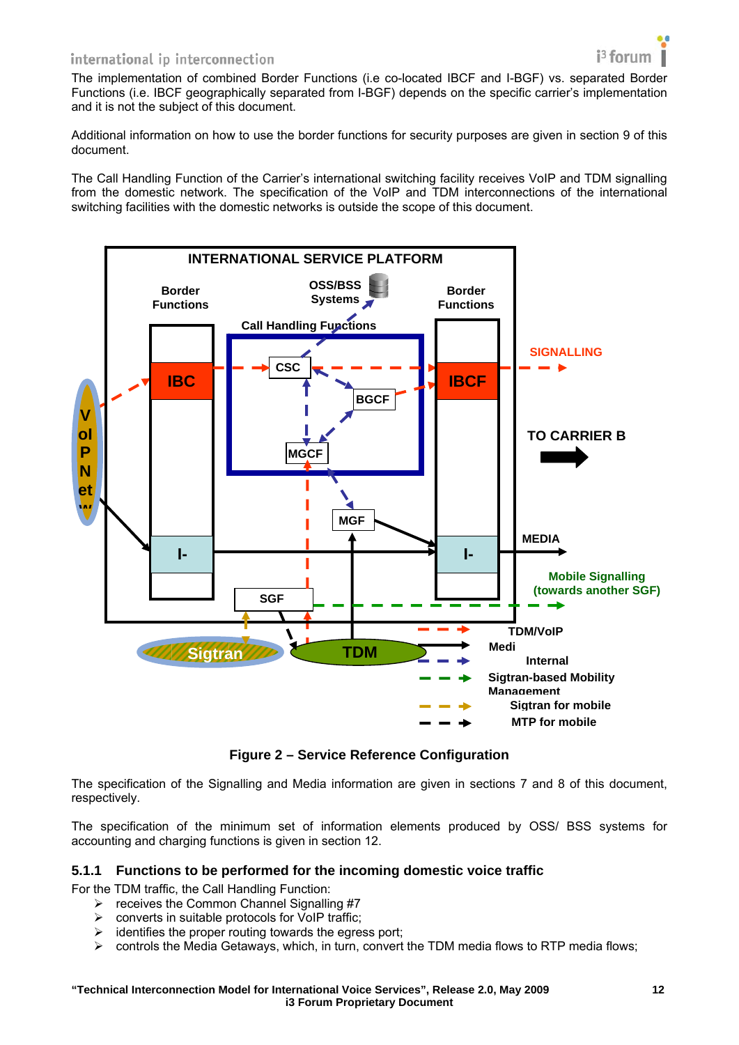The implementation of combined Border Functions (i.e co-located IBCF and I-BGF) vs. separated Border Functions (i.e. IBCF geographically separated from I-BGF) depends on the specific carrier's implementation and it is not the subject of this document.

Additional information on how to use the border functions for security purposes are given in section 9 of this document.

The Call Handling Function of the Carrier's international switching facility receives VoIP and TDM signalling from the domestic network. The specification of the VoIP and TDM interconnections of the international switching facilities with the domestic networks is outside the scope of this document.

**Figure 2 – Service Reference Configuration**

The specification of the Signalling and Media information are given in sections 7 and 8 of this document, respectively.

The specification of the minimum set of information elements produced by OSS/ BSS systems for accounting and charging functions is given in section 12.

### 5.1.1 Functions to be performed for the incoming domestic voice traffic

For the TDM traffic, the Call Handling Function:

- receives the Common Channel Signalling #7
- converts in suitable protocols for VoIP traffic;
- identifies the proper routing towards the egress port;
- controls the Media Getaways, which, in turn, convert the TDM media flows to RTP media flows;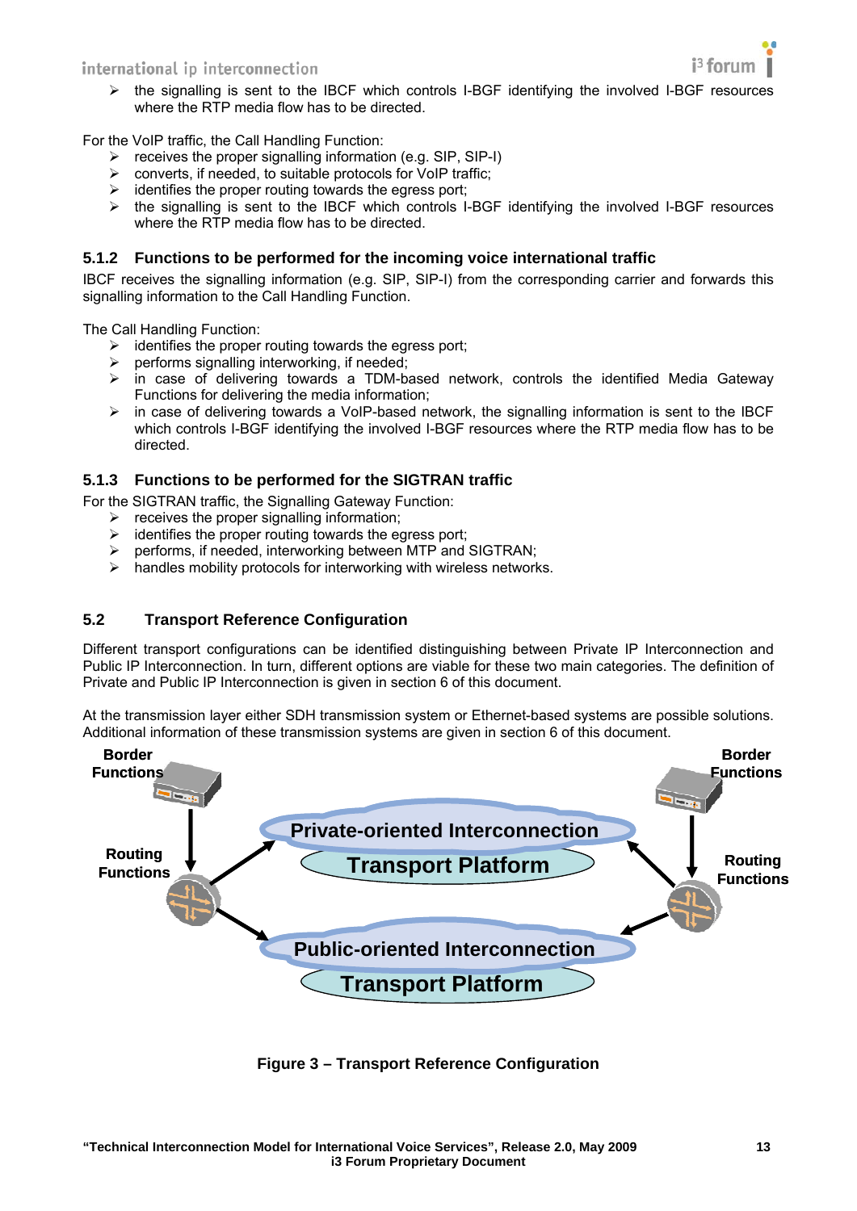- the signalling is sent to the IBCF which controls I-BGF identifying the involved I-BGF resources where the RTP media flow has to be directed.

For the VoIP traffic, the Call Handling Function:

- receives the proper signalling information (e.g. SIP, SIP-I)
- converts, if needed, to suitable protocols for VoIP traffic;
- identifies the proper routing towards the egress port;
- the signalling is sent to the IBCF which controls I-BGF identifying the involved I-BGF resources where the RTP media flow has to be directed.

### 5.1.2 Functions to be performed for the incoming voice international traffic

IBCF receives the signalling information (e.g. SIP, SIP-I) from the corresponding carrier and forwards this signalling information to the Call Handling Function.

The Call Handling Function:

- identifies the proper routing towards the egress port;
- performs signalling interworking, if needed;
- in case of delivering towards a TDM-based network, controls the identified Media Gateway Functions for delivering the media information;
- in case of delivering towards a VoIP-based network, the signalling information is sent to the IBCF which controls I-BGF identifying the involved I-BGF resources where the RTP media flow has to be directed.

### 5.1.3 Functions to be performed for the SIGTRAN traffic

For the SIGTRAN traffic, the Signalling Gateway Function:

- receives the proper signalling information;
- identifies the proper routing towards the egress port;
- performs, if needed, interworking between MTP and SIGTRAN;
- handles mobility protocols for interworking with wireless networks.

## 5.2 Transport Reference Configuration

Different transport configurations can be identified distinguishing between Private IP Interconnection and Public IP Interconnection. In turn, different options are viable for these two main categories. The definition of Private and Public IP Interconnection is given in section 6 of this document.

At the transmission layer either SDH transmission system or Ethernet-based systems are possible solutions. Additional information of these transmission systems are given in section 6 of this document.

**Figure 3 – Transport Reference Configuration**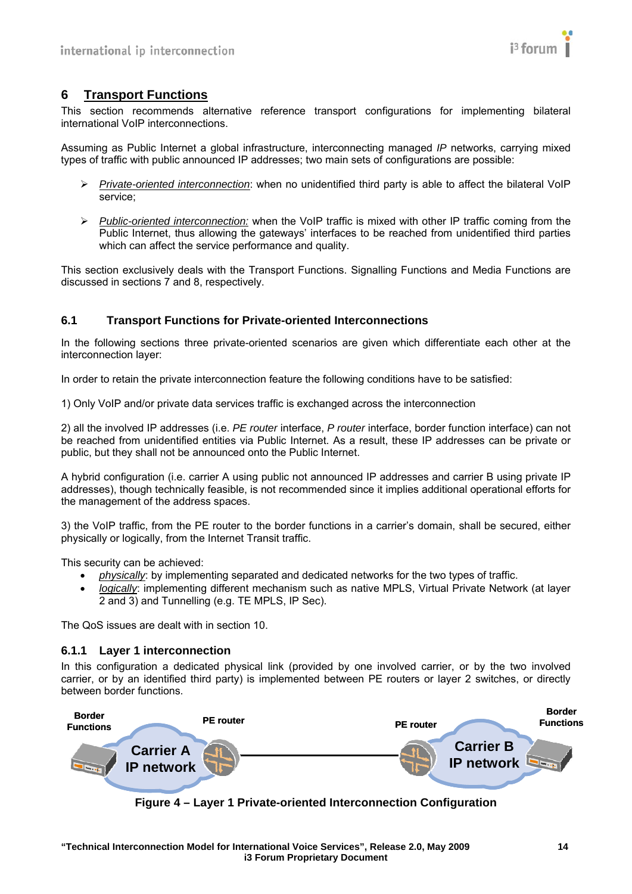## 6 Transport Functions

This section recommends alternative reference transport configurations for implementing bilateral international VoIP interconnections.

Assuming as Public Internet a global infrastructure, interconnecting managed *IP* networks, carrying mixed types of traffic with public announced IP addresses; two main sets of configurations are possible:

- *Private-oriented interconnection*: when no unidentified third party is able to affect the bilateral VoIP service;
- *Public-oriented interconnection:* when the VoIP traffic is mixed with other IP traffic coming from the Public Internet, thus allowing the gateways' interfaces to be reached from unidentified third parties which can affect the service performance and quality.

This section exclusively deals with the Transport Functions. Signalling Functions and Media Functions are discussed in sections 7 and 8, respectively.

### 6.1 Transport Functions for Private-oriented Interconnections

In the following sections three private-oriented scenarios are given which differentiate each other at the interconnection layer:

In order to retain the private interconnection feature the following conditions have to be satisfied:

1) Only VoIP and/or private data services traffic is exchanged across the interconnection

2) all the involved IP addresses (i.e. *PE router* interface, *P router* interface, border function interface) can not be reached from unidentified entities via Public Internet. As a result, these IP addresses can be private or public, but they shall not be announced onto the Public Internet.

A hybrid configuration (i.e. carrier A using public not announced IP addresses and carrier B using private IP addresses), though technically feasible, is not recommended since it implies additional operational efforts for the management of the address spaces.

3) the VoIP traffic, from the PE router to the border functions in a carrier's domain, shall be secured, either physically or logically, from the Internet Transit traffic.

This security can be achieved:

- *physically*: by implementing separated and dedicated networks for the two types of traffic.
- *logically*: implementing different mechanism such as native MPLS, Virtual Private Network (at layer 2 and 3) and Tunnelling (e.g. TE MPLS, IP Sec).

The QoS issues are dealt with in section 10.

#### 6.1.1 Layer 1 interconnection

In this configuration a dedicated physical link (provided by one involved carrier, or by the two involved carrier, or by an identified third party) is implemented between PE routers or layer 2 switches, or directly between border functions.

Border Functions | Carrier A IP network | PE router — PE router | Carrier B IP network | Border Functions

**Figure 4 – Layer 1 Private-oriented Interconnection Configuration**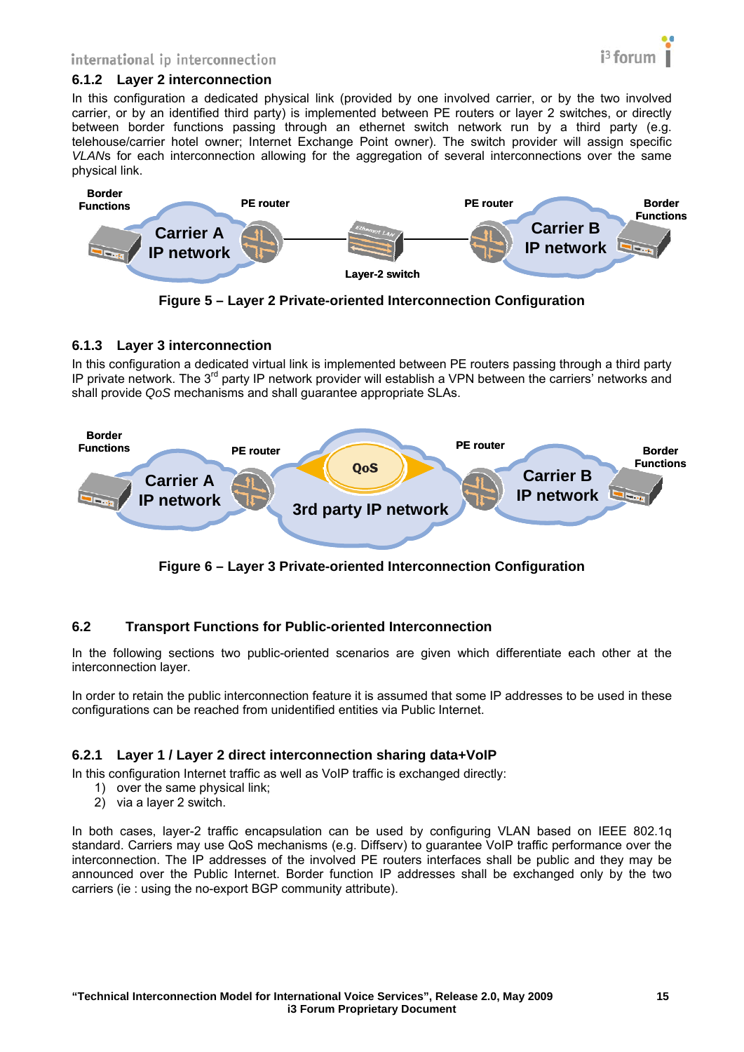### 6.1.2 Layer 2 interconnection

In this configuration a dedicated physical link (provided by one involved carrier, or by the two involved carrier, or by an identified third party) is implemented between PE routers or layer 2 switches, or directly between border functions passing through an ethernet switch network run by a third party (e.g. telehouse/carrier hotel owner; Internet Exchange Point owner). The switch provider will assign specific *VLAN*s for each interconnection allowing for the aggregation of several interconnections over the same physical link.

**Figure 5 – Layer 2 Private-oriented Interconnection Configuration**

### 6.1.3 Layer 3 interconnection

In this configuration a dedicated virtual link is implemented between PE routers passing through a third party IP private network. The 3rd party IP network provider will establish a VPN between the carriers' networks and shall provide *QoS* mechanisms and shall guarantee appropriate SLAs.

**Figure 6 – Layer 3 Private-oriented Interconnection Configuration**

## 6.2 Transport Functions for Public-oriented Interconnection

In the following sections two public-oriented scenarios are given which differentiate each other at the interconnection layer.

In order to retain the public interconnection feature it is assumed that some IP addresses to be used in these configurations can be reached from unidentified entities via Public Internet.

### 6.2.1 Layer 1 / Layer 2 direct interconnection sharing data+VoIP

In this configuration Internet traffic as well as VoIP traffic is exchanged directly:

1) over the same physical link;
2) via a layer 2 switch.

In both cases, layer-2 traffic encapsulation can be used by configuring VLAN based on IEEE 802.1q standard. Carriers may use QoS mechanisms (e.g. Diffserv) to guarantee VoIP traffic performance over the interconnection. The IP addresses of the involved PE routers interfaces shall be public and they may be announced over the Public Internet. Border function IP addresses shall be exchanged only by the two carriers (ie : using the no-export BGP community attribute).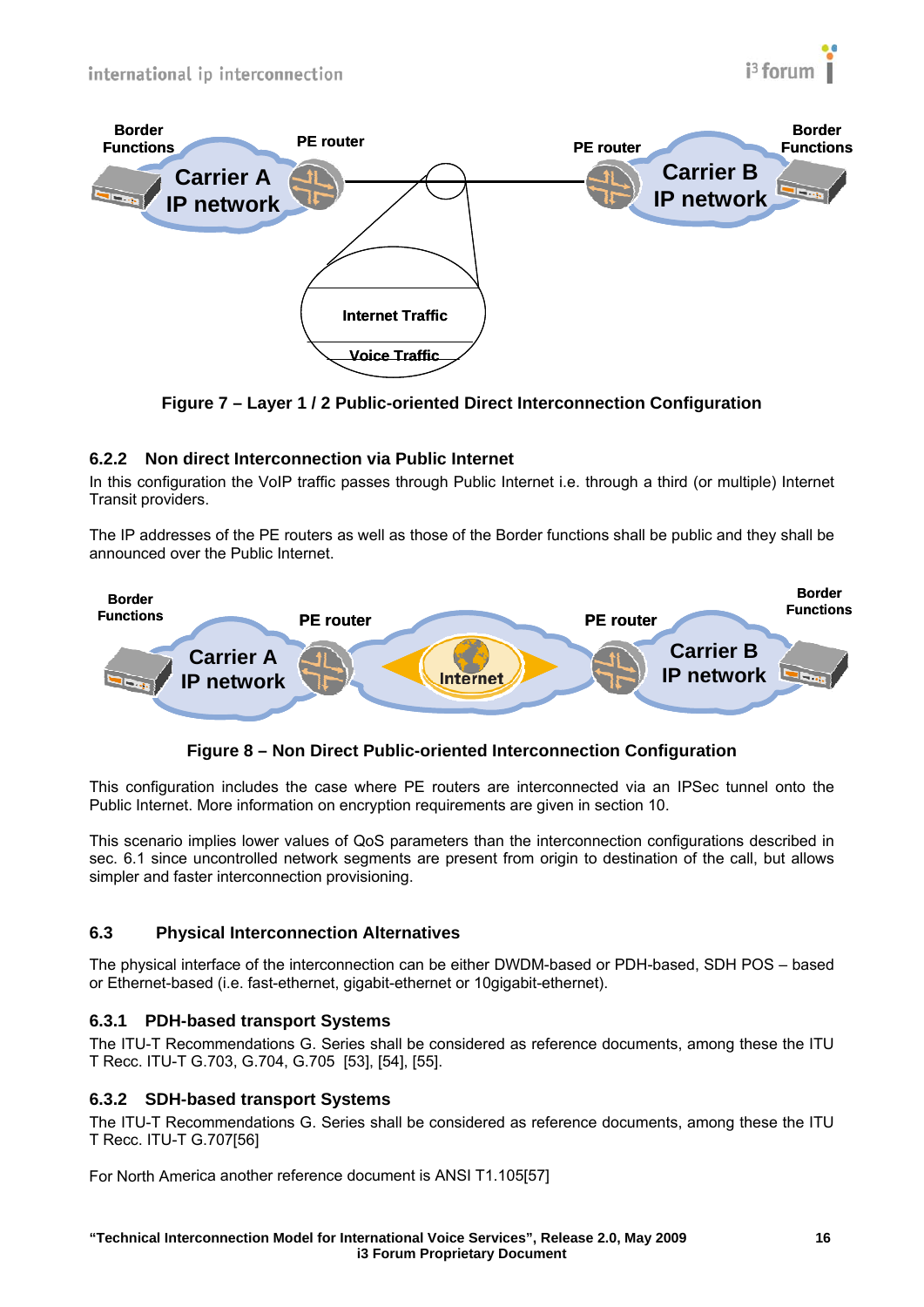Figure 7 – Layer 1 / 2 Public-oriented Direct Interconnection Configuration

### 6.2.2 Non direct Interconnection via Public Internet

In this configuration the VoIP traffic passes through Public Internet i.e. through a third (or multiple) Internet Transit providers.

The IP addresses of the PE routers as well as those of the Border functions shall be public and they shall be announced over the Public Internet.

Figure 8 – Non Direct Public-oriented Interconnection Configuration

This configuration includes the case where PE routers are interconnected via an IPSec tunnel onto the Public Internet. More information on encryption requirements are given in section 10.

This scenario implies lower values of QoS parameters than the interconnection configurations described in sec. 6.1 since uncontrolled network segments are present from origin to destination of the call, but allows simpler and faster interconnection provisioning.

## 6.3 Physical Interconnection Alternatives

The physical interface of the interconnection can be either DWDM-based or PDH-based, SDH POS – based or Ethernet-based (i.e. fast-ethernet, gigabit-ethernet or 10gigabit-ethernet).

### 6.3.1 PDH-based transport Systems

The ITU-T Recommendations G. Series shall be considered as reference documents, among these the ITU T Recc. ITU-T G.703, G.704, G.705 [53], [54], [55].

### 6.3.2 SDH-based transport Systems

The ITU-T Recommendations G. Series shall be considered as reference documents, among these the ITU T Recc. ITU-T G.707[56]

For North America another reference document is ANSI T1.105[57]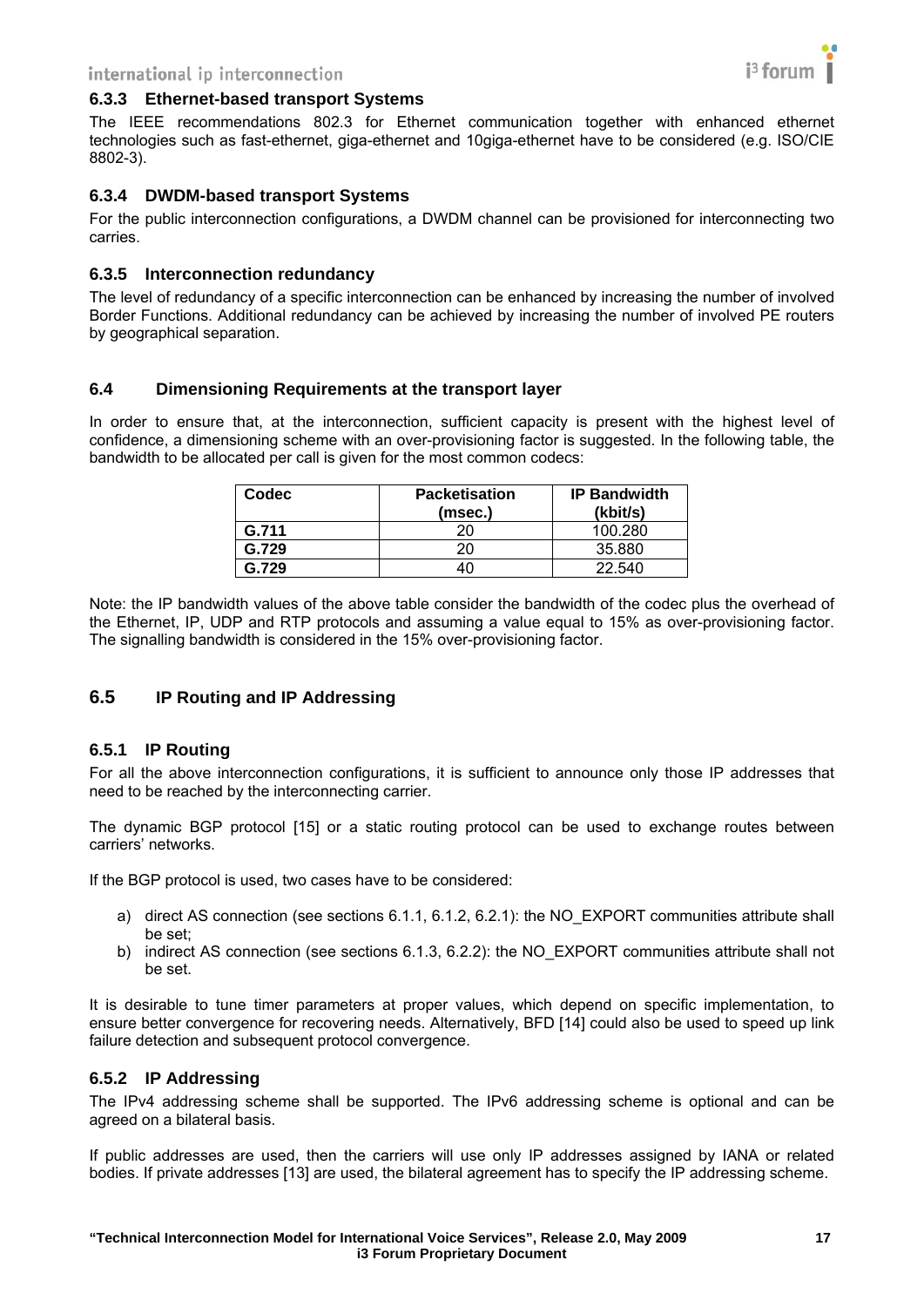### 6.3.3 Ethernet-based transport Systems

The IEEE recommendations 802.3 for Ethernet communication together with enhanced ethernet technologies such as fast-ethernet, giga-ethernet and 10giga-ethernet have to be considered (e.g. ISO/CIE 8802-3).

### 6.3.4 DWDM-based transport Systems

For the public interconnection configurations, a DWDM channel can be provisioned for interconnecting two carries.

### 6.3.5 Interconnection redundancy

The level of redundancy of a specific interconnection can be enhanced by increasing the number of involved Border Functions. Additional redundancy can be achieved by increasing the number of involved PE routers by geographical separation.

### 6.4 Dimensioning Requirements at the transport layer

In order to ensure that, at the interconnection, sufficient capacity is present with the highest level of confidence, a dimensioning scheme with an over-provisioning factor is suggested. In the following table, the bandwidth to be allocated per call is given for the most common codecs:

| Codec | Packetisation (msec.) | IP Bandwidth (kbit/s) |
|---|---|---|
| **G.711** | 20 | 100.280 |
| **G.729** | 20 | 35.880 |
| **G.729** | 40 | 22.540 |

Note: the IP bandwidth values of the above table consider the bandwidth of the codec plus the overhead of the Ethernet, IP, UDP and RTP protocols and assuming a value equal to 15% as over-provisioning factor. The signalling bandwidth is considered in the 15% over-provisioning factor.

## 6.5 IP Routing and IP Addressing

### 6.5.1 IP Routing

For all the above interconnection configurations, it is sufficient to announce only those IP addresses that need to be reached by the interconnecting carrier.

The dynamic BGP protocol [15] or a static routing protocol can be used to exchange routes between carriers' networks.

If the BGP protocol is used, two cases have to be considered:

a) direct AS connection (see sections 6.1.1, 6.1.2, 6.2.1): the NO_EXPORT communities attribute shall be set;
b) indirect AS connection (see sections 6.1.3, 6.2.2): the NO_EXPORT communities attribute shall not be set.

It is desirable to tune timer parameters at proper values, which depend on specific implementation, to ensure better convergence for recovering needs. Alternatively, BFD [14] could also be used to speed up link failure detection and subsequent protocol convergence.

### 6.5.2 IP Addressing

The IPv4 addressing scheme shall be supported. The IPv6 addressing scheme is optional and can be agreed on a bilateral basis.

If public addresses are used, then the carriers will use only IP addresses assigned by IANA or related bodies. If private addresses [13] are used, the bilateral agreement has to specify the IP addressing scheme.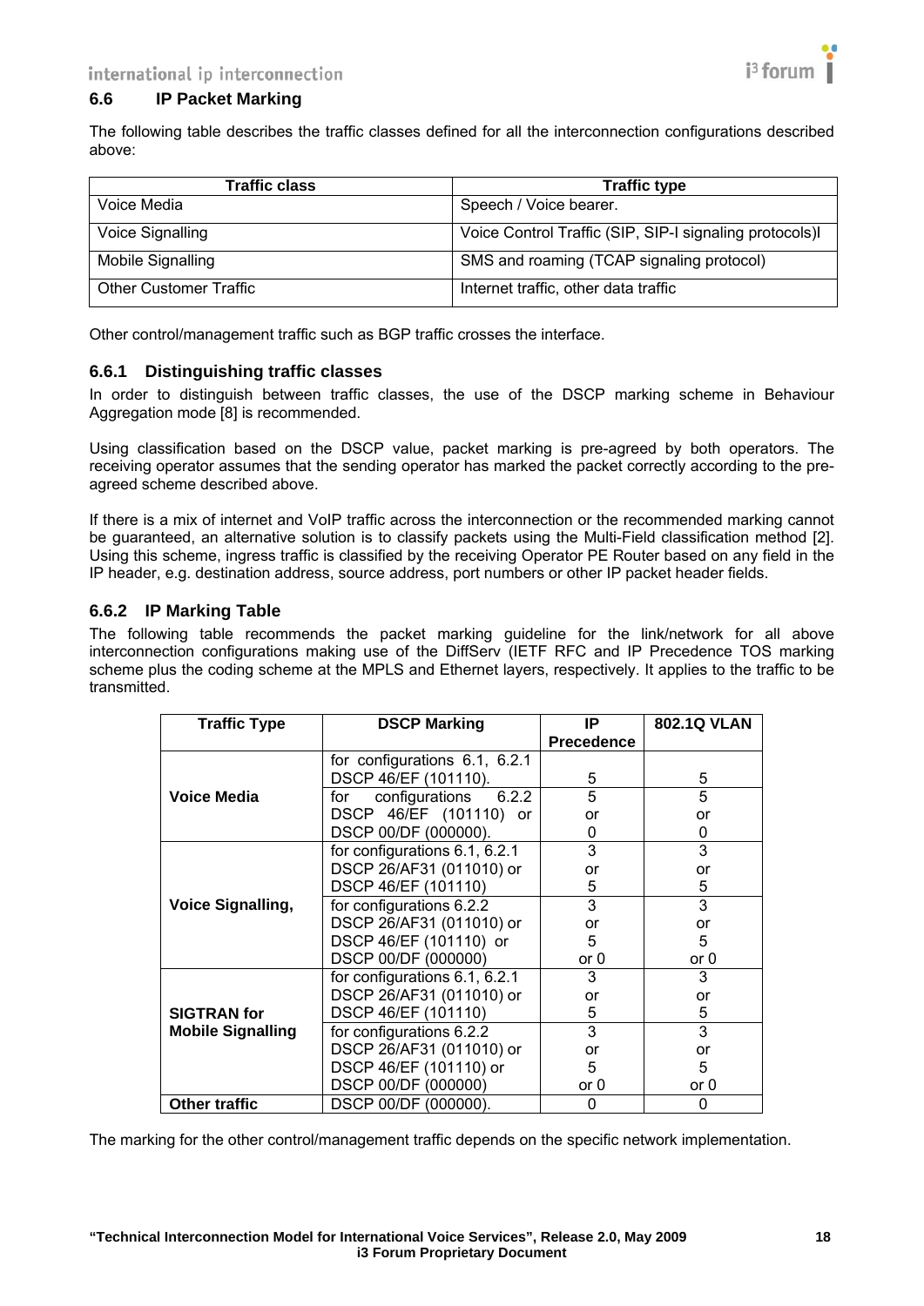## 6.6 IP Packet Marking

The following table describes the traffic classes defined for all the interconnection configurations described above:

| Traffic class | Traffic type |
|---|---|
| Voice Media | Speech / Voice bearer. |
| Voice Signalling | Voice Control Traffic (SIP, SIP-I signaling protocols)l |
| Mobile Signalling | SMS and roaming (TCAP signaling protocol) |
| Other Customer Traffic | Internet traffic, other data traffic |

Other control/management traffic such as BGP traffic crosses the interface.

### 6.6.1 Distinguishing traffic classes

In order to distinguish between traffic classes, the use of the DSCP marking scheme in Behaviour Aggregation mode [8] is recommended.

Using classification based on the DSCP value, packet marking is pre-agreed by both operators. The receiving operator assumes that the sending operator has marked the packet correctly according to the pre-agreed scheme described above.

If there is a mix of internet and VoIP traffic across the interconnection or the recommended marking cannot be guaranteed, an alternative solution is to classify packets using the Multi-Field classification method [2]. Using this scheme, ingress traffic is classified by the receiving Operator PE Router based on any field in the IP header, e.g. destination address, source address, port numbers or other IP packet header fields.

### 6.6.2 IP Marking Table

The following table recommends the packet marking guideline for the link/network for all above interconnection configurations making use of the DiffServ (IETF RFC and IP Precedence TOS marking scheme plus the coding scheme at the MPLS and Ethernet layers, respectively. It applies to the traffic to be transmitted.

| Traffic Type | DSCP Marking | IP Precedence | 802.1Q VLAN |
|---|---|---|---|
| **Voice Media** | for configurations 6.1, 6.2.1 DSCP 46/EF (101110). | 5 | 5 |
| | for configurations 6.2.2 DSCP 46/EF (101110) or DSCP 00/DF (000000). | 5 or 0 | 5 or 0 |
| **Voice Signalling,** | for configurations 6.1, 6.2.1 DSCP 26/AF31 (011010) or DSCP 46/EF (101110) | 3 or 5 | 3 or 5 |
| | for configurations 6.2.2 DSCP 26/AF31 (011010) or DSCP 46/EF (101110) or DSCP 00/DF (000000) | 3 or 5 or 0 | 3 or 5 or 0 |
| **SIGTRAN for Mobile Signalling** | for configurations 6.1, 6.2.1 DSCP 26/AF31 (011010) or DSCP 46/EF (101110) | 3 or 5 | 3 or 5 |
| | for configurations 6.2.2 DSCP 26/AF31 (011010) or DSCP 46/EF (101110) or DSCP 00/DF (000000) | 3 or 5 or 0 | 3 or 5 or 0 |
| **Other traffic** | DSCP 00/DF (000000). | 0 | 0 |

The marking for the other control/management traffic depends on the specific network implementation.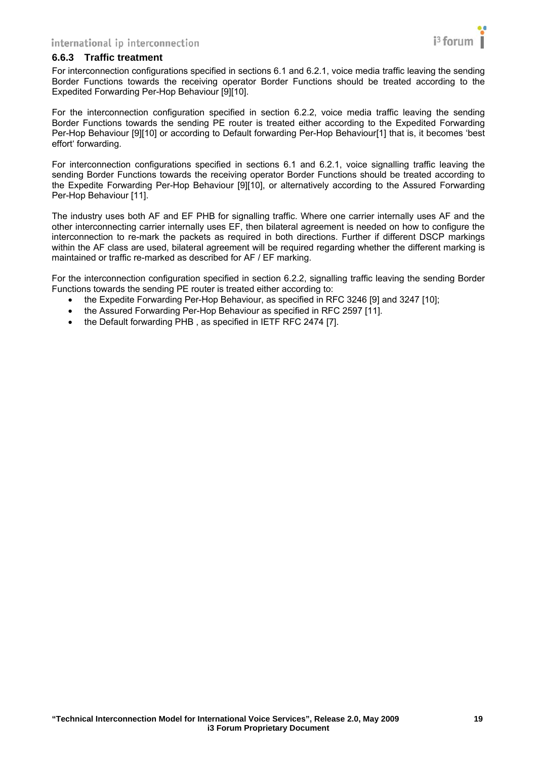### 6.6.3 Traffic treatment

For interconnection configurations specified in sections 6.1 and 6.2.1, voice media traffic leaving the sending Border Functions towards the receiving operator Border Functions should be treated according to the Expedited Forwarding Per-Hop Behaviour [9][10].

For the interconnection configuration specified in section 6.2.2, voice media traffic leaving the sending Border Functions towards the sending PE router is treated either according to the Expedited Forwarding Per-Hop Behaviour [9][10] or according to Default forwarding Per-Hop Behaviour[1] that is, it becomes 'best effort' forwarding.

For interconnection configurations specified in sections 6.1 and 6.2.1, voice signalling traffic leaving the sending Border Functions towards the receiving operator Border Functions should be treated according to the Expedite Forwarding Per-Hop Behaviour [9][10], or alternatively according to the Assured Forwarding Per-Hop Behaviour [11].

The industry uses both AF and EF PHB for signalling traffic. Where one carrier internally uses AF and the other interconnecting carrier internally uses EF, then bilateral agreement is needed on how to configure the interconnection to re-mark the packets as required in both directions. Further if different DSCP markings within the AF class are used, bilateral agreement will be required regarding whether the different marking is maintained or traffic re-marked as described for AF / EF marking.

For the interconnection configuration specified in section 6.2.2, signalling traffic leaving the sending Border Functions towards the sending PE router is treated either according to:

- the Expedite Forwarding Per-Hop Behaviour, as specified in RFC 3246 [9] and 3247 [10];
- the Assured Forwarding Per-Hop Behaviour as specified in RFC 2597 [11].
- the Default forwarding PHB , as specified in IETF RFC 2474 [7].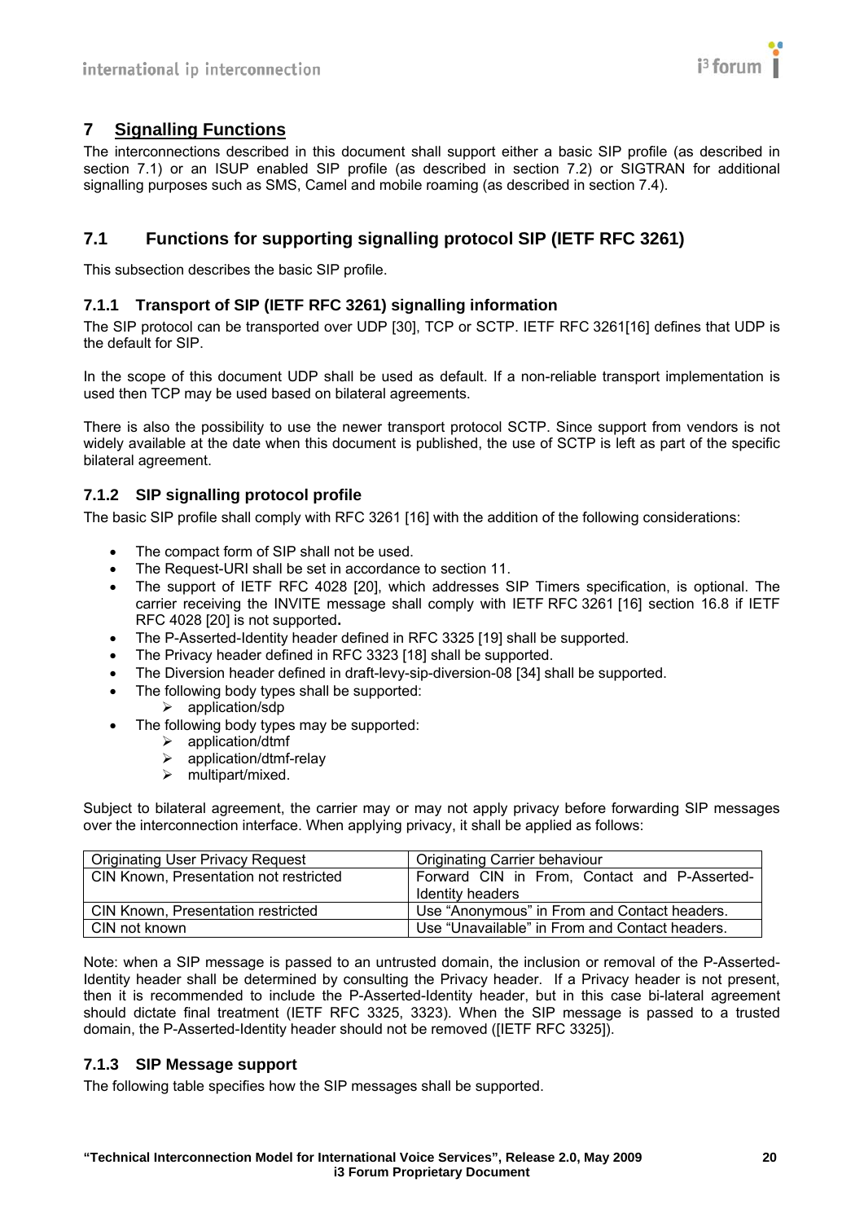# 7 Signalling Functions

The interconnections described in this document shall support either a basic SIP profile (as described in section 7.1) or an ISUP enabled SIP profile (as described in section 7.2) or SIGTRAN for additional signalling purposes such as SMS, Camel and mobile roaming (as described in section 7.4).

## 7.1 Functions for supporting signalling protocol SIP (IETF RFC 3261)

This subsection describes the basic SIP profile.

### 7.1.1 Transport of SIP (IETF RFC 3261) signalling information

The SIP protocol can be transported over UDP [30], TCP or SCTP. IETF RFC 3261[16] defines that UDP is the default for SIP.

In the scope of this document UDP shall be used as default. If a non-reliable transport implementation is used then TCP may be used based on bilateral agreements.

There is also the possibility to use the newer transport protocol SCTP. Since support from vendors is not widely available at the date when this document is published, the use of SCTP is left as part of the specific bilateral agreement.

### 7.1.2 SIP signalling protocol profile

The basic SIP profile shall comply with RFC 3261 [16] with the addition of the following considerations:

- The compact form of SIP shall not be used.
- The Request-URI shall be set in accordance to section 11.
- The support of IETF RFC 4028 [20], which addresses SIP Timers specification, is optional. The carrier receiving the INVITE message shall comply with IETF RFC 3261 [16] section 16.8 if IETF RFC 4028 [20] is not supported**.**
- The P-Asserted-Identity header defined in RFC 3325 [19] shall be supported.
- The Privacy header defined in RFC 3323 [18] shall be supported.
- The Diversion header defined in draft-levy-sip-diversion-08 [34] shall be supported.
- The following body types shall be supported:
  - application/sdp
- The following body types may be supported:
  - application/dtmf
  - application/dtmf-relay
  - multipart/mixed.

Subject to bilateral agreement, the carrier may or may not apply privacy before forwarding SIP messages over the interconnection interface. When applying privacy, it shall be applied as follows:

| Originating User Privacy Request | Originating Carrier behaviour |
|---|---|
| CIN Known, Presentation not restricted | Forward CIN in From, Contact and P-Asserted-Identity headers |
| CIN Known, Presentation restricted | Use "Anonymous" in From and Contact headers. |
| CIN not known | Use "Unavailable" in From and Contact headers. |

Note: when a SIP message is passed to an untrusted domain, the inclusion or removal of the P-Asserted-Identity header shall be determined by consulting the Privacy header. If a Privacy header is not present, then it is recommended to include the P-Asserted-Identity header, but in this case bi-lateral agreement should dictate final treatment (IETF RFC 3325, 3323). When the SIP message is passed to a trusted domain, the P-Asserted-Identity header should not be removed ([IETF RFC 3325]).

### 7.1.3 SIP Message support

The following table specifies how the SIP messages shall be supported.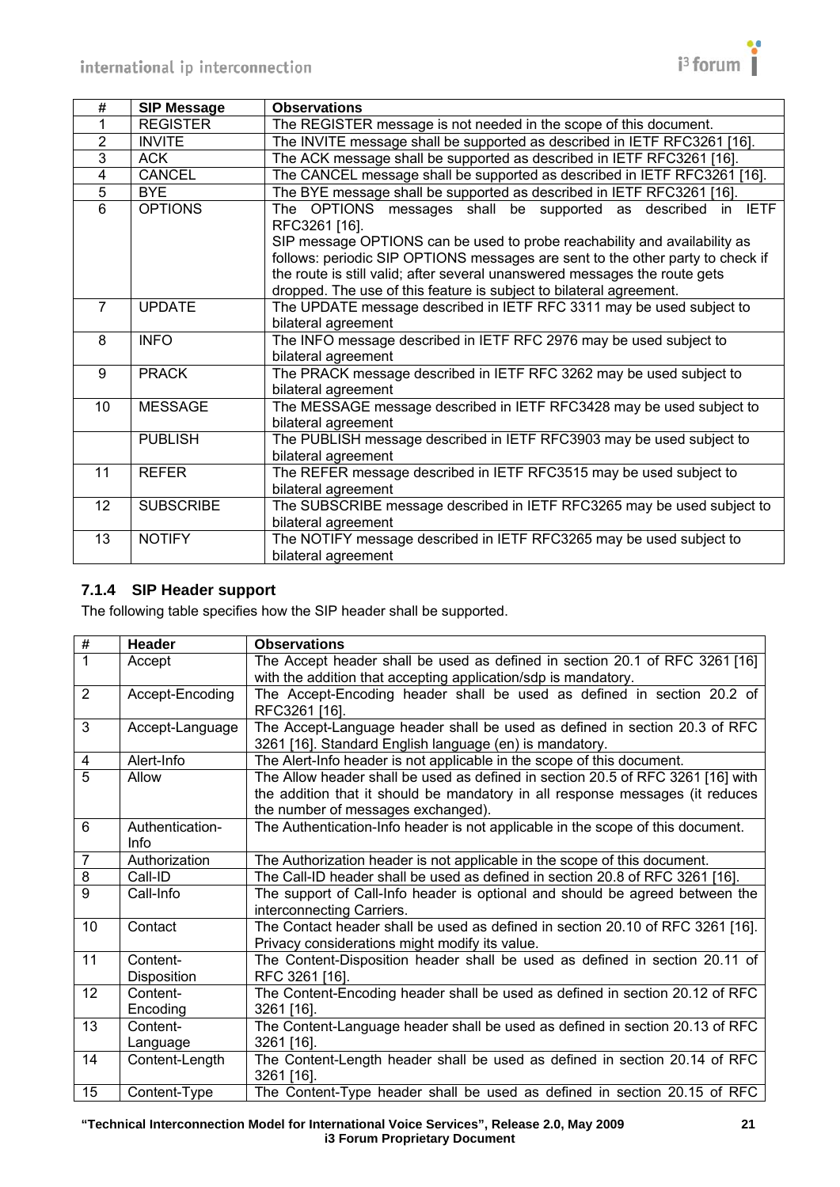| # | SIP Message | Observations |
|---|---|---|
| 1 | REGISTER | The REGISTER message is not needed in the scope of this document. |
| 2 | INVITE | The INVITE message shall be supported as described in IETF RFC3261 [16]. |
| 3 | ACK | The ACK message shall be supported as described in IETF RFC3261 [16]. |
| 4 | CANCEL | The CANCEL message shall be supported as described in IETF RFC3261 [16]. |
| 5 | BYE | The BYE message shall be supported as described in IETF RFC3261 [16]. |
| 6 | OPTIONS | The OPTIONS messages shall be supported as described in IETF RFC3261 [16].<br>SIP message OPTIONS can be used to probe reachability and availability as follows: periodic SIP OPTIONS messages are sent to the other party to check if the route is still valid; after several unanswered messages the route gets dropped. The use of this feature is subject to bilateral agreement. |
| 7 | UPDATE | The UPDATE message described in IETF RFC 3311 may be used subject to bilateral agreement |
| 8 | INFO | The INFO message described in IETF RFC 2976 may be used subject to bilateral agreement |
| 9 | PRACK | The PRACK message described in IETF RFC 3262 may be used subject to bilateral agreement |
| 10 | MESSAGE | The MESSAGE message described in IETF RFC3428 may be used subject to bilateral agreement |
| | PUBLISH | The PUBLISH message described in IETF RFC3903 may be used subject to bilateral agreement |
| 11 | REFER | The REFER message described in IETF RFC3515 may be used subject to bilateral agreement |
| 12 | SUBSCRIBE | The SUBSCRIBE message described in IETF RFC3265 may be used subject to bilateral agreement |
| 13 | NOTIFY | The NOTIFY message described in IETF RFC3265 may be used subject to bilateral agreement |

### 7.1.4 SIP Header support

The following table specifies how the SIP header shall be supported.

| # | Header | Observations |
|---|---|---|
| 1 | Accept | The Accept header shall be used as defined in section 20.1 of RFC 3261 [16] with the addition that accepting application/sdp is mandatory. |
| 2 | Accept-Encoding | The Accept-Encoding header shall be used as defined in section 20.2 of RFC3261 [16]. |
| 3 | Accept-Language | The Accept-Language header shall be used as defined in section 20.3 of RFC 3261 [16]. Standard English language (en) is mandatory. |
| 4 | Alert-Info | The Alert-Info header is not applicable in the scope of this document. |
| 5 | Allow | The Allow header shall be used as defined in section 20.5 of RFC 3261 [16] with the addition that it should be mandatory in all response messages (it reduces the number of messages exchanged). |
| 6 | Authentication-Info | The Authentication-Info header is not applicable in the scope of this document. |
| 7 | Authorization | The Authorization header is not applicable in the scope of this document. |
| 8 | Call-ID | The Call-ID header shall be used as defined in section 20.8 of RFC 3261 [16]. |
| 9 | Call-Info | The support of Call-Info header is optional and should be agreed between the interconnecting Carriers. |
| 10 | Contact | The Contact header shall be used as defined in section 20.10 of RFC 3261 [16]. Privacy considerations might modify its value. |
| 11 | Content-Disposition | The Content-Disposition header shall be used as defined in section 20.11 of RFC 3261 [16]. |
| 12 | Content-Encoding | The Content-Encoding header shall be used as defined in section 20.12 of RFC 3261 [16]. |
| 13 | Content-Language | The Content-Language header shall be used as defined in section 20.13 of RFC 3261 [16]. |
| 14 | Content-Length | The Content-Length header shall be used as defined in section 20.14 of RFC 3261 [16]. |
| 15 | Content-Type | The Content-Type header shall be used as defined in section 20.15 of RFC |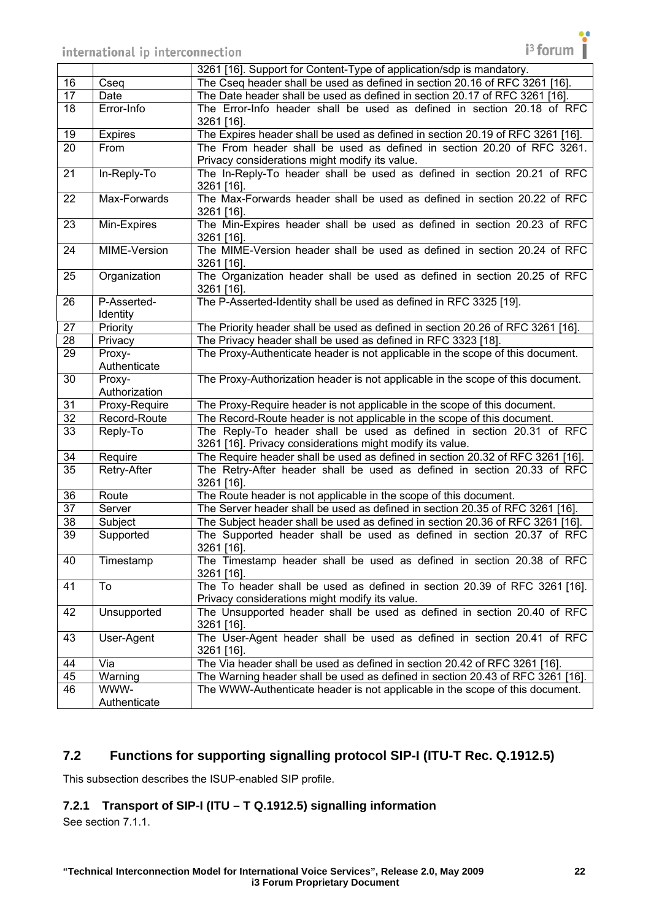| | | |
|---|---|---|
| | | 3261 [16]. Support for Content-Type of application/sdp is mandatory. |
| 16 | Cseq | The Cseq header shall be used as defined in section 20.16 of RFC 3261 [16]. |
| 17 | Date | The Date header shall be used as defined in section 20.17 of RFC 3261 [16]. |
| 18 | Error-Info | The Error-Info header shall be used as defined in section 20.18 of RFC 3261 [16]. |
| 19 | Expires | The Expires header shall be used as defined in section 20.19 of RFC 3261 [16]. |
| 20 | From | The From header shall be used as defined in section 20.20 of RFC 3261. Privacy considerations might modify its value. |
| 21 | In-Reply-To | The In-Reply-To header shall be used as defined in section 20.21 of RFC 3261 [16]. |
| 22 | Max-Forwards | The Max-Forwards header shall be used as defined in section 20.22 of RFC 3261 [16]. |
| 23 | Min-Expires | The Min-Expires header shall be used as defined in section 20.23 of RFC 3261 [16]. |
| 24 | MIME-Version | The MIME-Version header shall be used as defined in section 20.24 of RFC 3261 [16]. |
| 25 | Organization | The Organization header shall be used as defined in section 20.25 of RFC 3261 [16]. |
| 26 | P-Asserted-Identity | The P-Asserted-Identity shall be used as defined in RFC 3325 [19]. |
| 27 | Priority | The Priority header shall be used as defined in section 20.26 of RFC 3261 [16]. |
| 28 | Privacy | The Privacy header shall be used as defined in RFC 3323 [18]. |
| 29 | Proxy-Authenticate | The Proxy-Authenticate header is not applicable in the scope of this document. |
| 30 | Proxy-Authorization | The Proxy-Authorization header is not applicable in the scope of this document. |
| 31 | Proxy-Require | The Proxy-Require header is not applicable in the scope of this document. |
| 32 | Record-Route | The Record-Route header is not applicable in the scope of this document. |
| 33 | Reply-To | The Reply-To header shall be used as defined in section 20.31 of RFC 3261 [16]. Privacy considerations might modify its value. |
| 34 | Require | The Require header shall be used as defined in section 20.32 of RFC 3261 [16]. |
| 35 | Retry-After | The Retry-After header shall be used as defined in section 20.33 of RFC 3261 [16]. |
| 36 | Route | The Route header is not applicable in the scope of this document. |
| 37 | Server | The Server header shall be used as defined in section 20.35 of RFC 3261 [16]. |
| 38 | Subject | The Subject header shall be used as defined in section 20.36 of RFC 3261 [16]. |
| 39 | Supported | The Supported header shall be used as defined in section 20.37 of RFC 3261 [16]. |
| 40 | Timestamp | The Timestamp header shall be used as defined in section 20.38 of RFC 3261 [16]. |
| 41 | To | The To header shall be used as defined in section 20.39 of RFC 3261 [16]. Privacy considerations might modify its value. |
| 42 | Unsupported | The Unsupported header shall be used as defined in section 20.40 of RFC 3261 [16]. |
| 43 | User-Agent | The User-Agent header shall be used as defined in section 20.41 of RFC 3261 [16]. |
| 44 | Via | The Via header shall be used as defined in section 20.42 of RFC 3261 [16]. |
| 45 | Warning | The Warning header shall be used as defined in section 20.43 of RFC 3261 [16]. |
| 46 | WWW-Authenticate | The WWW-Authenticate header is not applicable in the scope of this document. |

## 7.2 Functions for supporting signalling protocol SIP-I (ITU-T Rec. Q.1912.5)

This subsection describes the ISUP-enabled SIP profile.

### 7.2.1 Transport of SIP-I (ITU – T Q.1912.5) signalling information

See section 7.1.1.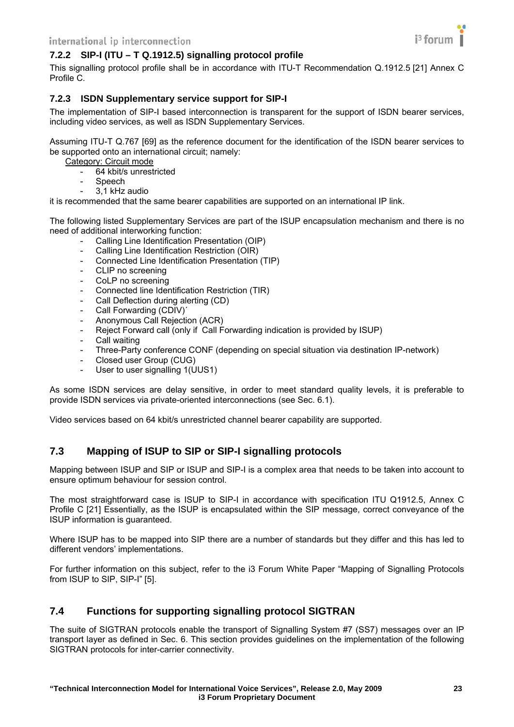### 7.2.2 SIP-I (ITU – T Q.1912.5) signalling protocol profile

This signalling protocol profile shall be in accordance with ITU-T Recommendation Q.1912.5 [21] Annex C Profile C.

### 7.2.3 ISDN Supplementary service support for SIP-I

The implementation of SIP-I based interconnection is transparent for the support of ISDN bearer services, including video services, as well as ISDN Supplementary Services.

Assuming ITU-T Q.767 [69] as the reference document for the identification of the ISDN bearer services to be supported onto an international circuit; namely:

Category: Circuit mode

- 64 kbit/s unrestricted
- Speech
- 3,1 kHz audio

it is recommended that the same bearer capabilities are supported on an international IP link.

The following listed Supplementary Services are part of the ISUP encapsulation mechanism and there is no need of additional interworking function:

- Calling Line Identification Presentation (OIP)
- Calling Line Identification Restriction (OIR)
- Connected Line Identification Presentation (TIP)
- CLIP no screening
- CoLP no screening
- Connected line Identification Restriction (TIR)
- Call Deflection during alerting (CD)
- Call Forwarding (CDIV)´
- Anonymous Call Rejection (ACR)
- Reject Forward call (only if Call Forwarding indication is provided by ISUP)
- Call waiting
- Three-Party conference CONF (depending on special situation via destination IP-network)
- Closed user Group (CUG)
- User to user signalling 1(UUS1)

As some ISDN services are delay sensitive, in order to meet standard quality levels, it is preferable to provide ISDN services via private-oriented interconnections (see Sec. 6.1).

Video services based on 64 kbit/s unrestricted channel bearer capability are supported.

## 7.3 Mapping of ISUP to SIP or SIP-I signalling protocols

Mapping between ISUP and SIP or ISUP and SIP-I is a complex area that needs to be taken into account to ensure optimum behaviour for session control.

The most straightforward case is ISUP to SIP-I in accordance with specification ITU Q1912.5, Annex C Profile C [21] Essentially, as the ISUP is encapsulated within the SIP message, correct conveyance of the ISUP information is guaranteed.

Where ISUP has to be mapped into SIP there are a number of standards but they differ and this has led to different vendors' implementations.

For further information on this subject, refer to the i3 Forum White Paper "Mapping of Signalling Protocols from ISUP to SIP, SIP-I" [5].

## 7.4 Functions for supporting signalling protocol SIGTRAN

The suite of SIGTRAN protocols enable the transport of Signalling System #7 (SS7) messages over an IP transport layer as defined in Sec. 6. This section provides guidelines on the implementation of the following SIGTRAN protocols for inter-carrier connectivity.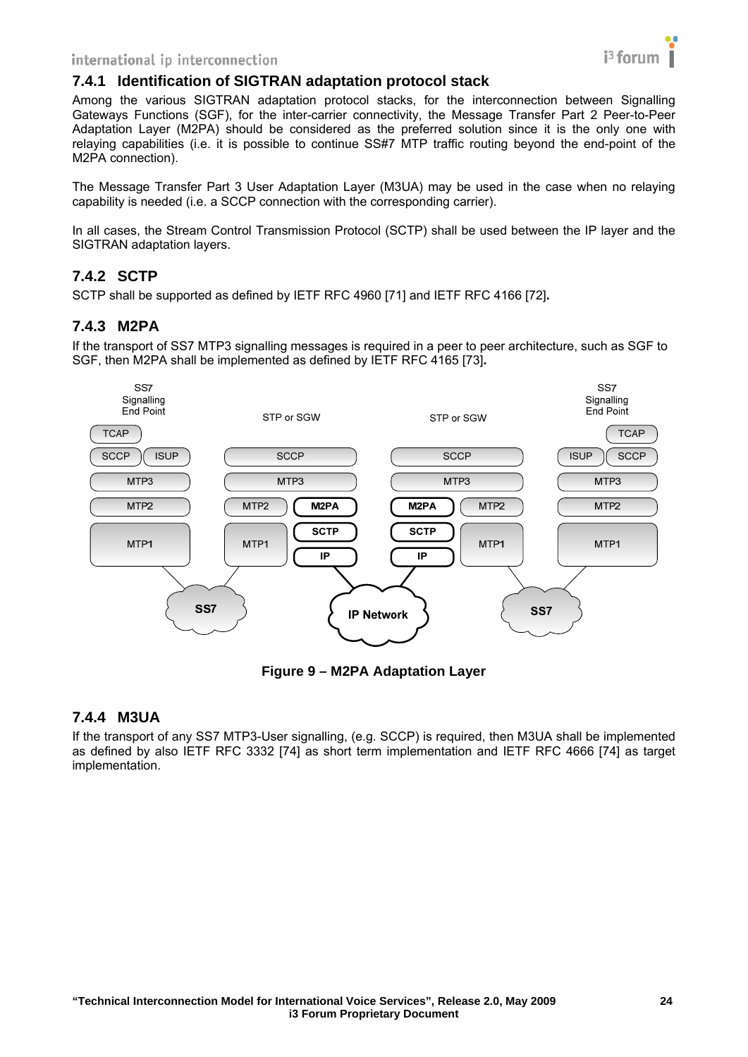### 7.4.1 Identification of SIGTRAN adaptation protocol stack

Among the various SIGTRAN adaptation protocol stacks, for the interconnection between Signalling Gateways Functions (SGF), for the inter-carrier connectivity, the Message Transfer Part 2 Peer-to-Peer Adaptation Layer (M2PA) should be considered as the preferred solution since it is the only one with relaying capabilities (i.e. it is possible to continue SS#7 MTP traffic routing beyond the end-point of the M2PA connection).

The Message Transfer Part 3 User Adaptation Layer (M3UA) may be used in the case when no relaying capability is needed (i.e. a SCCP connection with the corresponding carrier).

In all cases, the Stream Control Transmission Protocol (SCTP) shall be used between the IP layer and the SIGTRAN adaptation layers.

### 7.4.2 SCTP

SCTP shall be supported as defined by IETF RFC 4960 [71] and IETF RFC 4166 [72].

### 7.4.3 M2PA

If the transport of SS7 MTP3 signalling messages is required in a peer to peer architecture, such as SGF to SGF, then M2PA shall be implemented as defined by IETF RFC 4165 [73].

**Figure 9 – M2PA Adaptation Layer**

### 7.4.4 M3UA

If the transport of any SS7 MTP3-User signalling, (e.g. SCCP) is required, then M3UA shall be implemented as defined by also IETF RFC 3332 [74] as short term implementation and IETF RFC 4666 [74] as target implementation.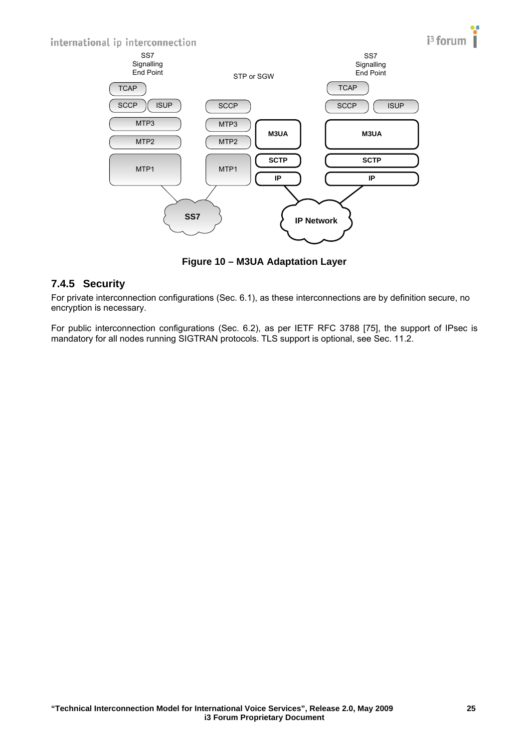Figure 10 – M3UA Adaptation Layer

### 7.4.5 Security

For private interconnection configurations (Sec. 6.1), as these interconnections are by definition secure, no encryption is necessary.

For public interconnection configurations (Sec. 6.2), as per IETF RFC 3788 [75], the support of IPsec is mandatory for all nodes running SIGTRAN protocols. TLS support is optional, see Sec. 11.2.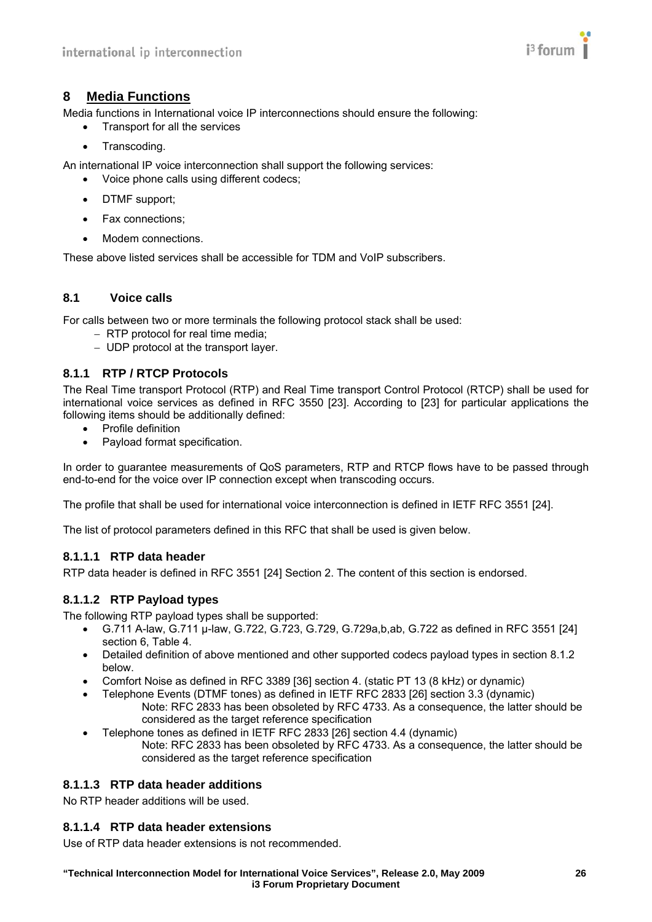# 8 Media Functions

Media functions in International voice IP interconnections should ensure the following:

- Transport for all the services
- Transcoding.

An international IP voice interconnection shall support the following services:

- Voice phone calls using different codecs;
- DTMF support;
- Fax connections;
- Modem connections.

These above listed services shall be accessible for TDM and VoIP subscribers.

## 8.1 Voice calls

For calls between two or more terminals the following protocol stack shall be used:

- RTP protocol for real time media;
- UDP protocol at the transport layer.

### 8.1.1 RTP / RTCP Protocols

The Real Time transport Protocol (RTP) and Real Time transport Control Protocol (RTCP) shall be used for international voice services as defined in RFC 3550 [23]. According to [23] for particular applications the following items should be additionally defined:

- Profile definition
- Payload format specification.

In order to guarantee measurements of QoS parameters, RTP and RTCP flows have to be passed through end-to-end for the voice over IP connection except when transcoding occurs.

The profile that shall be used for international voice interconnection is defined in IETF RFC 3551 [24].

The list of protocol parameters defined in this RFC that shall be used is given below.

#### 8.1.1.1 RTP data header

RTP data header is defined in RFC 3551 [24] Section 2. The content of this section is endorsed.

#### 8.1.1.2 RTP Payload types

The following RTP payload types shall be supported:

- G.711 A-law, G.711 µ-law, G.722, G.723, G.729, G.729a,b,ab, G.722 as defined in RFC 3551 [24] section 6, Table 4.
- Detailed definition of above mentioned and other supported codecs payload types in section 8.1.2 below.
- Comfort Noise as defined in RFC 3389 [36] section 4. (static PT 13 (8 kHz) or dynamic)
- Telephone Events (DTMF tones) as defined in IETF RFC 2833 [26] section 3.3 (dynamic)
  Note: RFC 2833 has been obsoleted by RFC 4733. As a consequence, the latter should be considered as the target reference specification
- Telephone tones as defined in IETF RFC 2833 [26] section 4.4 (dynamic)
  Note: RFC 2833 has been obsoleted by RFC 4733. As a consequence, the latter should be considered as the target reference specification

#### 8.1.1.3 RTP data header additions

No RTP header additions will be used.

#### 8.1.1.4 RTP data header extensions

Use of RTP data header extensions is not recommended.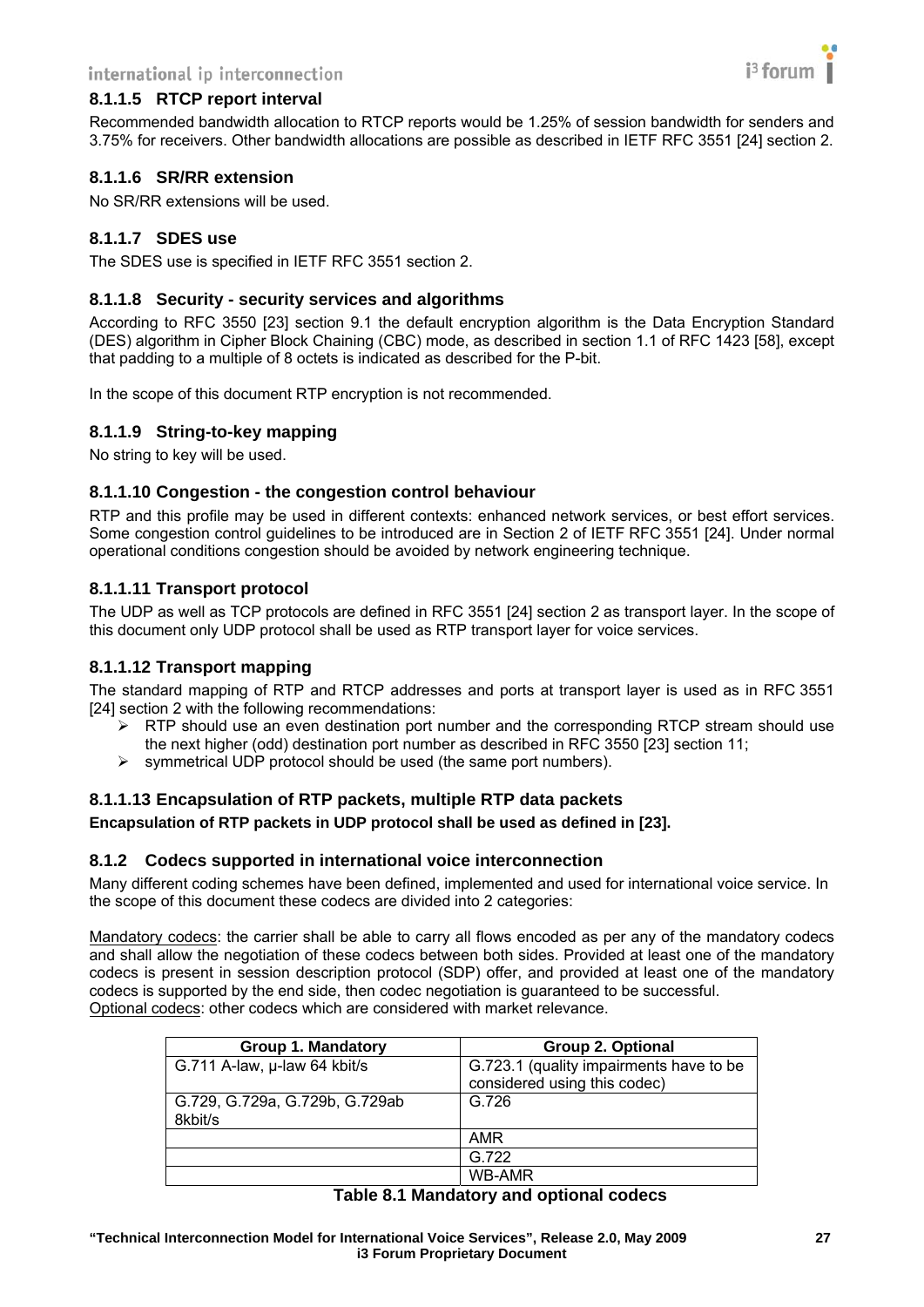#### 8.1.1.5 RTCP report interval

Recommended bandwidth allocation to RTCP reports would be 1.25% of session bandwidth for senders and 3.75% for receivers. Other bandwidth allocations are possible as described in IETF RFC 3551 [24] section 2.

#### 8.1.1.6 SR/RR extension

No SR/RR extensions will be used.

#### 8.1.1.7 SDES use

The SDES use is specified in IETF RFC 3551 section 2.

#### 8.1.1.8 Security - security services and algorithms

According to RFC 3550 [23] section 9.1 the default encryption algorithm is the Data Encryption Standard (DES) algorithm in Cipher Block Chaining (CBC) mode, as described in section 1.1 of RFC 1423 [58], except that padding to a multiple of 8 octets is indicated as described for the P-bit.

In the scope of this document RTP encryption is not recommended.

#### 8.1.1.9 String-to-key mapping

No string to key will be used.

#### 8.1.1.10 Congestion - the congestion control behaviour

RTP and this profile may be used in different contexts: enhanced network services, or best effort services. Some congestion control guidelines to be introduced are in Section 2 of IETF RFC 3551 [24]. Under normal operational conditions congestion should be avoided by network engineering technique.

#### 8.1.1.11 Transport protocol

The UDP as well as TCP protocols are defined in RFC 3551 [24] section 2 as transport layer. In the scope of this document only UDP protocol shall be used as RTP transport layer for voice services.

#### 8.1.1.12 Transport mapping

The standard mapping of RTP and RTCP addresses and ports at transport layer is used as in RFC 3551 [24] section 2 with the following recommendations:

- RTP should use an even destination port number and the corresponding RTCP stream should use the next higher (odd) destination port number as described in RFC 3550 [23] section 11;
- symmetrical UDP protocol should be used (the same port numbers).

#### 8.1.1.13 Encapsulation of RTP packets, multiple RTP data packets

**Encapsulation of RTP packets in UDP protocol shall be used as defined in [23].**

### 8.1.2 Codecs supported in international voice interconnection

Many different coding schemes have been defined, implemented and used for international voice service. In the scope of this document these codecs are divided into 2 categories:

Mandatory codecs: the carrier shall be able to carry all flows encoded as per any of the mandatory codecs and shall allow the negotiation of these codecs between both sides. Provided at least one of the mandatory codecs is present in session description protocol (SDP) offer, and provided at least one of the mandatory codecs is supported by the end side, then codec negotiation is guaranteed to be successful.
Optional codecs: other codecs which are considered with market relevance.

| Group 1. Mandatory | Group 2. Optional |
|---|---|
| G.711 A-law, µ-law 64 kbit/s | G.723.1 (quality impairments have to be considered using this codec) |
| G.729, G.729a, G.729b, G.729ab 8kbit/s | G.726 |
| | AMR |
| | G.722 |
| | WB-AMR |

**Table 8.1 Mandatory and optional codecs**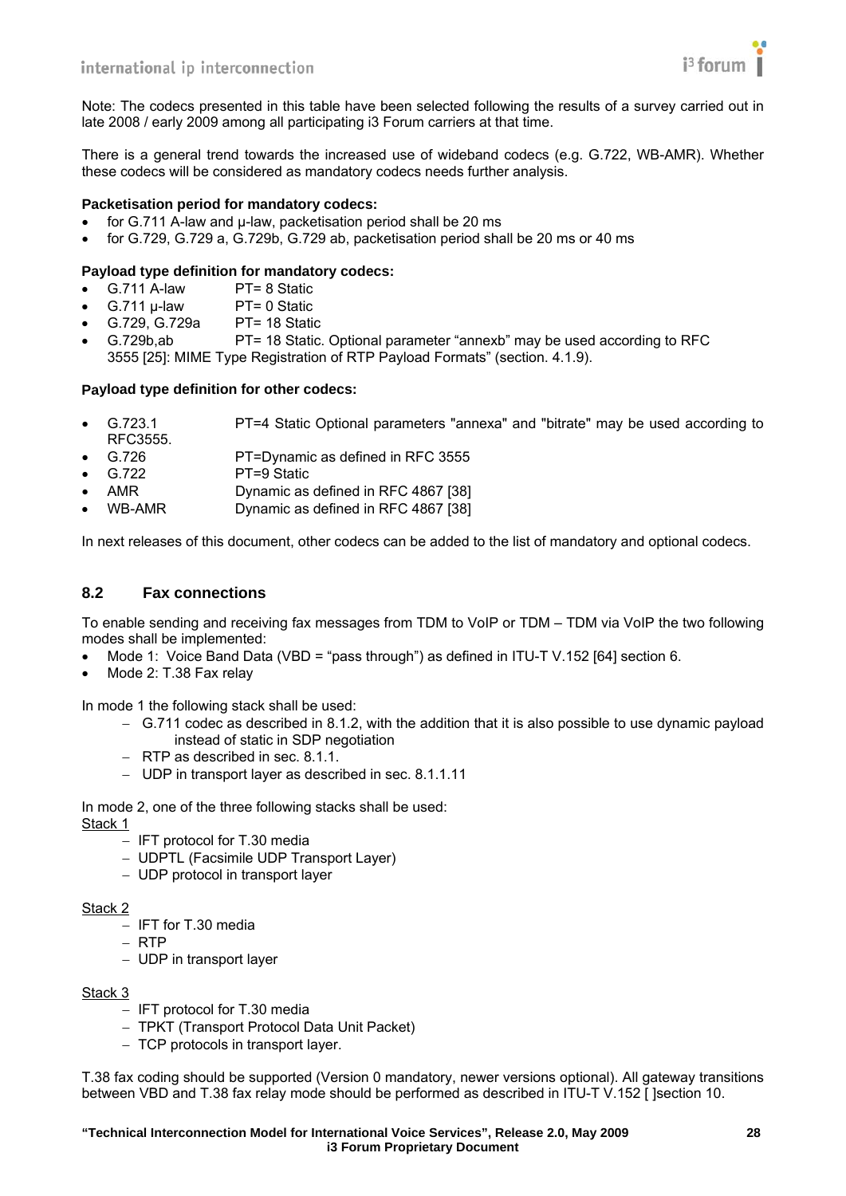Note: The codecs presented in this table have been selected following the results of a survey carried out in late 2008 / early 2009 among all participating i3 Forum carriers at that time.

There is a general trend towards the increased use of wideband codecs (e.g. G.722, WB-AMR). Whether these codecs will be considered as mandatory codecs needs further analysis.

**Packetisation period for mandatory codecs:**

- for G.711 A-law and µ-law, packetisation period shall be 20 ms
- for G.729, G.729 a, G.729b, G.729 ab, packetisation period shall be 20 ms or 40 ms

**Payload type definition for mandatory codecs:**

- G.711 A-law PT= 8 Static
- G.711 µ-law PT= 0 Static
- G.729, G.729a PT= 18 Static
- G.729b,ab PT= 18 Static. Optional parameter "annexb" may be used according to RFC 3555 [25]: MIME Type Registration of RTP Payload Formats" (section. 4.1.9).

**Payload type definition for other codecs:**

- G.723.1 PT=4 Static Optional parameters "annexa" and "bitrate" may be used according to RFC3555.
- G.726 PT=Dynamic as defined in RFC 3555
- G.722 PT=9 Static
- AMR Dynamic as defined in RFC 4867 [38]
- WB-AMR Dynamic as defined in RFC 4867 [38]

In next releases of this document, other codecs can be added to the list of mandatory and optional codecs.

## 8.2 Fax connections

To enable sending and receiving fax messages from TDM to VoIP or TDM – TDM via VoIP the two following modes shall be implemented:

- Mode 1: Voice Band Data (VBD = "pass through") as defined in ITU-T V.152 [64] section 6.
- Mode 2: T.38 Fax relay

In mode 1 the following stack shall be used:

- G.711 codec as described in 8.1.2, with the addition that it is also possible to use dynamic payload instead of static in SDP negotiation
- RTP as described in sec. 8.1.1.
- UDP in transport layer as described in sec. 8.1.1.11

In mode 2, one of the three following stacks shall be used:

<u>Stack 1</u>

- IFT protocol for T.30 media
- UDPTL (Facsimile UDP Transport Layer)
- UDP protocol in transport layer

<u>Stack 2</u>

- IFT for T.30 media
- RTP
- UDP in transport layer

<u>Stack 3</u>

- IFT protocol for T.30 media
- TPKT (Transport Protocol Data Unit Packet)
- TCP protocols in transport layer.

T.38 fax coding should be supported (Version 0 mandatory, newer versions optional). All gateway transitions between VBD and T.38 fax relay mode should be performed as described in ITU-T V.152 [ ]section 10.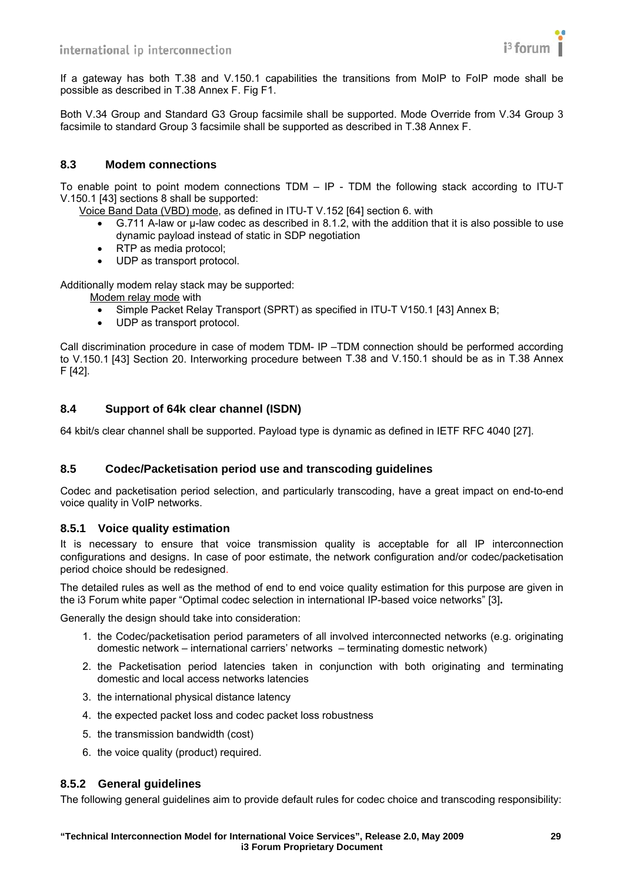If a gateway has both T.38 and V.150.1 capabilities the transitions from MoIP to FoIP mode shall be possible as described in T.38 Annex F. Fig F1.

Both V.34 Group and Standard G3 Group facsimile shall be supported. Mode Override from V.34 Group 3 facsimile to standard Group 3 facsimile shall be supported as described in T.38 Annex F.

### 8.3 Modem connections

To enable point to point modem connections TDM – IP - TDM the following stack according to ITU-T V.150.1 [43] sections 8 shall be supported:

Voice Band Data (VBD) mode, as defined in ITU-T V.152 [64] section 6. with

- G.711 A-law or µ-law codec as described in 8.1.2, with the addition that it is also possible to use dynamic payload instead of static in SDP negotiation
- RTP as media protocol;
- UDP as transport protocol.

Additionally modem relay stack may be supported:

Modem relay mode with

- Simple Packet Relay Transport (SPRT) as specified in ITU-T V150.1 [43] Annex B;
- UDP as transport protocol.

Call discrimination procedure in case of modem TDM- IP –TDM connection should be performed according to V.150.1 [43] Section 20. Interworking procedure between T.38 and V.150.1 should be as in T.38 Annex F [42].

### 8.4 Support of 64k clear channel (ISDN)

64 kbit/s clear channel shall be supported. Payload type is dynamic as defined in IETF RFC 4040 [27].

### 8.5 Codec/Packetisation period use and transcoding guidelines

Codec and packetisation period selection, and particularly transcoding, have a great impact on end-to-end voice quality in VoIP networks.

#### 8.5.1 Voice quality estimation

It is necessary to ensure that voice transmission quality is acceptable for all IP interconnection configurations and designs. In case of poor estimate, the network configuration and/or codec/packetisation period choice should be redesigned.

The detailed rules as well as the method of end to end voice quality estimation for this purpose are given in the i3 Forum white paper "Optimal codec selection in international IP-based voice networks" [3].

Generally the design should take into consideration:

1. the Codec/packetisation period parameters of all involved interconnected networks (e.g. originating domestic network – international carriers' networks – terminating domestic network)
2. the Packetisation period latencies taken in conjunction with both originating and terminating domestic and local access networks latencies
3. the international physical distance latency
4. the expected packet loss and codec packet loss robustness
5. the transmission bandwidth (cost)
6. the voice quality (product) required.

#### 8.5.2 General guidelines

The following general guidelines aim to provide default rules for codec choice and transcoding responsibility: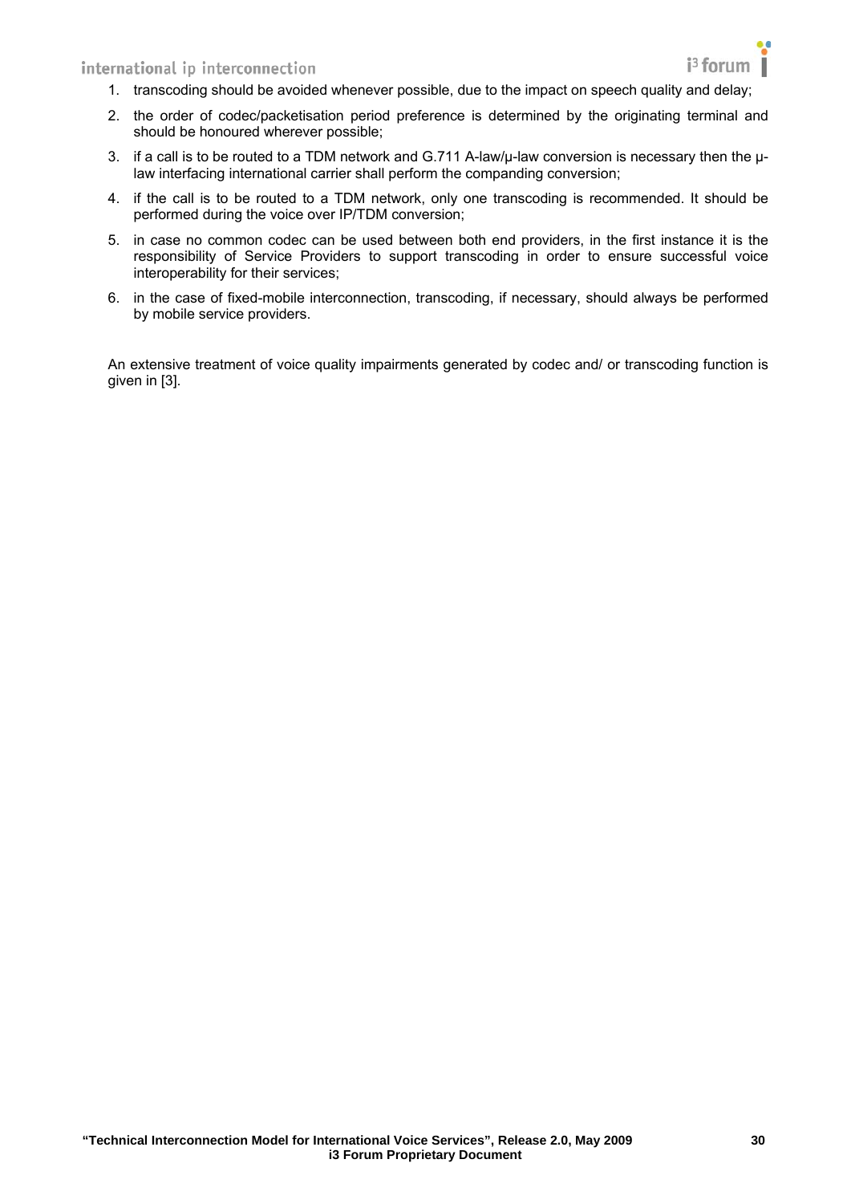1. transcoding should be avoided whenever possible, due to the impact on speech quality and delay;
2. the order of codec/packetisation period preference is determined by the originating terminal and should be honoured wherever possible;
3. if a call is to be routed to a TDM network and G.711 A-law/µ-law conversion is necessary then the µ-law interfacing international carrier shall perform the companding conversion;
4. if the call is to be routed to a TDM network, only one transcoding is recommended. It should be performed during the voice over IP/TDM conversion;
5. in case no common codec can be used between both end providers, in the first instance it is the responsibility of Service Providers to support transcoding in order to ensure successful voice interoperability for their services;
6. in the case of fixed-mobile interconnection, transcoding, if necessary, should always be performed by mobile service providers.

An extensive treatment of voice quality impairments generated by codec and/ or transcoding function is given in [3].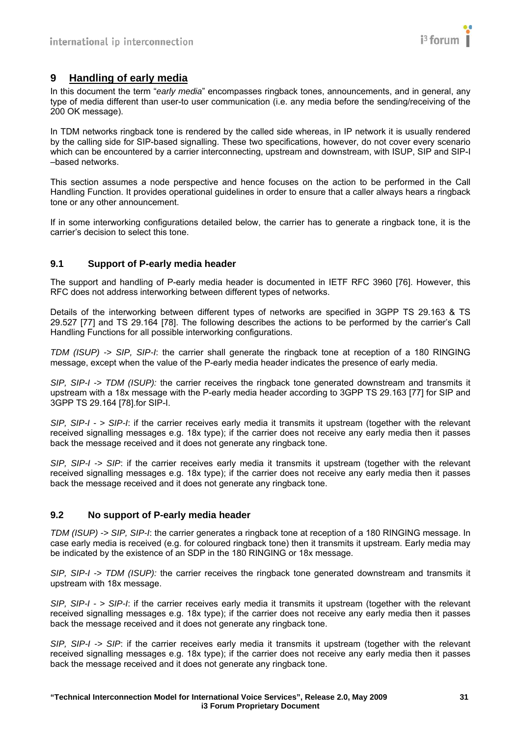## 9 Handling of early media

In this document the term "*early media*" encompasses ringback tones, announcements, and in general, any type of media different than user-to user communication (i.e. any media before the sending/receiving of the 200 OK message).

In TDM networks ringback tone is rendered by the called side whereas, in IP network it is usually rendered by the calling side for SIP-based signalling. These two specifications, however, do not cover every scenario which can be encountered by a carrier interconnecting, upstream and downstream, with ISUP, SIP and SIP-I –based networks.

This section assumes a node perspective and hence focuses on the action to be performed in the Call Handling Function. It provides operational guidelines in order to ensure that a caller always hears a ringback tone or any other announcement.

If in some interworking configurations detailed below, the carrier has to generate a ringback tone, it is the carrier's decision to select this tone.

### 9.1 Support of P-early media header

The support and handling of P-early media header is documented in IETF RFC 3960 [76]. However, this RFC does not address interworking between different types of networks.

Details of the interworking between different types of networks are specified in 3GPP TS 29.163 & TS 29.527 [77] and TS 29.164 [78]. The following describes the actions to be performed by the carrier's Call Handling Functions for all possible interworking configurations.

*TDM (ISUP) -> SIP, SIP-I*: the carrier shall generate the ringback tone at reception of a 180 RINGING message, except when the value of the P-early media header indicates the presence of early media.

*SIP, SIP-I -> TDM (ISUP):* the carrier receives the ringback tone generated downstream and transmits it upstream with a 18x message with the P-early media header according to 3GPP TS 29.163 [77] for SIP and 3GPP TS 29.164 [78].for SIP-I.

*SIP, SIP-I - > SIP-I*: if the carrier receives early media it transmits it upstream (together with the relevant received signalling messages e.g. 18x type); if the carrier does not receive any early media then it passes back the message received and it does not generate any ringback tone.

*SIP, SIP-I -> SIP*: if the carrier receives early media it transmits it upstream (together with the relevant received signalling messages e.g. 18x type); if the carrier does not receive any early media then it passes back the message received and it does not generate any ringback tone.

### 9.2 No support of P-early media header

*TDM (ISUP) -> SIP, SIP-I*: the carrier generates a ringback tone at reception of a 180 RINGING message. In case early media is received (e.g. for coloured ringback tone) then it transmits it upstream. Early media may be indicated by the existence of an SDP in the 180 RINGING or 18x message.

*SIP, SIP-I -> TDM (ISUP):* the carrier receives the ringback tone generated downstream and transmits it upstream with 18x message.

*SIP, SIP-I - > SIP-I*: if the carrier receives early media it transmits it upstream (together with the relevant received signalling messages e.g. 18x type); if the carrier does not receive any early media then it passes back the message received and it does not generate any ringback tone.

*SIP, SIP-I -> SIP*: if the carrier receives early media it transmits it upstream (together with the relevant received signalling messages e.g. 18x type); if the carrier does not receive any early media then it passes back the message received and it does not generate any ringback tone.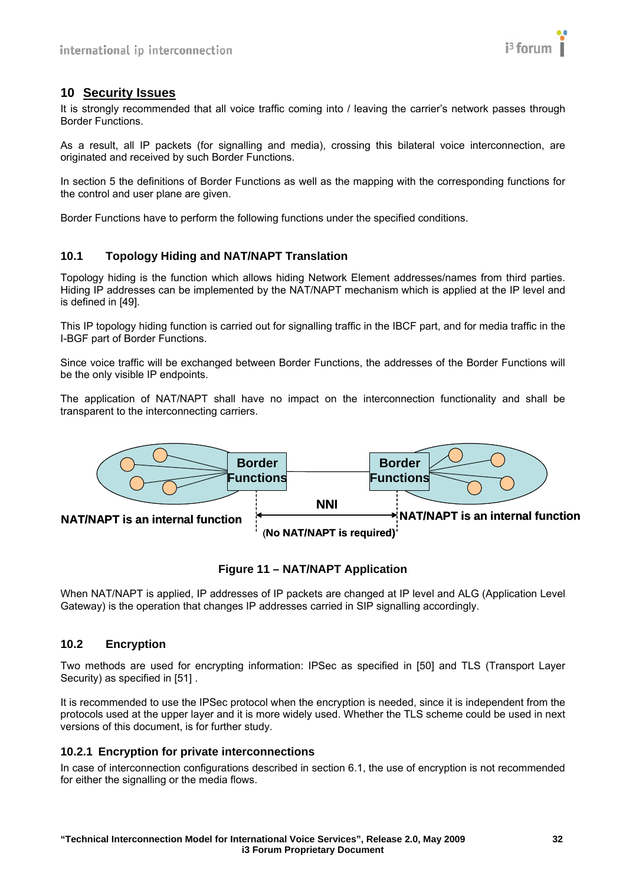## 10 Security Issues

It is strongly recommended that all voice traffic coming into / leaving the carrier's network passes through Border Functions.

As a result, all IP packets (for signalling and media), crossing this bilateral voice interconnection, are originated and received by such Border Functions.

In section 5 the definitions of Border Functions as well as the mapping with the corresponding functions for the control and user plane are given.

Border Functions have to perform the following functions under the specified conditions.

### 10.1 Topology Hiding and NAT/NAPT Translation

Topology hiding is the function which allows hiding Network Element addresses/names from third parties. Hiding IP addresses can be implemented by the NAT/NAPT mechanism which is applied at the IP level and is defined in [49].

This IP topology hiding function is carried out for signalling traffic in the IBCF part, and for media traffic in the I-BGF part of Border Functions.

Since voice traffic will be exchanged between Border Functions, the addresses of the Border Functions will be the only visible IP endpoints.

The application of NAT/NAPT shall have no impact on the interconnection functionality and shall be transparent to the interconnecting carriers.

Border Functions — NNI — Border Functions

NAT/NAPT is an internal function | (No NAT/NAPT is required) | NAT/NAPT is an internal function

**Figure 11 – NAT/NAPT Application**

When NAT/NAPT is applied, IP addresses of IP packets are changed at IP level and ALG (Application Level Gateway) is the operation that changes IP addresses carried in SIP signalling accordingly.

### 10.2 Encryption

Two methods are used for encrypting information: IPSec as specified in [50] and TLS (Transport Layer Security) as specified in [51] .

It is recommended to use the IPSec protocol when the encryption is needed, since it is independent from the protocols used at the upper layer and it is more widely used. Whether the TLS scheme could be used in next versions of this document, is for further study.

#### 10.2.1 Encryption for private interconnections

In case of interconnection configurations described in section 6.1, the use of encryption is not recommended for either the signalling or the media flows.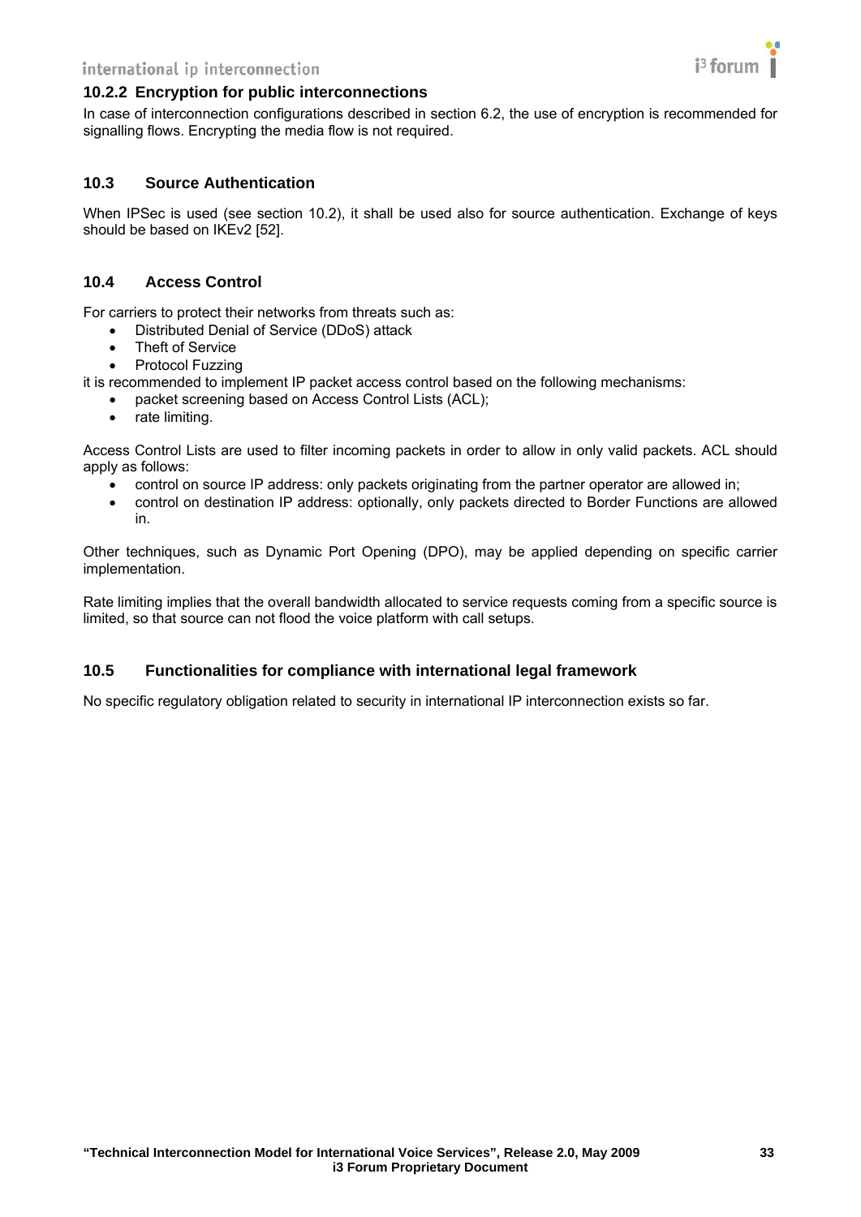### 10.2.2 Encryption for public interconnections

In case of interconnection configurations described in section 6.2, the use of encryption is recommended for signalling flows. Encrypting the media flow is not required.

## 10.3 Source Authentication

When IPSec is used (see section 10.2), it shall be used also for source authentication. Exchange of keys should be based on IKEv2 [52].

## 10.4 Access Control

For carriers to protect their networks from threats such as:

- Distributed Denial of Service (DDoS) attack
- Theft of Service
- Protocol Fuzzing

it is recommended to implement IP packet access control based on the following mechanisms:

- packet screening based on Access Control Lists (ACL);
- rate limiting.

Access Control Lists are used to filter incoming packets in order to allow in only valid packets. ACL should apply as follows:

- control on source IP address: only packets originating from the partner operator are allowed in;
- control on destination IP address: optionally, only packets directed to Border Functions are allowed in.

Other techniques, such as Dynamic Port Opening (DPO), may be applied depending on specific carrier implementation.

Rate limiting implies that the overall bandwidth allocated to service requests coming from a specific source is limited, so that source can not flood the voice platform with call setups.

## 10.5 Functionalities for compliance with international legal framework

No specific regulatory obligation related to security in international IP interconnection exists so far.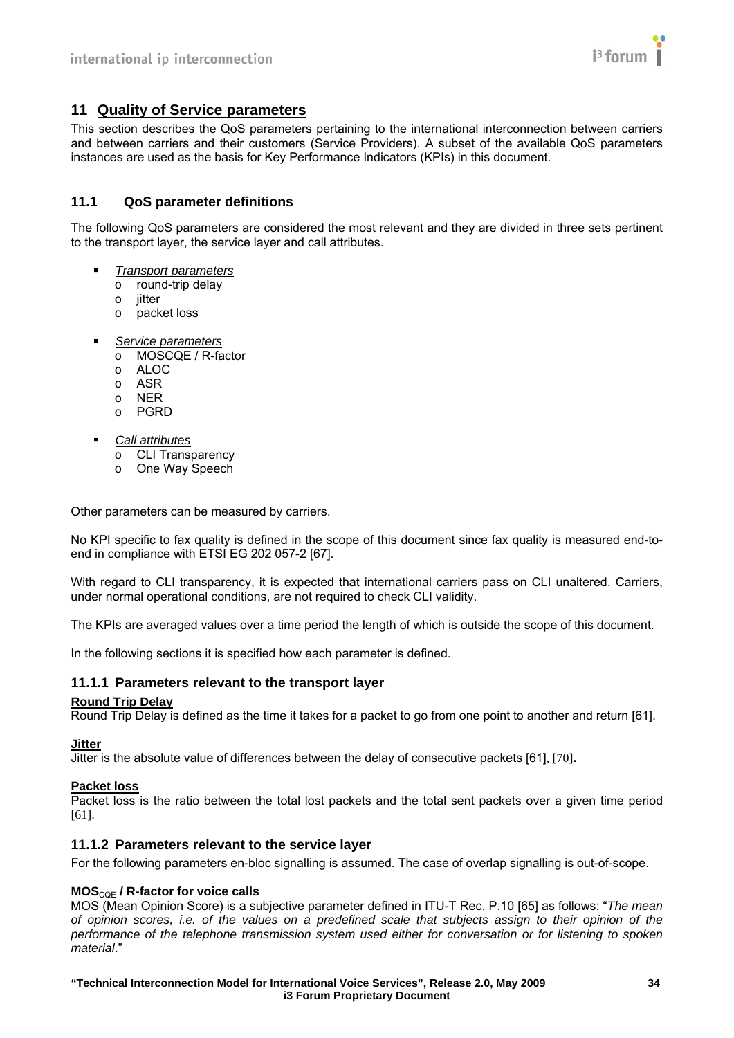# 11 Quality of Service parameters

This section describes the QoS parameters pertaining to the international interconnection between carriers and between carriers and their customers (Service Providers). A subset of the available QoS parameters instances are used as the basis for Key Performance Indicators (KPIs) in this document.

## 11.1 QoS parameter definitions

The following QoS parameters are considered the most relevant and they are divided in three sets pertinent to the transport layer, the service layer and call attributes.

- *Transport parameters*
  - round-trip delay
  - jitter
  - packet loss
- *Service parameters*
  - MOSCQE / R-factor
  - ALOC
  - ASR
  - NER
  - PGRD
- *Call attributes*
  - CLI Transparency
  - One Way Speech

Other parameters can be measured by carriers.

No KPI specific to fax quality is defined in the scope of this document since fax quality is measured end-to-end in compliance with ETSI EG 202 057-2 [67].

With regard to CLI transparency, it is expected that international carriers pass on CLI unaltered. Carriers, under normal operational conditions, are not required to check CLI validity.

The KPIs are averaged values over a time period the length of which is outside the scope of this document.

In the following sections it is specified how each parameter is defined.

### 11.1.1 Parameters relevant to the transport layer

**Round Trip Delay**

Round Trip Delay is defined as the time it takes for a packet to go from one point to another and return [61].

**Jitter**

Jitter is the absolute value of differences between the delay of consecutive packets [61], [70].

**Packet loss**

Packet loss is the ratio between the total lost packets and the total sent packets over a given time period [61].

### 11.1.2 Parameters relevant to the service layer

For the following parameters en-bloc signalling is assumed. The case of overlap signalling is out-of-scope.

**$MOS_{CQE}$ / R-factor for voice calls**

MOS (Mean Opinion Score) is a subjective parameter defined in ITU-T Rec. P.10 [65] as follows: "*The mean of opinion scores, i.e. of the values on a predefined scale that subjects assign to their opinion of the performance of the telephone transmission system used either for conversation or for listening to spoken material*."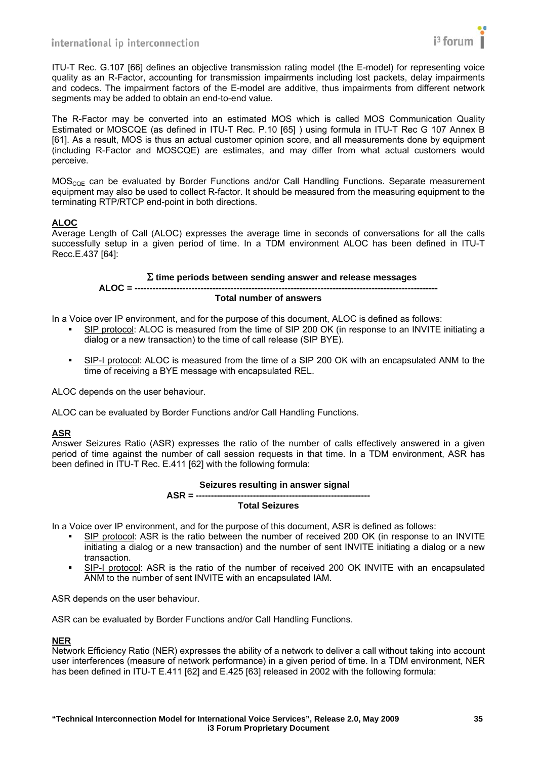ITU-T Rec. G.107 [66] defines an objective transmission rating model (the E-model) for representing voice quality as an R-Factor, accounting for transmission impairments including lost packets, delay impairments and codecs. The impairment factors of the E-model are additive, thus impairments from different network segments may be added to obtain an end-to-end value.

The R-Factor may be converted into an estimated MOS which is called MOS Communication Quality Estimated or MOSCQE (as defined in ITU-T Rec. P.10 [65] ) using formula in ITU-T Rec G 107 Annex B [61]. As a result, MOS is thus an actual customer opinion score, and all measurements done by equipment (including R-Factor and MOSCQE) are estimates, and may differ from what actual customers would perceive.

$MOS_{CQE}$ can be evaluated by Border Functions and/or Call Handling Functions. Separate measurement equipment may also be used to collect R-factor. It should be measured from the measuring equipment to the terminating RTP/RTCP end-point in both directions.

**ALOC**

Average Length of Call (ALOC) expresses the average time in seconds of conversations for all the calls successfully setup in a given period of time. In a TDM environment ALOC has been defined in ITU-T Recc.E.437 [64]:

$$\mathbf{ALOC} = \frac{\sum \textbf{time periods between sending answer and release messages}}{\textbf{Total number of answers}}$$

In a Voice over IP environment, and for the purpose of this document, ALOC is defined as follows:

- SIP protocol: ALOC is measured from the time of SIP 200 OK (in response to an INVITE initiating a dialog or a new transaction) to the time of call release (SIP BYE).
- SIP-I protocol: ALOC is measured from the time of a SIP 200 OK with an encapsulated ANM to the time of receiving a BYE message with encapsulated REL.

ALOC depends on the user behaviour.

ALOC can be evaluated by Border Functions and/or Call Handling Functions.

**ASR**

Answer Seizures Ratio (ASR) expresses the ratio of the number of calls effectively answered in a given period of time against the number of call session requests in that time. In a TDM environment, ASR has been defined in ITU-T Rec. E.411 [62] with the following formula:

$$\mathbf{ASR} = \frac{\textbf{Seizures resulting in answer signal}}{\textbf{Total Seizures}}$$

In a Voice over IP environment, and for the purpose of this document, ASR is defined as follows:

- SIP protocol: ASR is the ratio between the number of received 200 OK (in response to an INVITE initiating a dialog or a new transaction) and the number of sent INVITE initiating a dialog or a new transaction.
- SIP-I protocol: ASR is the ratio of the number of received 200 OK INVITE with an encapsulated ANM to the number of sent INVITE with an encapsulated IAM.

ASR depends on the user behaviour.

ASR can be evaluated by Border Functions and/or Call Handling Functions.

**NER**

Network Efficiency Ratio (NER) expresses the ability of a network to deliver a call without taking into account user interferences (measure of network performance) in a given period of time. In a TDM environment, NER has been defined in ITU-T E.411 [62] and E.425 [63] released in 2002 with the following formula: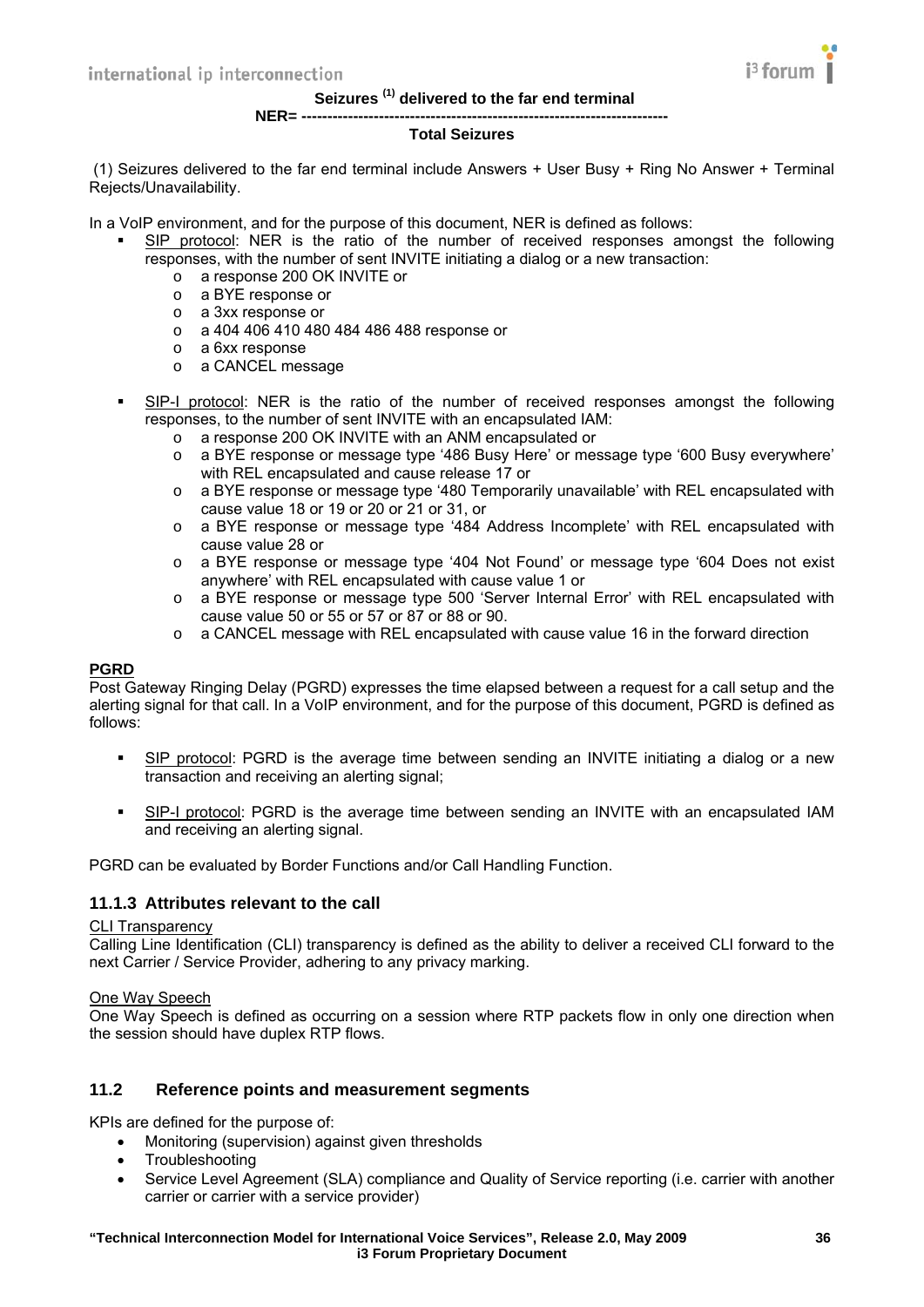$$\text{NER} = \frac{\text{Seizures}^{(1)} \text{ delivered to the far end terminal}}{\text{Total Seizures}}$$

(1) Seizures delivered to the far end terminal include Answers + User Busy + Ring No Answer + Terminal Rejects/Unavailability.

In a VoIP environment, and for the purpose of this document, NER is defined as follows:

- SIP protocol: NER is the ratio of the number of received responses amongst the following responses, with the number of sent INVITE initiating a dialog or a new transaction:
  - a response 200 OK INVITE or
  - a BYE response or
  - a 3xx response or
  - a 404 406 410 480 484 486 488 response or
  - a 6xx response
  - a CANCEL message
- SIP-I protocol: NER is the ratio of the number of received responses amongst the following responses, to the number of sent INVITE with an encapsulated IAM:
  - a response 200 OK INVITE with an ANM encapsulated or
  - a BYE response or message type '486 Busy Here' or message type '600 Busy everywhere' with REL encapsulated and cause release 17 or
  - a BYE response or message type '480 Temporarily unavailable' with REL encapsulated with cause value 18 or 19 or 20 or 21 or 31, or
  - a BYE response or message type '484 Address Incomplete' with REL encapsulated with cause value 28 or
  - a BYE response or message type '404 Not Found' or message type '604 Does not exist anywhere' with REL encapsulated with cause value 1 or
  - a BYE response or message type 500 'Server Internal Error' with REL encapsulated with cause value 50 or 55 or 57 or 87 or 88 or 90.
  - a CANCEL message with REL encapsulated with cause value 16 in the forward direction

**PGRD**

Post Gateway Ringing Delay (PGRD) expresses the time elapsed between a request for a call setup and the alerting signal for that call. In a VoIP environment, and for the purpose of this document, PGRD is defined as follows:

- SIP protocol: PGRD is the average time between sending an INVITE initiating a dialog or a new transaction and receiving an alerting signal;
- SIP-I protocol: PGRD is the average time between sending an INVITE with an encapsulated IAM and receiving an alerting signal.

PGRD can be evaluated by Border Functions and/or Call Handling Function.

### 11.1.3 Attributes relevant to the call

CLI Transparency

Calling Line Identification (CLI) transparency is defined as the ability to deliver a received CLI forward to the next Carrier / Service Provider, adhering to any privacy marking.

One Way Speech

One Way Speech is defined as occurring on a session where RTP packets flow in only one direction when the session should have duplex RTP flows.

## 11.2 Reference points and measurement segments

KPIs are defined for the purpose of:

- Monitoring (supervision) against given thresholds
- Troubleshooting
- Service Level Agreement (SLA) compliance and Quality of Service reporting (i.e. carrier with another carrier or carrier with a service provider)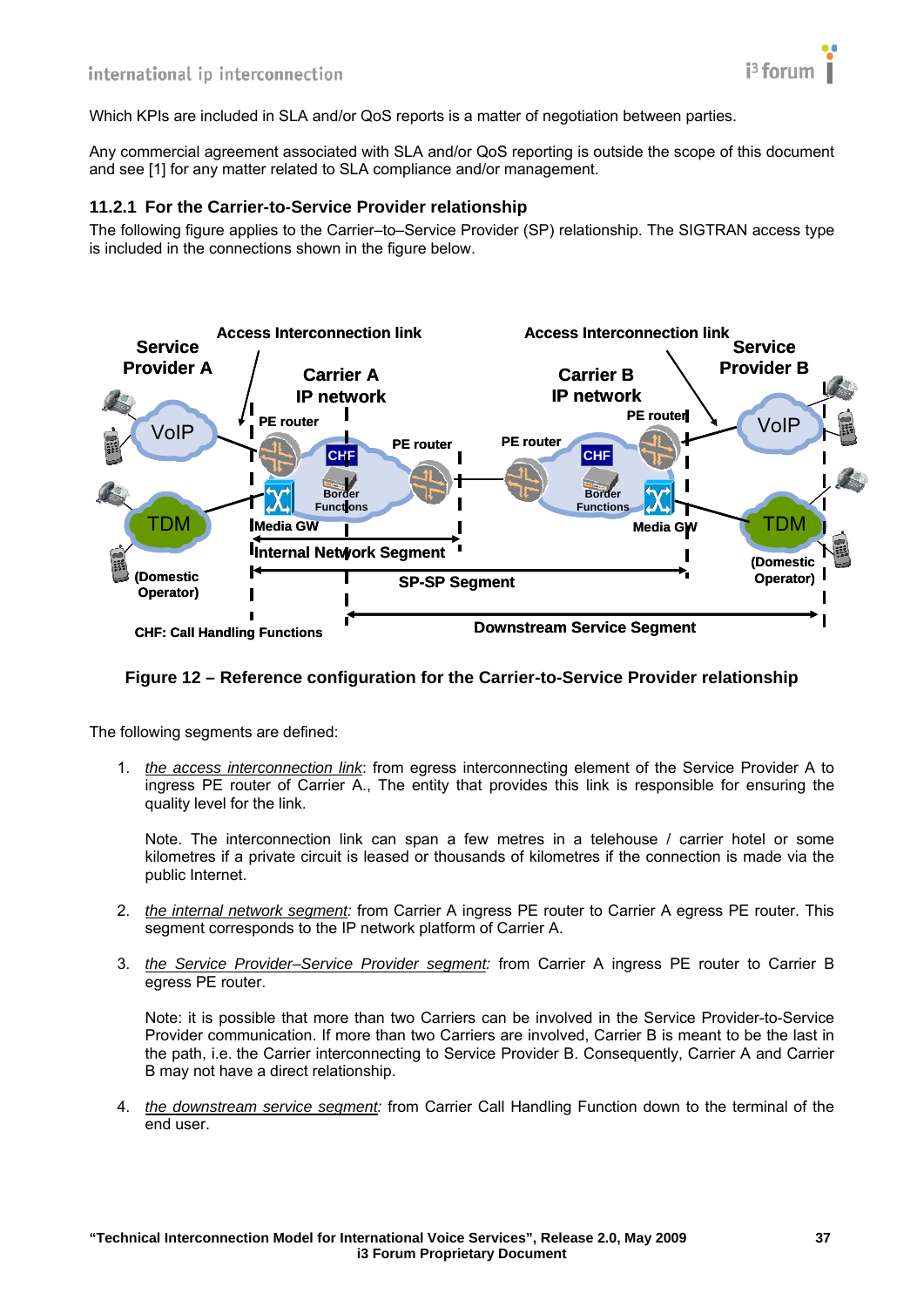Which KPIs are included in SLA and/or QoS reports is a matter of negotiation between parties.

Any commercial agreement associated with SLA and/or QoS reporting is outside the scope of this document and see [1] for any matter related to SLA compliance and/or management.

### 11.2.1 For the Carrier-to-Service Provider relationship

The following figure applies to the Carrier–to–Service Provider (SP) relationship. The SIGTRAN access type is included in the connections shown in the figure below.

**Figure 12 – Reference configuration for the Carrier-to-Service Provider relationship**

The following segments are defined:

1. *the access interconnection link*: from egress interconnecting element of the Service Provider A to ingress PE router of Carrier A., The entity that provides this link is responsible for ensuring the quality level for the link.

   Note. The interconnection link can span a few metres in a telehouse / carrier hotel or some kilometres if a private circuit is leased or thousands of kilometres if the connection is made via the public Internet.

2. *the internal network segment:* from Carrier A ingress PE router to Carrier A egress PE router. This segment corresponds to the IP network platform of Carrier A.

3. *the Service Provider–Service Provider segment:* from Carrier A ingress PE router to Carrier B egress PE router.

   Note: it is possible that more than two Carriers can be involved in the Service Provider-to-Service Provider communication. If more than two Carriers are involved, Carrier B is meant to be the last in the path, i.e. the Carrier interconnecting to Service Provider B. Consequently, Carrier A and Carrier B may not have a direct relationship.

4. *the downstream service segment:* from Carrier Call Handling Function down to the terminal of the end user.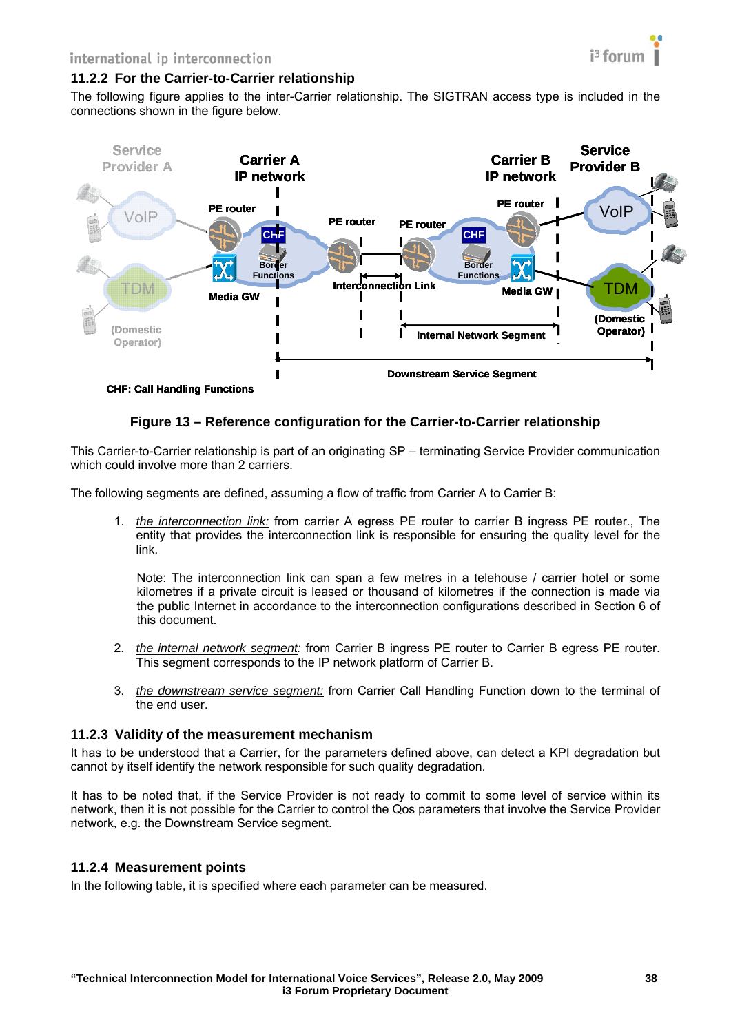### 11.2.2 For the Carrier-to-Carrier relationship

The following figure applies to the inter-Carrier relationship. The SIGTRAN access type is included in the connections shown in the figure below.

**Figure 13 – Reference configuration for the Carrier-to-Carrier relationship**

This Carrier-to-Carrier relationship is part of an originating SP – terminating Service Provider communication which could involve more than 2 carriers.

The following segments are defined, assuming a flow of traffic from Carrier A to Carrier B:

1. *the interconnection link:* from carrier A egress PE router to carrier B ingress PE router., The entity that provides the interconnection link is responsible for ensuring the quality level for the link.

   Note: The interconnection link can span a few metres in a telehouse / carrier hotel or some kilometres if a private circuit is leased or thousand of kilometres if the connection is made via the public Internet in accordance to the interconnection configurations described in Section 6 of this document.

2. *the internal network segment:* from Carrier B ingress PE router to Carrier B egress PE router. This segment corresponds to the IP network platform of Carrier B.

3. *the downstream service segment:* from Carrier Call Handling Function down to the terminal of the end user.

### 11.2.3 Validity of the measurement mechanism

It has to be understood that a Carrier, for the parameters defined above, can detect a KPI degradation but cannot by itself identify the network responsible for such quality degradation.

It has to be noted that, if the Service Provider is not ready to commit to some level of service within its network, then it is not possible for the Carrier to control the Qos parameters that involve the Service Provider network, e.g. the Downstream Service segment.

### 11.2.4 Measurement points

In the following table, it is specified where each parameter can be measured.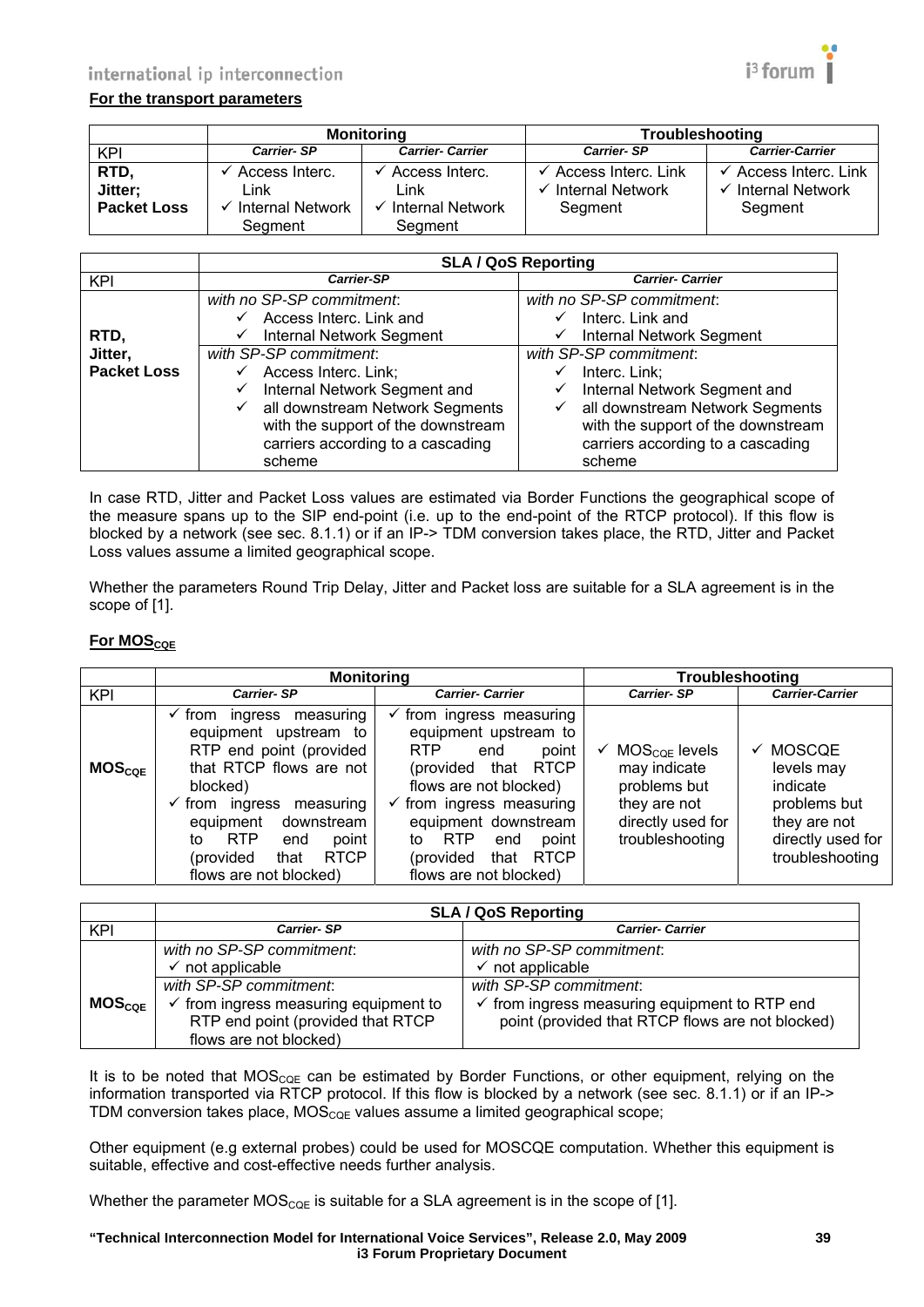**For the transport parameters**

| | Monitoring | | Troubleshooting | |
|---|---|---|---|---|
| KPI | *Carrier- SP* | *Carrier- Carrier* | *Carrier- SP* | *Carrier-Carrier* |
| **RTD, Jitter; Packet Loss** | ✓ Access Interc. Link<br>✓ Internal Network Segment | ✓ Access Interc. Link<br>✓ Internal Network Segment | ✓ Access Interc. Link<br>✓ Internal Network Segment | ✓ Access Interc. Link<br>✓ Internal Network Segment |

| | SLA / QoS Reporting | |
|---|---|---|
| KPI | *Carrier-SP* | *Carrier- Carrier* |
| **RTD, Jitter, Packet Loss** | *with no SP-SP commitment*:<br>✓ Access Interc. Link and<br>✓ Internal Network Segment | *with no SP-SP commitment*:<br>✓ Interc. Link and<br>✓ Internal Network Segment |
| | *with SP-SP commitment*:<br>✓ Access Interc. Link;<br>✓ Internal Network Segment and<br>✓ all downstream Network Segments with the support of the downstream carriers according to a cascading scheme | *with SP-SP commitment*:<br>✓ Interc. Link;<br>✓ Internal Network Segment and<br>✓ all downstream Network Segments with the support of the downstream carriers according to a cascading scheme |

In case RTD, Jitter and Packet Loss values are estimated via Border Functions the geographical scope of the measure spans up to the SIP end-point (i.e. up to the end-point of the RTCP protocol). If this flow is blocked by a network (see sec. 8.1.1) or if an IP-> TDM conversion takes place, the RTD, Jitter and Packet Loss values assume a limited geographical scope.

Whether the parameters Round Trip Delay, Jitter and Packet loss are suitable for a SLA agreement is in the scope of [1].

**For $MOS_{CQE}$**

| | Monitoring | | Troubleshooting | |
|---|---|---|---|---|
| KPI | *Carrier- SP* | *Carrier- Carrier* | *Carrier- SP* | *Carrier-Carrier* |
| **$MOS_{CQE}$** | ✓ from ingress measuring equipment upstream to RTP end point (provided that RTCP flows are not blocked)<br>✓ from ingress measuring equipment downstream to RTP end point (provided that RTCP flows are not blocked) | ✓ from ingress measuring equipment upstream to RTP end point (provided that RTCP flows are not blocked)<br>✓ from ingress measuring equipment downstream to RTP end point (provided that RTCP flows are not blocked) | ✓ $MOS_{CQE}$ levels may indicate problems but they are not directly used for troubleshooting | ✓ MOSCQE levels may indicate problems but they are not directly used for troubleshooting |

| | SLA / QoS Reporting | |
|---|---|---|
| KPI | *Carrier- SP* | *Carrier- Carrier* |
| **$MOS_{CQE}$** | *with no SP-SP commitment*:<br>✓ not applicable | *with no SP-SP commitment*:<br>✓ not applicable |
| | *with SP-SP commitment*:<br>✓ from ingress measuring equipment to RTP end point (provided that RTCP flows are not blocked) | *with SP-SP commitment*:<br>✓ from ingress measuring equipment to RTP end point (provided that RTCP flows are not blocked) |

It is to be noted that $MOS_{CQE}$ can be estimated by Border Functions, or other equipment, relying on the information transported via RTCP protocol. If this flow is blocked by a network (see sec. 8.1.1) or if an IP-> TDM conversion takes place, $MOS_{CQE}$ values assume a limited geographical scope;

Other equipment (e.g external probes) could be used for MOSCQE computation. Whether this equipment is suitable, effective and cost-effective needs further analysis.

Whether the parameter $MOS_{CQE}$ is suitable for a SLA agreement is in the scope of [1].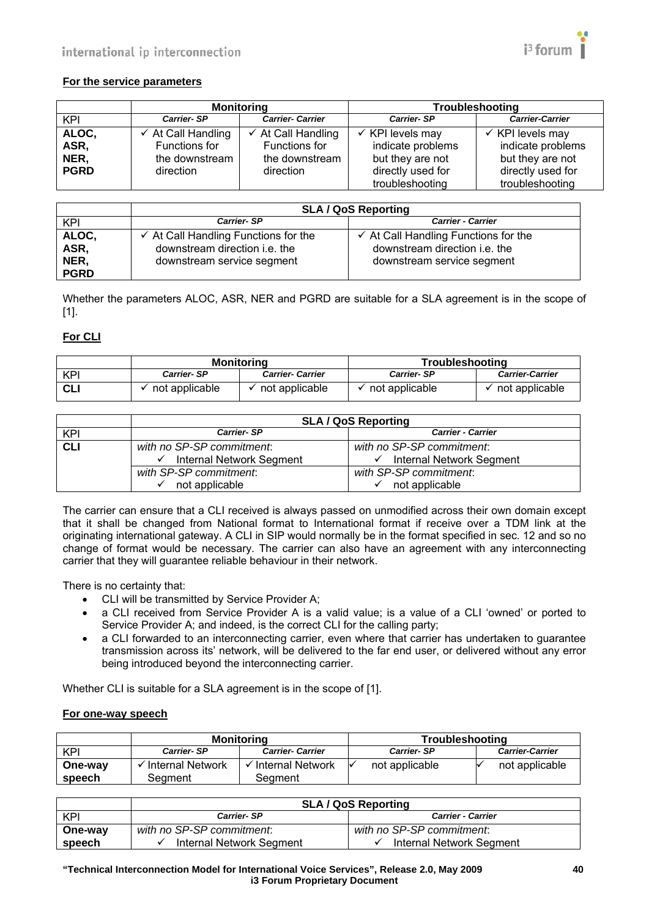**For the service parameters**

| | Monitoring | | Troubleshooting | |
|---|---|---|---|---|
| KPI | *Carrier- SP* | *Carrier- Carrier* | *Carrier- SP* | *Carrier-Carrier* |
| **ALOC, ASR, NER, PGRD** | ✓ At Call Handling Functions for the downstream direction | ✓ At Call Handling Functions for the downstream direction | ✓ KPI levels may indicate problems but they are not directly used for troubleshooting | ✓ KPI levels may indicate problems but they are not directly used for troubleshooting |

| | SLA / QoS Reporting | |
|---|---|---|
| KPI | *Carrier- SP* | *Carrier - Carrier* |
| **ALOC, ASR, NER, PGRD** | ✓ At Call Handling Functions for the downstream direction i.e. the downstream service segment | ✓ At Call Handling Functions for the downstream direction i.e. the downstream service segment |

Whether the parameters ALOC, ASR, NER and PGRD are suitable for a SLA agreement is in the scope of [1].

**For CLI**

| | Monitoring | | Troubleshooting | |
|---|---|---|---|---|
| KPI | *Carrier- SP* | *Carrier- Carrier* | *Carrier- SP* | *Carrier-Carrier* |
| **CLI** | ✓ not applicable | ✓ not applicable | ✓ not applicable | ✓ not applicable |

| | SLA / QoS Reporting | |
|---|---|---|
| KPI | *Carrier- SP* | *Carrier - Carrier* |
| **CLI** | *with no SP-SP commitment*: ✓ Internal Network Segment | *with no SP-SP commitment*: ✓ Internal Network Segment |
| | *with SP-SP commitment*: ✓ not applicable | *with SP-SP commitment*: ✓ not applicable |

The carrier can ensure that a CLI received is always passed on unmodified across their own domain except that it shall be changed from National format to International format if receive over a TDM link at the originating international gateway. A CLI in SIP would normally be in the format specified in sec. 12 and so no change of format would be necessary. The carrier can also have an agreement with any interconnecting carrier that they will guarantee reliable behaviour in their network.

There is no certainty that:

- CLI will be transmitted by Service Provider A;
- a CLI received from Service Provider A is a valid value; is a value of a CLI 'owned' or ported to Service Provider A; and indeed, is the correct CLI for the calling party;
- a CLI forwarded to an interconnecting carrier, even where that carrier has undertaken to guarantee transmission across its' network, will be delivered to the far end user, or delivered without any error being introduced beyond the interconnecting carrier.

Whether CLI is suitable for a SLA agreement is in the scope of [1].

**For one-way speech**

| | Monitoring | | Troubleshooting | |
|---|---|---|---|---|
| KPI | *Carrier- SP* | *Carrier- Carrier* | *Carrier- SP* | *Carrier-Carrier* |
| **One-way speech** | ✓ Internal Network Segment | ✓ Internal Network Segment | ✓ not applicable | ✓ not applicable |

| | SLA / QoS Reporting | |
|---|---|---|
| KPI | *Carrier- SP* | *Carrier - Carrier* |
| **One-way speech** | *with no SP-SP commitment*: ✓ Internal Network Segment | *with no SP-SP commitment*: ✓ Internal Network Segment |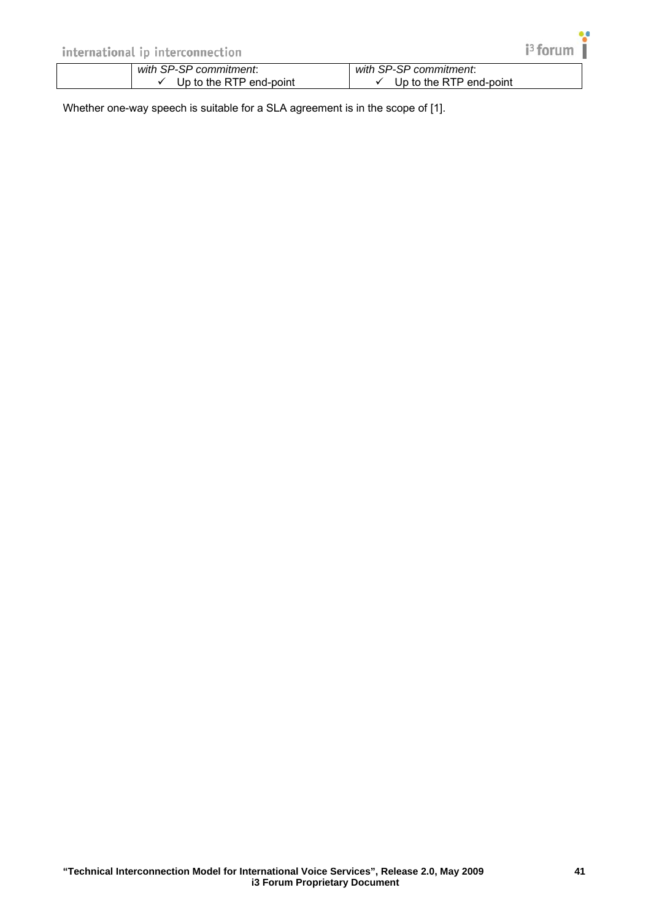| | | |
|---|---|---|
| | *with SP-SP commitment*:<br>✓ Up to the RTP end-point | *with SP-SP commitment*:<br>✓ Up to the RTP end-point |

Whether one-way speech is suitable for a SLA agreement is in the scope of [1].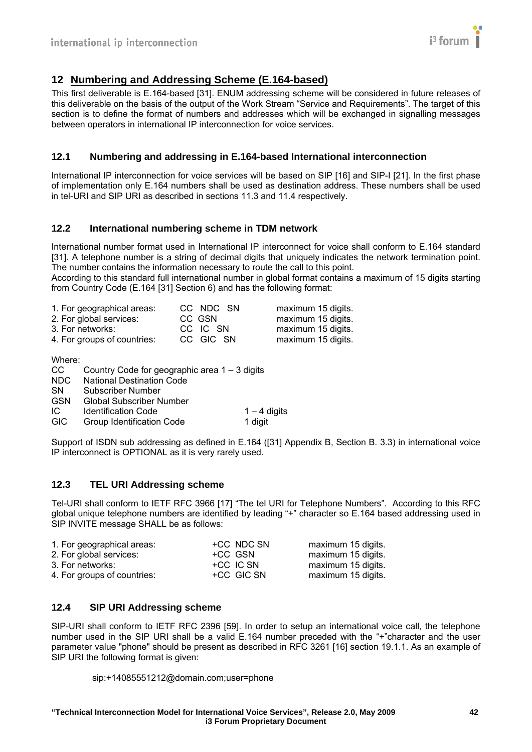## 12 Numbering and Addressing Scheme (E.164-based)

This first deliverable is E.164-based [31]. ENUM addressing scheme will be considered in future releases of this deliverable on the basis of the output of the Work Stream "Service and Requirements". The target of this section is to define the format of numbers and addresses which will be exchanged in signalling messages between operators in international IP interconnection for voice services.

### 12.1 Numbering and addressing in E.164-based International interconnection

International IP interconnection for voice services will be based on SIP [16] and SIP-I [21]. In the first phase of implementation only E.164 numbers shall be used as destination address. These numbers shall be used in tel-URI and SIP URI as described in sections 11.3 and 11.4 respectively.

### 12.2 International numbering scheme in TDM network

International number format used in International IP interconnect for voice shall conform to E.164 standard [31]. A telephone number is a string of decimal digits that uniquely indicates the network termination point. The number contains the information necessary to route the call to this point.
According to this standard full international number in global format contains a maximum of 15 digits starting from Country Code (E.164 [31] Section 6) and has the following format:

| | | |
|---|---|---|
| 1. For geographical areas: | CC NDC SN | maximum 15 digits. |
| 2. For global services: | CC GSN | maximum 15 digits. |
| 3. For networks: | CC IC SN | maximum 15 digits. |
| 4. For groups of countries: | CC GIC SN | maximum 15 digits. |

Where:

| | | |
|---|---|---|
| CC | Country Code for geographic area 1 – 3 digits | |
| NDC | National Destination Code | |
| SN | Subscriber Number | |
| GSN | Global Subscriber Number | |
| IC | Identification Code | 1 – 4 digits |
| GIC | Group Identification Code | 1 digit |

Support of ISDN sub addressing as defined in E.164 ([31] Appendix B, Section B. 3.3) in international voice IP interconnect is OPTIONAL as it is very rarely used.

### 12.3 TEL URI Addressing scheme

Tel-URI shall conform to IETF RFC 3966 [17] "The tel URI for Telephone Numbers". According to this RFC global unique telephone numbers are identified by leading "+" character so E.164 based addressing used in SIP INVITE message SHALL be as follows:

| | | |
|---|---|---|
| 1. For geographical areas: | +CC NDC SN | maximum 15 digits. |
| 2. For global services: | +CC GSN | maximum 15 digits. |
| 3. For networks: | +CC IC SN | maximum 15 digits. |
| 4. For groups of countries: | +CC GIC SN | maximum 15 digits. |

### 12.4 SIP URI Addressing scheme

SIP-URI shall conform to IETF RFC 2396 [59]. In order to setup an international voice call, the telephone number used in the SIP URI shall be a valid E.164 number preceded with the "+"character and the user parameter value "phone" should be present as described in RFC 3261 [16] section 19.1.1. As an example of SIP URI the following format is given:

```
sip:+14085551212@domain.com;user=phone
```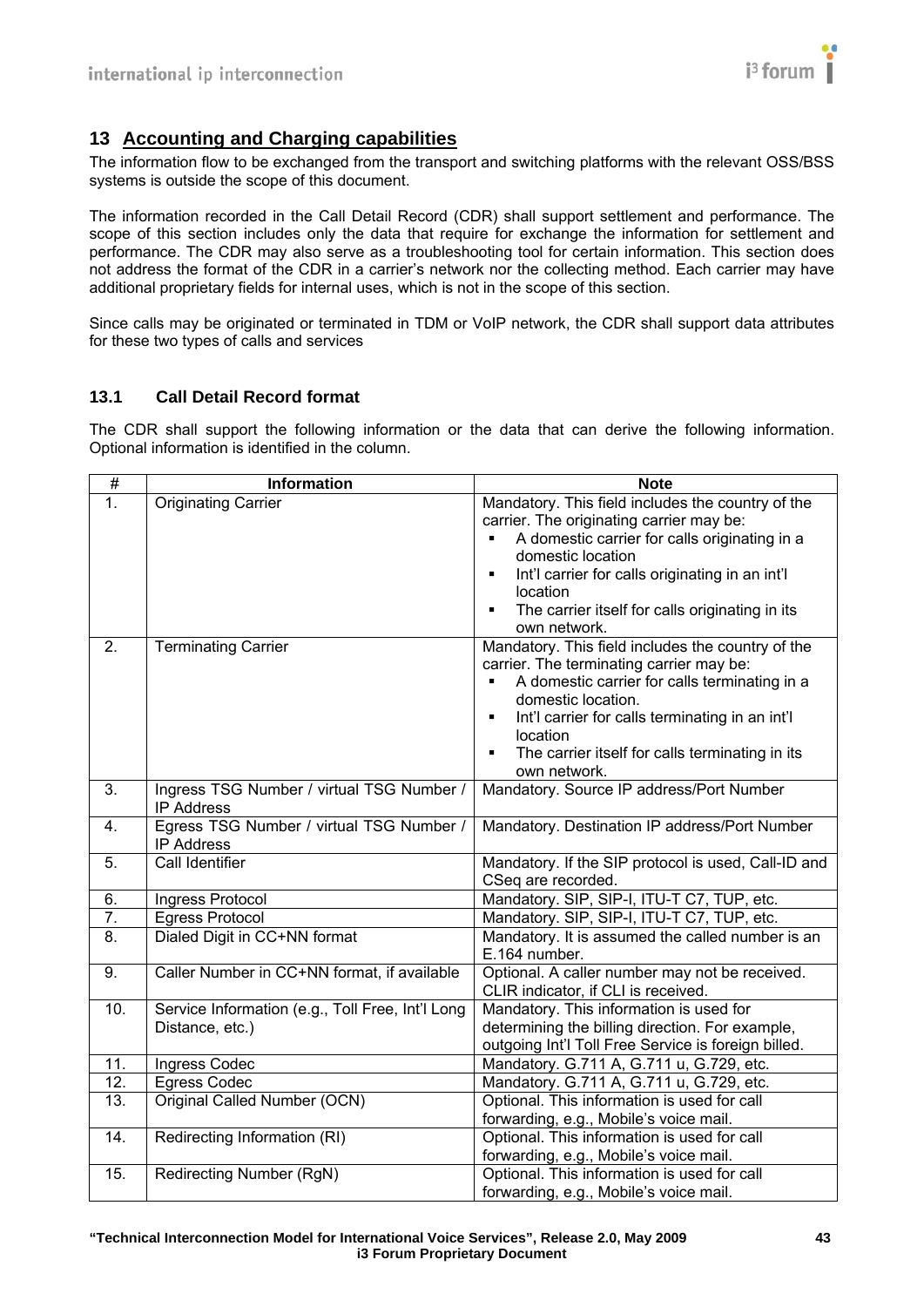## 13 Accounting and Charging capabilities

The information flow to be exchanged from the transport and switching platforms with the relevant OSS/BSS systems is outside the scope of this document.

The information recorded in the Call Detail Record (CDR) shall support settlement and performance. The scope of this section includes only the data that require for exchange the information for settlement and performance. The CDR may also serve as a troubleshooting tool for certain information. This section does not address the format of the CDR in a carrier's network nor the collecting method. Each carrier may have additional proprietary fields for internal uses, which is not in the scope of this section.

Since calls may be originated or terminated in TDM or VoIP network, the CDR shall support data attributes for these two types of calls and services

### 13.1 Call Detail Record format

The CDR shall support the following information or the data that can derive the following information. Optional information is identified in the column.

| # | Information | Note |
|---|---|---|
| 1. | Originating Carrier | Mandatory. This field includes the country of the carrier. The originating carrier may be:<br>▪ A domestic carrier for calls originating in a domestic location<br>▪ Int'l carrier for calls originating in an int'l location<br>▪ The carrier itself for calls originating in its own network. |
| 2. | Terminating Carrier | Mandatory. This field includes the country of the carrier. The terminating carrier may be:<br>▪ A domestic carrier for calls terminating in a domestic location.<br>▪ Int'l carrier for calls terminating in an int'l location<br>▪ The carrier itself for calls terminating in its own network. |
| 3. | Ingress TSG Number / virtual TSG Number / IP Address | Mandatory. Source IP address/Port Number |
| 4. | Egress TSG Number / virtual TSG Number / IP Address | Mandatory. Destination IP address/Port Number |
| 5. | Call Identifier | Mandatory. If the SIP protocol is used, Call-ID and CSeq are recorded. |
| 6. | Ingress Protocol | Mandatory. SIP, SIP-I, ITU-T C7, TUP, etc. |
| 7. | Egress Protocol | Mandatory. SIP, SIP-I, ITU-T C7, TUP, etc. |
| 8. | Dialed Digit in CC+NN format | Mandatory. It is assumed the called number is an E.164 number. |
| 9. | Caller Number in CC+NN format, if available | Optional. A caller number may not be received. CLIR indicator, if CLI is received. |
| 10. | Service Information (e.g., Toll Free, Int'l Long Distance, etc.) | Mandatory. This information is used for determining the billing direction. For example, outgoing Int'l Toll Free Service is foreign billed. |
| 11. | Ingress Codec | Mandatory. G.711 A, G.711 u, G.729, etc. |
| 12. | Egress Codec | Mandatory. G.711 A, G.711 u, G.729, etc. |
| 13. | Original Called Number (OCN) | Optional. This information is used for call forwarding, e.g., Mobile's voice mail. |
| 14. | Redirecting Information (RI) | Optional. This information is used for call forwarding, e.g., Mobile's voice mail. |
| 15. | Redirecting Number (RgN) | Optional. This information is used for call forwarding, e.g., Mobile's voice mail. |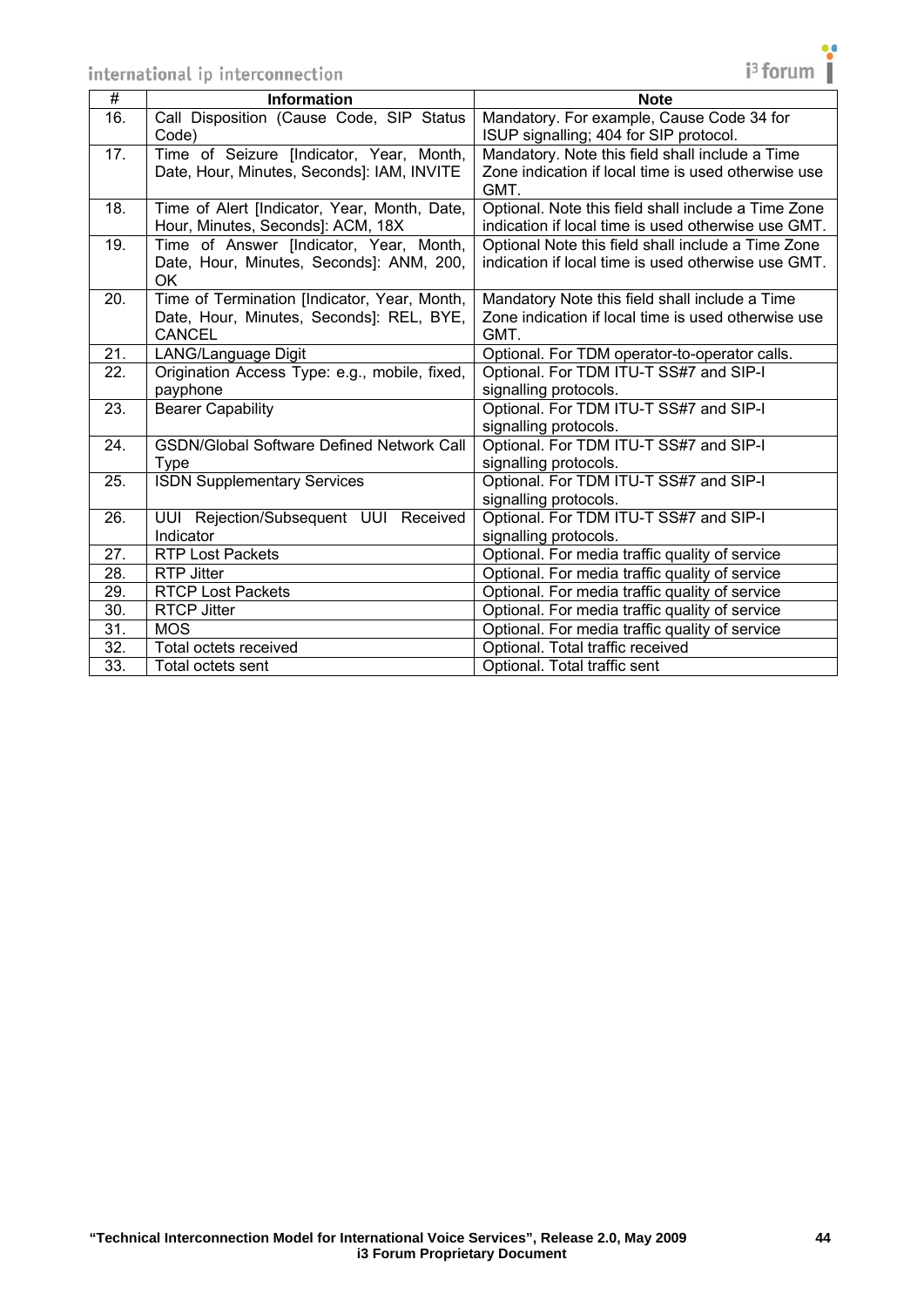| # | Information | Note |
|---|---|---|
| 16. | Call Disposition (Cause Code, SIP Status Code) | Mandatory. For example, Cause Code 34 for ISUP signalling; 404 for SIP protocol. |
| 17. | Time of Seizure [Indicator, Year, Month, Date, Hour, Minutes, Seconds]: IAM, INVITE | Mandatory. Note this field shall include a Time Zone indication if local time is used otherwise use GMT. |
| 18. | Time of Alert [Indicator, Year, Month, Date, Hour, Minutes, Seconds]: ACM, 18X | Optional. Note this field shall include a Time Zone indication if local time is used otherwise use GMT. |
| 19. | Time of Answer [Indicator, Year, Month, Date, Hour, Minutes, Seconds]: ANM, 200, OK | Optional Note this field shall include a Time Zone indication if local time is used otherwise use GMT. |
| 20. | Time of Termination [Indicator, Year, Month, Date, Hour, Minutes, Seconds]: REL, BYE, CANCEL | Mandatory Note this field shall include a Time Zone indication if local time is used otherwise use GMT. |
| 21. | LANG/Language Digit | Optional. For TDM operator-to-operator calls. |
| 22. | Origination Access Type: e.g., mobile, fixed, payphone | Optional. For TDM ITU-T SS#7 and SIP-I signalling protocols. |
| 23. | Bearer Capability | Optional. For TDM ITU-T SS#7 and SIP-I signalling protocols. |
| 24. | GSDN/Global Software Defined Network Call Type | Optional. For TDM ITU-T SS#7 and SIP-I signalling protocols. |
| 25. | ISDN Supplementary Services | Optional. For TDM ITU-T SS#7 and SIP-I signalling protocols. |
| 26. | UUI Rejection/Subsequent UUI Received Indicator | Optional. For TDM ITU-T SS#7 and SIP-I signalling protocols. |
| 27. | RTP Lost Packets | Optional. For media traffic quality of service |
| 28. | RTP Jitter | Optional. For media traffic quality of service |
| 29. | RTCP Lost Packets | Optional. For media traffic quality of service |
| 30. | RTCP Jitter | Optional. For media traffic quality of service |
| 31. | MOS | Optional. For media traffic quality of service |
| 32. | Total octets received | Optional. Total traffic received |
| 33. | Total octets sent | Optional. Total traffic sent |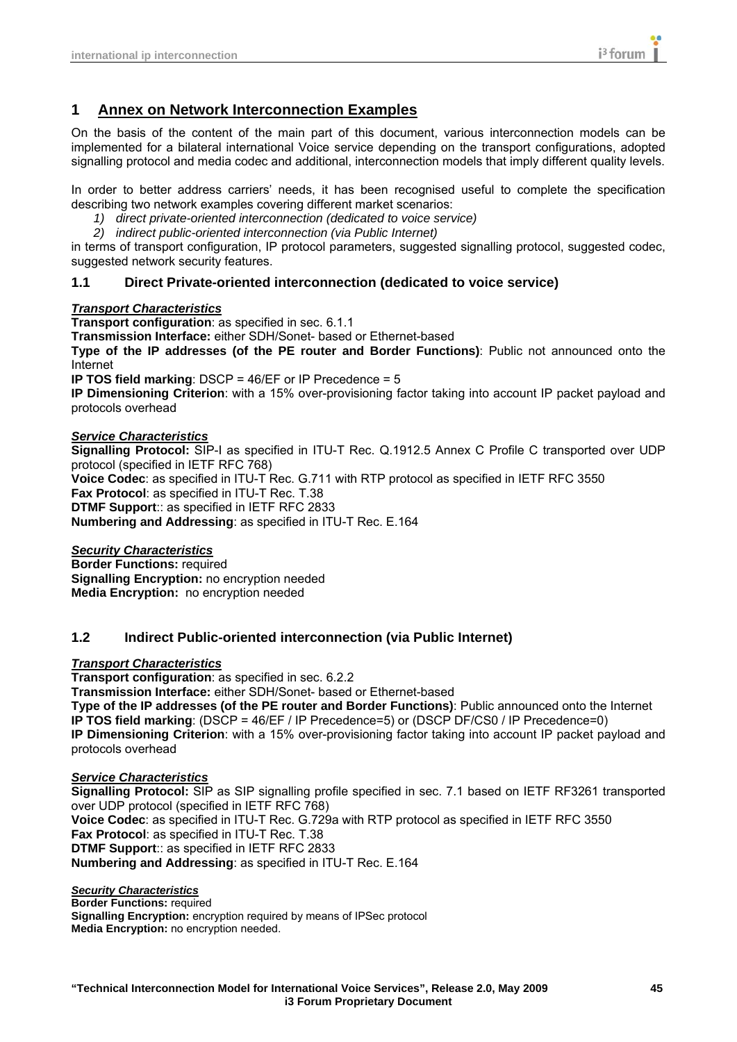# 1 Annex on Network Interconnection Examples

On the basis of the content of the main part of this document, various interconnection models can be implemented for a bilateral international Voice service depending on the transport configurations, adopted signalling protocol and media codec and additional, interconnection models that imply different quality levels.

In order to better address carriers' needs, it has been recognised useful to complete the specification describing two network examples covering different market scenarios:

1) *direct private-oriented interconnection (dedicated to voice service)*
2) *indirect public-oriented interconnection (via Public Internet)*

in terms of transport configuration, IP protocol parameters, suggested signalling protocol, suggested codec, suggested network security features.

## 1.1 Direct Private-oriented interconnection (dedicated to voice service)

***Transport Characteristics***

**Transport configuration**: as specified in sec. 6.1.1
**Transmission Interface:** either SDH/Sonet- based or Ethernet-based
**Type of the IP addresses (of the PE router and Border Functions)**: Public not announced onto the Internet
**IP TOS field marking**: DSCP = 46/EF or IP Precedence = 5
**IP Dimensioning Criterion**: with a 15% over-provisioning factor taking into account IP packet payload and protocols overhead

***Service Characteristics***

**Signalling Protocol:** SIP-I as specified in ITU-T Rec. Q.1912.5 Annex C Profile C transported over UDP protocol (specified in IETF RFC 768)
**Voice Codec**: as specified in ITU-T Rec. G.711 with RTP protocol as specified in IETF RFC 3550
**Fax Protocol**: as specified in ITU-T Rec. T.38
**DTMF Support**:: as specified in IETF RFC 2833
**Numbering and Addressing**: as specified in ITU-T Rec. E.164

***Security Characteristics***

**Border Functions:** required
**Signalling Encryption:** no encryption needed
**Media Encryption:** no encryption needed

## 1.2 Indirect Public-oriented interconnection (via Public Internet)

***Transport Characteristics***

**Transport configuration**: as specified in sec. 6.2.2
**Transmission Interface:** either SDH/Sonet- based or Ethernet-based
**Type of the IP addresses (of the PE router and Border Functions)**: Public announced onto the Internet
**IP TOS field marking**: (DSCP = 46/EF / IP Precedence=5) or (DSCP DF/CS0 / IP Precedence=0)
**IP Dimensioning Criterion**: with a 15% over-provisioning factor taking into account IP packet payload and protocols overhead

***Service Characteristics***

**Signalling Protocol:** SIP as SIP signalling profile specified in sec. 7.1 based on IETF RF3261 transported over UDP protocol (specified in IETF RFC 768)
**Voice Codec**: as specified in ITU-T Rec. G.729a with RTP protocol as specified in IETF RFC 3550
**Fax Protocol**: as specified in ITU-T Rec. T.38
**DTMF Support**:: as specified in IETF RFC 2833
**Numbering and Addressing**: as specified in ITU-T Rec. E.164

***Security Characteristics***

**Border Functions:** required
**Signalling Encryption:** encryption required by means of IPSec protocol
**Media Encryption:** no encryption needed.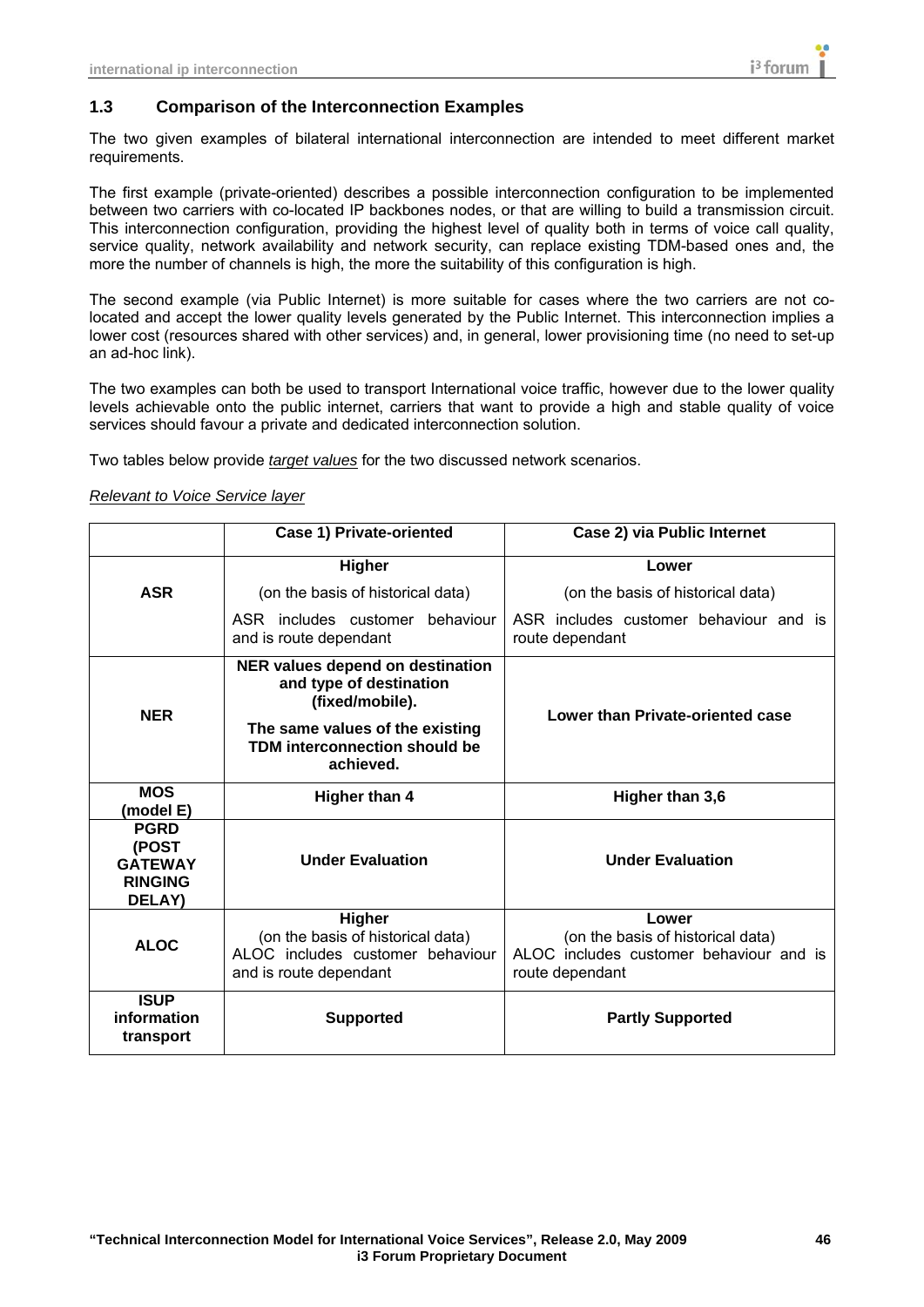## 1.3 Comparison of the Interconnection Examples

The two given examples of bilateral international interconnection are intended to meet different market requirements.

The first example (private-oriented) describes a possible interconnection configuration to be implemented between two carriers with co-located IP backbones nodes, or that are willing to build a transmission circuit. This interconnection configuration, providing the highest level of quality both in terms of voice call quality, service quality, network availability and network security, can replace existing TDM-based ones and, the more the number of channels is high, the more the suitability of this configuration is high.

The second example (via Public Internet) is more suitable for cases where the two carriers are not co-located and accept the lower quality levels generated by the Public Internet. This interconnection implies a lower cost (resources shared with other services) and, in general, lower provisioning time (no need to set-up an ad-hoc link).

The two examples can both be used to transport International voice traffic, however due to the lower quality levels achievable onto the public internet, carriers that want to provide a high and stable quality of voice services should favour a private and dedicated interconnection solution.

Two tables below provide *target values* for the two discussed network scenarios.

*Relevant to Voice Service layer*

| | **Case 1) Private-oriented** | **Case 2) via Public Internet** |
|---|---|---|
| **ASR** | **Higher**<br>(on the basis of historical data)<br>ASR includes customer behaviour and is route dependant | **Lower**<br>(on the basis of historical data)<br>ASR includes customer behaviour and is route dependant |
| **NER** | **NER values depend on destination and type of destination (fixed/mobile).**<br>**The same values of the existing TDM interconnection should be achieved.** | **Lower than Private-oriented case** |
| **MOS (model E)** | **Higher than 4** | **Higher than 3,6** |
| **PGRD (POST GATEWAY RINGING DELAY)** | **Under Evaluation** | **Under Evaluation** |
| **ALOC** | **Higher**<br>(on the basis of historical data)<br>ALOC includes customer behaviour and is route dependant | **Lower**<br>(on the basis of historical data)<br>ALOC includes customer behaviour and is route dependant |
| **ISUP information transport** | **Supported** | **Partly Supported** |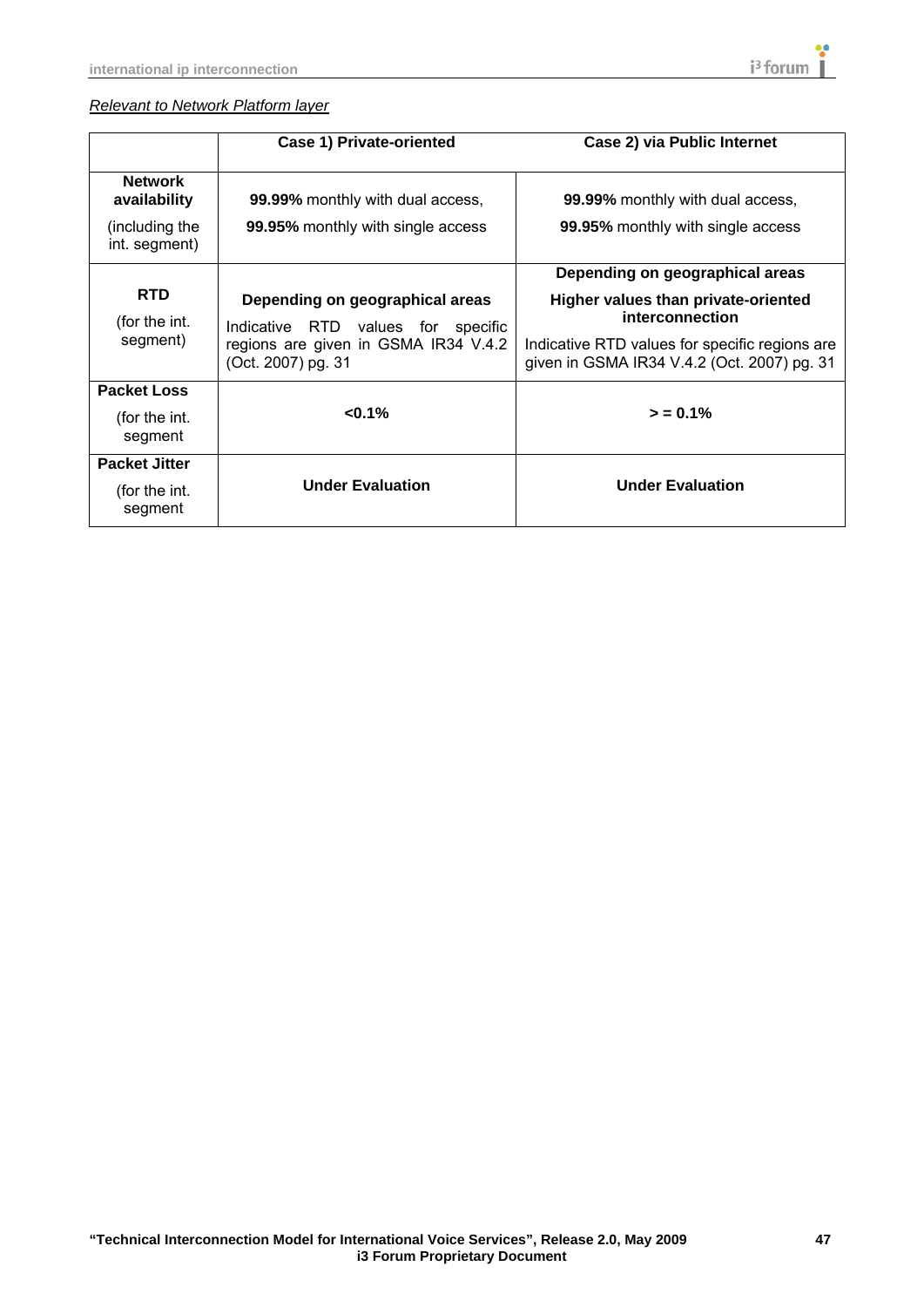*Relevant to Network Platform layer*

| | Case 1) Private-oriented | Case 2) via Public Internet |
|---|---|---|
| **Network availability** (including the int. segment) | **99.99%** monthly with dual access, **99.95%** monthly with single access | **99.99%** monthly with dual access, **99.95%** monthly with single access |
| **RTD** (for the int. segment) | **Depending on geographical areas** Indicative RTD values for specific regions are given in GSMA IR34 V.4.2 (Oct. 2007) pg. 31 | **Depending on geographical areas** **Higher values than private-oriented interconnection** Indicative RTD values for specific regions are given in GSMA IR34 V.4.2 (Oct. 2007) pg. 31 |
| **Packet Loss** (for the int. segment | **<0.1%** | **> = 0.1%** |
| **Packet Jitter** (for the int. segment | **Under Evaluation** | **Under Evaluation** |